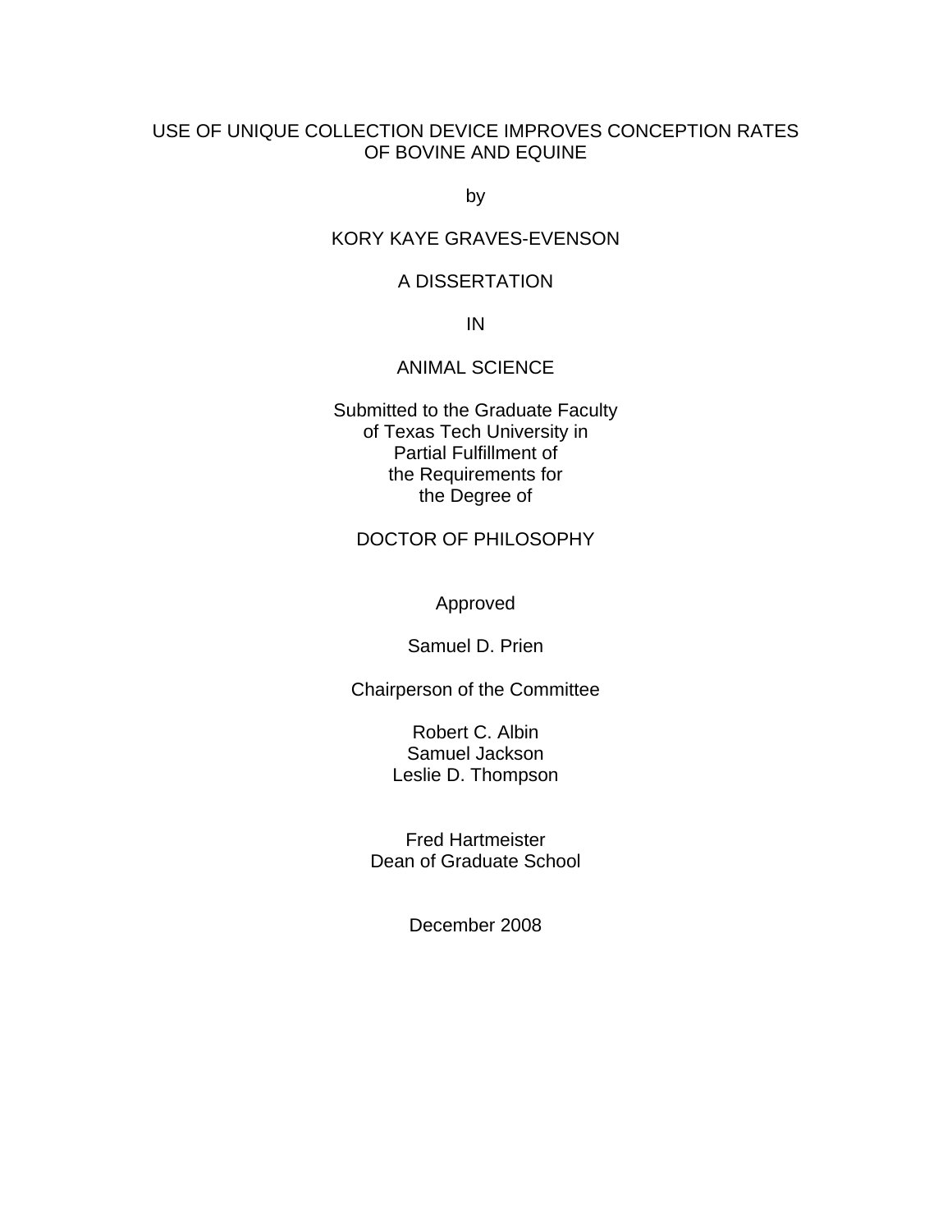# USE OF UNIQUE COLLECTION DEVICE IMPROVES CONCEPTION RATES OF BOVINE AND EQUINE

by

KORY KAYE GRAVES-EVENSON

A DISSERTATION

IN

ANIMAL SCIENCE

Submitted to the Graduate Faculty
of Texas Tech University in
Partial Fulfillment of
the Requirements for
the Degree of

DOCTOR OF PHILOSOPHY

Approved

Samuel D. Prien

Chairperson of the Committee

Robert C. Albin
Samuel Jackson
Leslie D. Thompson

Fred Hartmeister
Dean of Graduate School

December 2008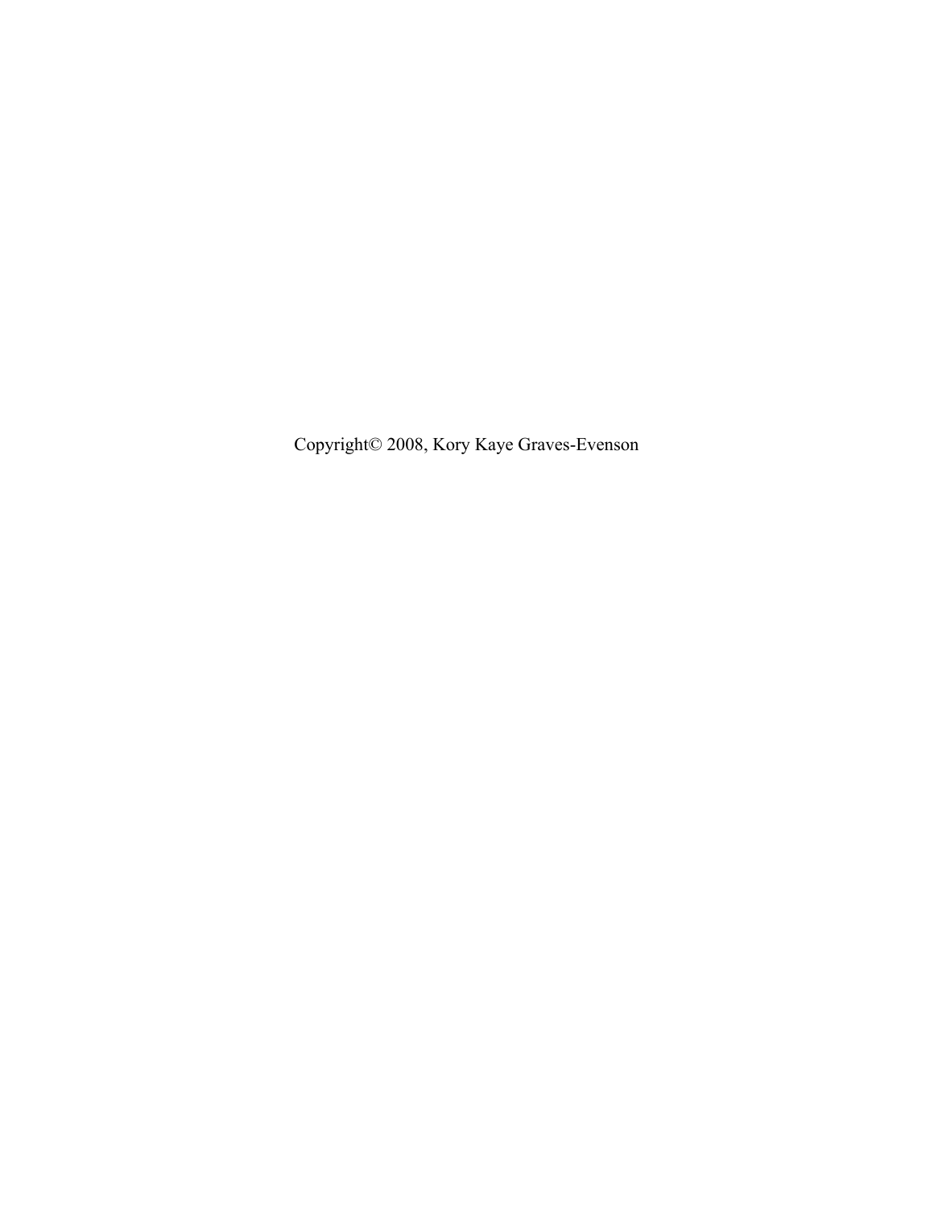Copyright© 2008, Kory Kaye Graves-Evenson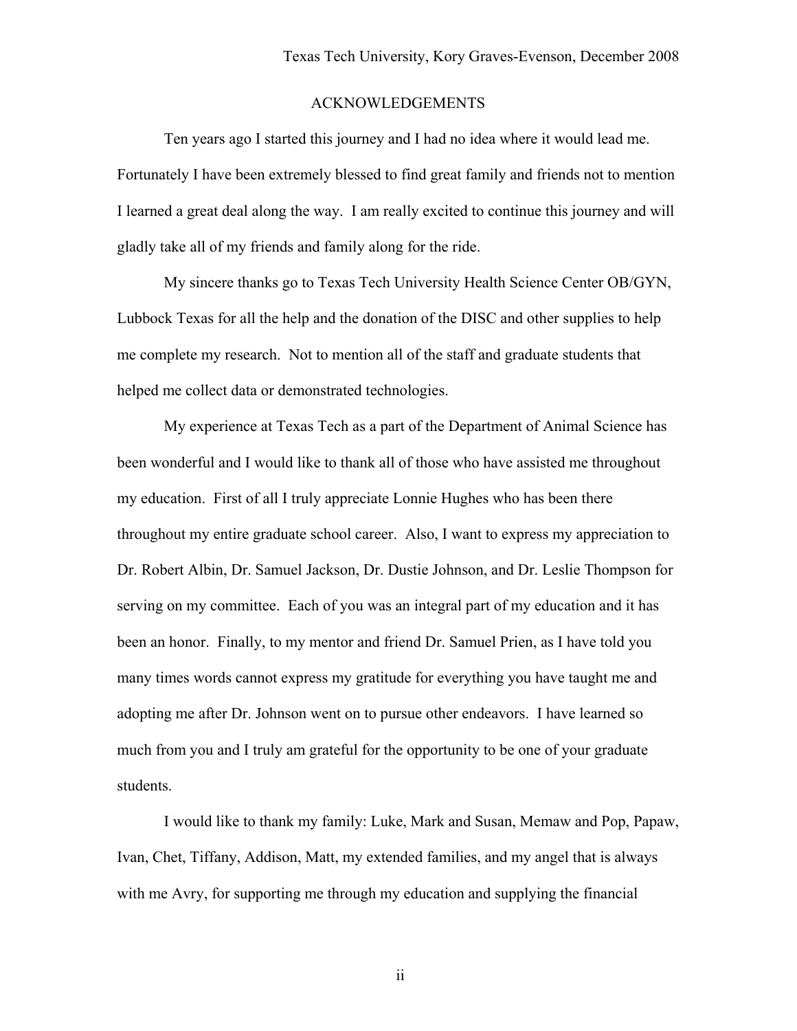# ACKNOWLEDGEMENTS

Ten years ago I started this journey and I had no idea where it would lead me. Fortunately I have been extremely blessed to find great family and friends not to mention I learned a great deal along the way. I am really excited to continue this journey and will gladly take all of my friends and family along for the ride.

My sincere thanks go to Texas Tech University Health Science Center OB/GYN, Lubbock Texas for all the help and the donation of the DISC and other supplies to help me complete my research. Not to mention all of the staff and graduate students that helped me collect data or demonstrated technologies.

My experience at Texas Tech as a part of the Department of Animal Science has been wonderful and I would like to thank all of those who have assisted me throughout my education. First of all I truly appreciate Lonnie Hughes who has been there throughout my entire graduate school career. Also, I want to express my appreciation to Dr. Robert Albin, Dr. Samuel Jackson, Dr. Dustie Johnson, and Dr. Leslie Thompson for serving on my committee. Each of you was an integral part of my education and it has been an honor. Finally, to my mentor and friend Dr. Samuel Prien, as I have told you many times words cannot express my gratitude for everything you have taught me and adopting me after Dr. Johnson went on to pursue other endeavors. I have learned so much from you and I truly am grateful for the opportunity to be one of your graduate students.

I would like to thank my family: Luke, Mark and Susan, Memaw and Pop, Papaw, Ivan, Chet, Tiffany, Addison, Matt, my extended families, and my angel that is always with me Avry, for supporting me through my education and supplying the financial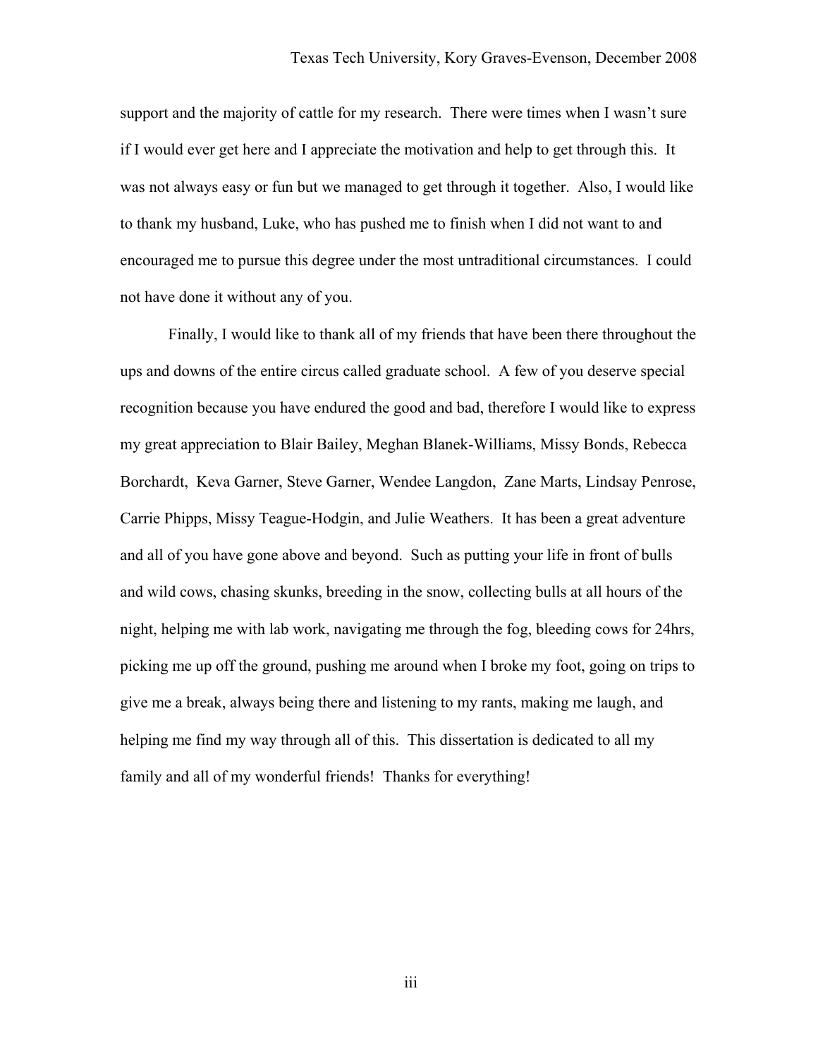support and the majority of cattle for my research. There were times when I wasn't sure if I would ever get here and I appreciate the motivation and help to get through this. It was not always easy or fun but we managed to get through it together. Also, I would like to thank my husband, Luke, who has pushed me to finish when I did not want to and encouraged me to pursue this degree under the most untraditional circumstances. I could not have done it without any of you.

Finally, I would like to thank all of my friends that have been there throughout the ups and downs of the entire circus called graduate school. A few of you deserve special recognition because you have endured the good and bad, therefore I would like to express my great appreciation to Blair Bailey, Meghan Blanek-Williams, Missy Bonds, Rebecca Borchardt, Keva Garner, Steve Garner, Wendee Langdon, Zane Marts, Lindsay Penrose, Carrie Phipps, Missy Teague-Hodgin, and Julie Weathers. It has been a great adventure and all of you have gone above and beyond. Such as putting your life in front of bulls and wild cows, chasing skunks, breeding in the snow, collecting bulls at all hours of the night, helping me with lab work, navigating me through the fog, bleeding cows for 24hrs, picking me up off the ground, pushing me around when I broke my foot, going on trips to give me a break, always being there and listening to my rants, making me laugh, and helping me find my way through all of this. This dissertation is dedicated to all my family and all of my wonderful friends! Thanks for everything!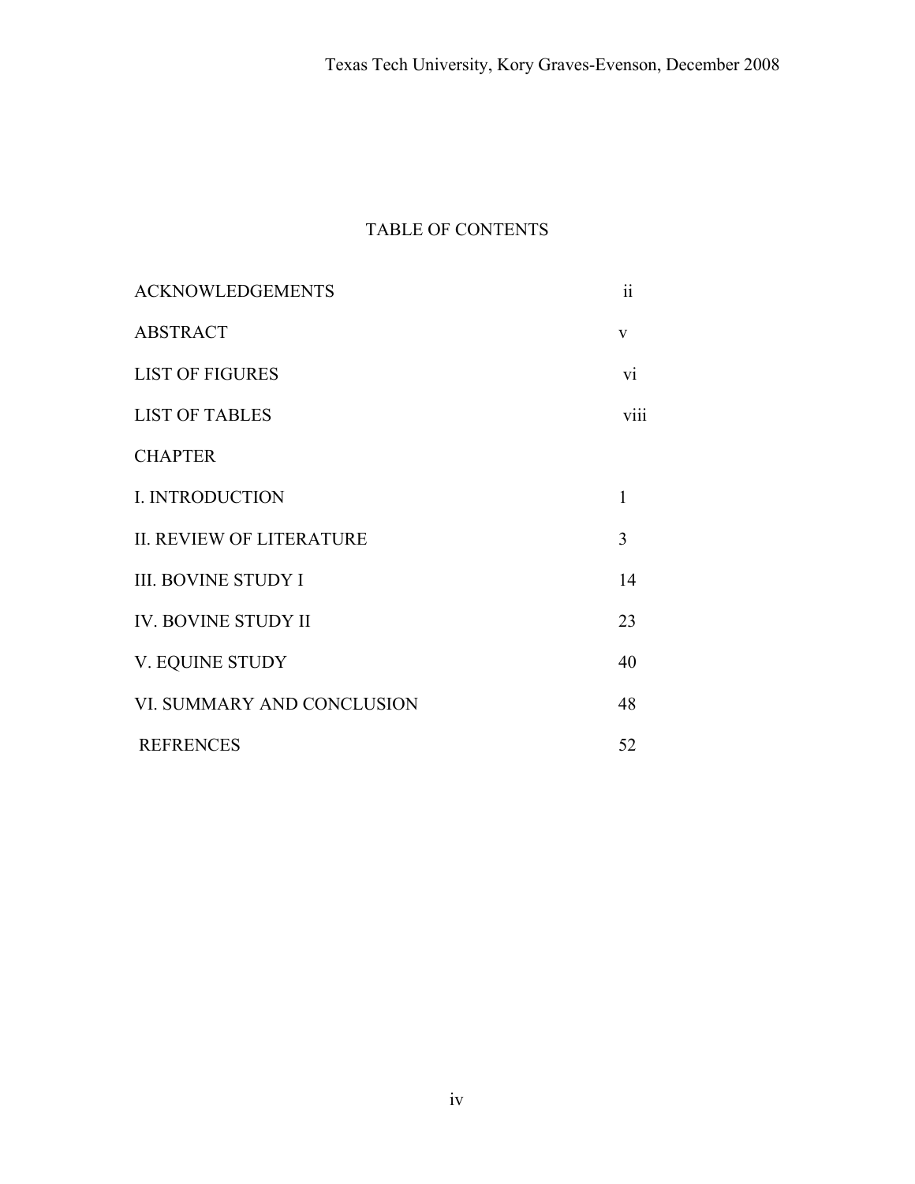# TABLE OF CONTENTS

| | |
|---|---|
| ACKNOWLEDGEMENTS | ii |
| ABSTRACT | v |
| LIST OF FIGURES | vi |
| LIST OF TABLES | viii |
| CHAPTER | |
| I. INTRODUCTION | 1 |
| II. REVIEW OF LITERATURE | 3 |
| III. BOVINE STUDY I | 14 |
| IV. BOVINE STUDY II | 23 |
| V. EQUINE STUDY | 40 |
| VI. SUMMARY AND CONCLUSION | 48 |
| REFRENCES | 52 |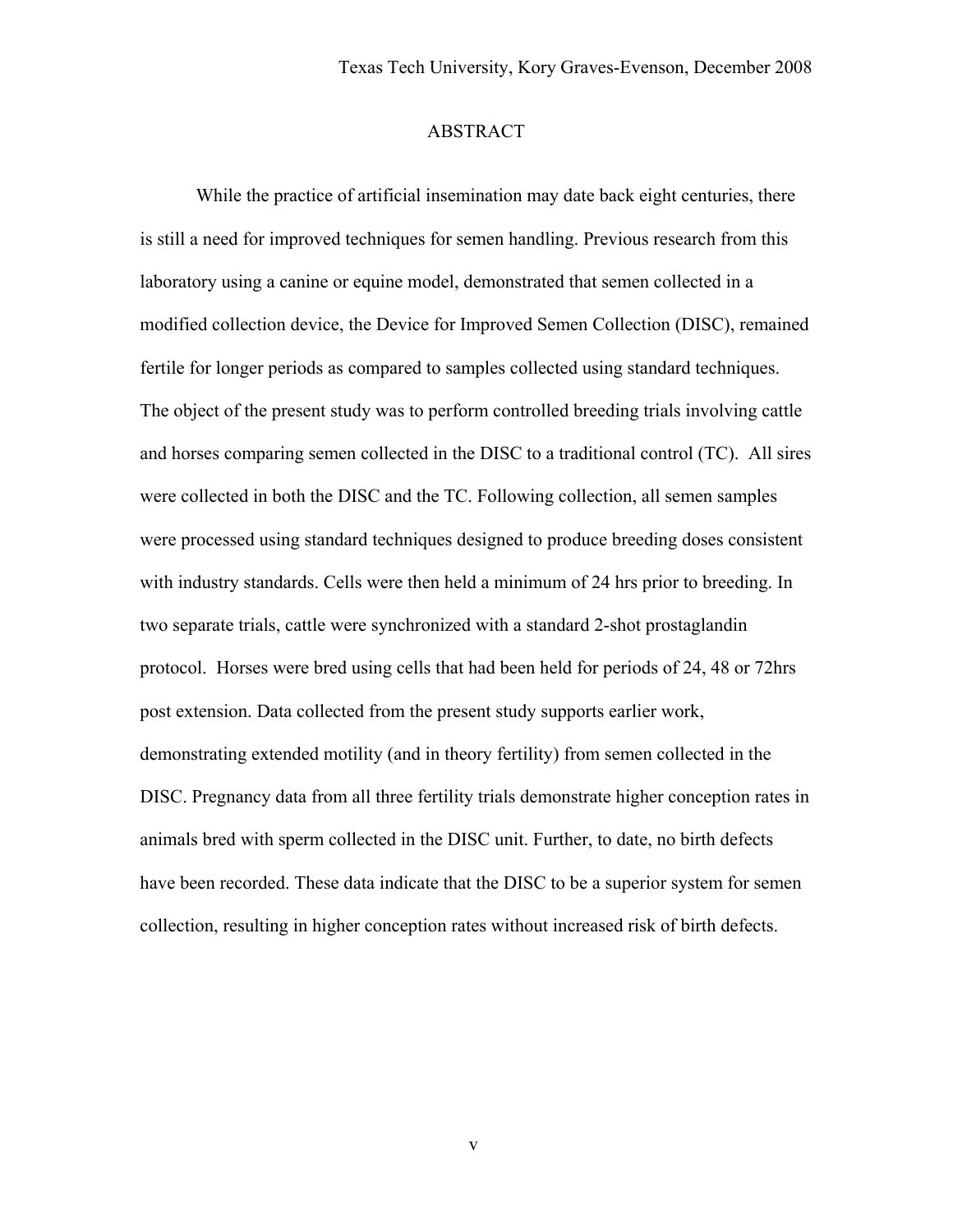# ABSTRACT

While the practice of artificial insemination may date back eight centuries, there is still a need for improved techniques for semen handling. Previous research from this laboratory using a canine or equine model, demonstrated that semen collected in a modified collection device, the Device for Improved Semen Collection (DISC), remained fertile for longer periods as compared to samples collected using standard techniques. The object of the present study was to perform controlled breeding trials involving cattle and horses comparing semen collected in the DISC to a traditional control (TC). All sires were collected in both the DISC and the TC. Following collection, all semen samples were processed using standard techniques designed to produce breeding doses consistent with industry standards. Cells were then held a minimum of 24 hrs prior to breeding. In two separate trials, cattle were synchronized with a standard 2-shot prostaglandin protocol. Horses were bred using cells that had been held for periods of 24, 48 or 72hrs post extension. Data collected from the present study supports earlier work, demonstrating extended motility (and in theory fertility) from semen collected in the DISC. Pregnancy data from all three fertility trials demonstrate higher conception rates in animals bred with sperm collected in the DISC unit. Further, to date, no birth defects have been recorded. These data indicate that the DISC to be a superior system for semen collection, resulting in higher conception rates without increased risk of birth defects.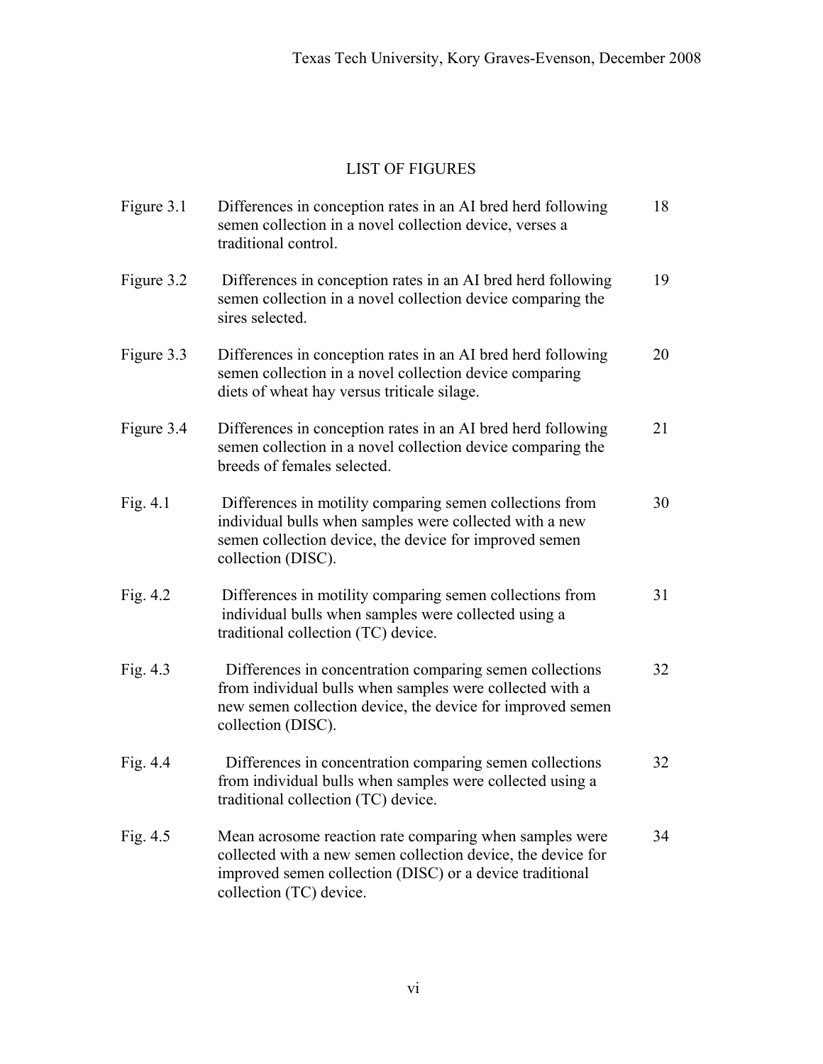# LIST OF FIGURES

| | | |
|---|---|---|
| Figure 3.1 | Differences in conception rates in an AI bred herd following semen collection in a novel collection device, verses a traditional control. | 18 |
| Figure 3.2 | Differences in conception rates in an AI bred herd following semen collection in a novel collection device comparing the sires selected. | 19 |
| Figure 3.3 | Differences in conception rates in an AI bred herd following semen collection in a novel collection device comparing diets of wheat hay versus triticale silage. | 20 |
| Figure 3.4 | Differences in conception rates in an AI bred herd following semen collection in a novel collection device comparing the breeds of females selected. | 21 |
| Fig. 4.1 | Differences in motility comparing semen collections from individual bulls when samples were collected with a new semen collection device, the device for improved semen collection (DISC). | 30 |
| Fig. 4.2 | Differences in motility comparing semen collections from individual bulls when samples were collected using a traditional collection (TC) device. | 31 |
| Fig. 4.3 | Differences in concentration comparing semen collections from individual bulls when samples were collected with a new semen collection device, the device for improved semen collection (DISC). | 32 |
| Fig. 4.4 | Differences in concentration comparing semen collections from individual bulls when samples were collected using a traditional collection (TC) device. | 32 |
| Fig. 4.5 | Mean acrosome reaction rate comparing when samples were collected with a new semen collection device, the device for improved semen collection (DISC) or a device traditional collection (TC) device. | 34 |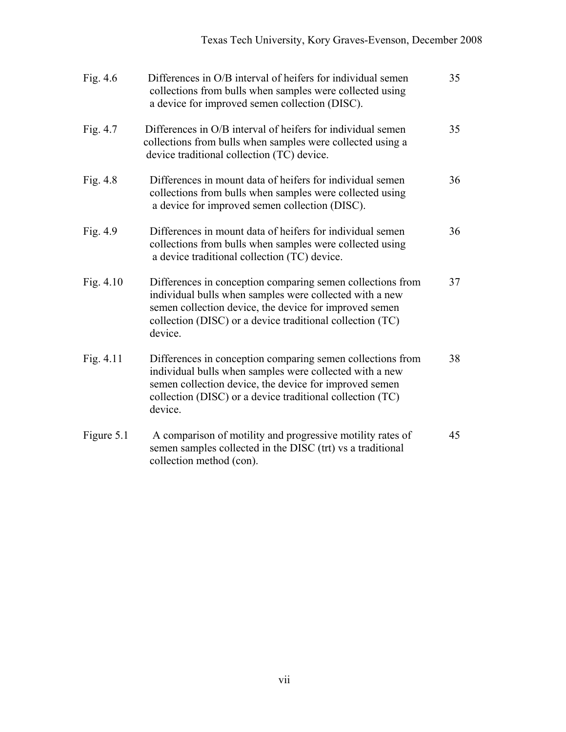| | | |
|---|---|---|
| Fig. 4.6 | Differences in O/B interval of heifers for individual semen collections from bulls when samples were collected using a device for improved semen collection (DISC). | 35 |
| Fig. 4.7 | Differences in O/B interval of heifers for individual semen collections from bulls when samples were collected using a device traditional collection (TC) device. | 35 |
| Fig. 4.8 | Differences in mount data of heifers for individual semen collections from bulls when samples were collected using a device for improved semen collection (DISC). | 36 |
| Fig. 4.9 | Differences in mount data of heifers for individual semen collections from bulls when samples were collected using a device traditional collection (TC) device. | 36 |
| Fig. 4.10 | Differences in conception comparing semen collections from individual bulls when samples were collected with a new semen collection device, the device for improved semen collection (DISC) or a device traditional collection (TC) device. | 37 |
| Fig. 4.11 | Differences in conception comparing semen collections from individual bulls when samples were collected with a new semen collection device, the device for improved semen collection (DISC) or a device traditional collection (TC) device. | 38 |
| Figure 5.1 | A comparison of motility and progressive motility rates of semen samples collected in the DISC (trt) vs a traditional collection method (con). | 45 |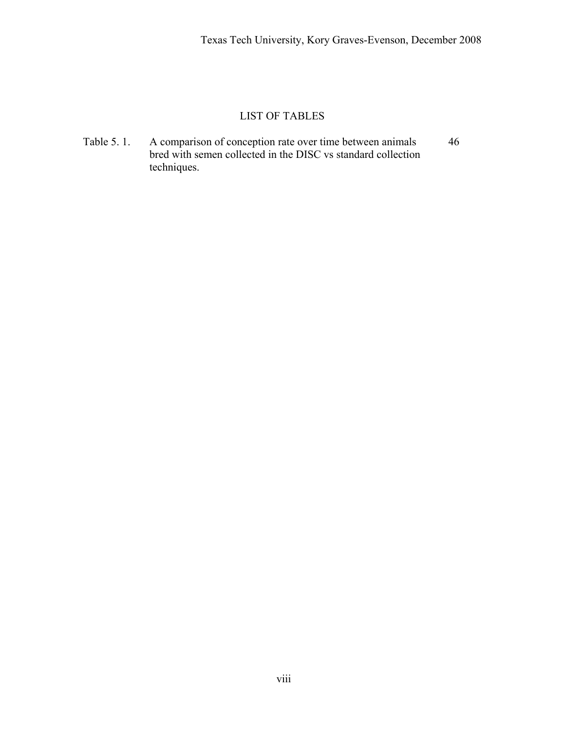# LIST OF TABLES

Table 5. 1. A comparison of conception rate over time between animals bred with semen collected in the DISC vs standard collection techniques. 46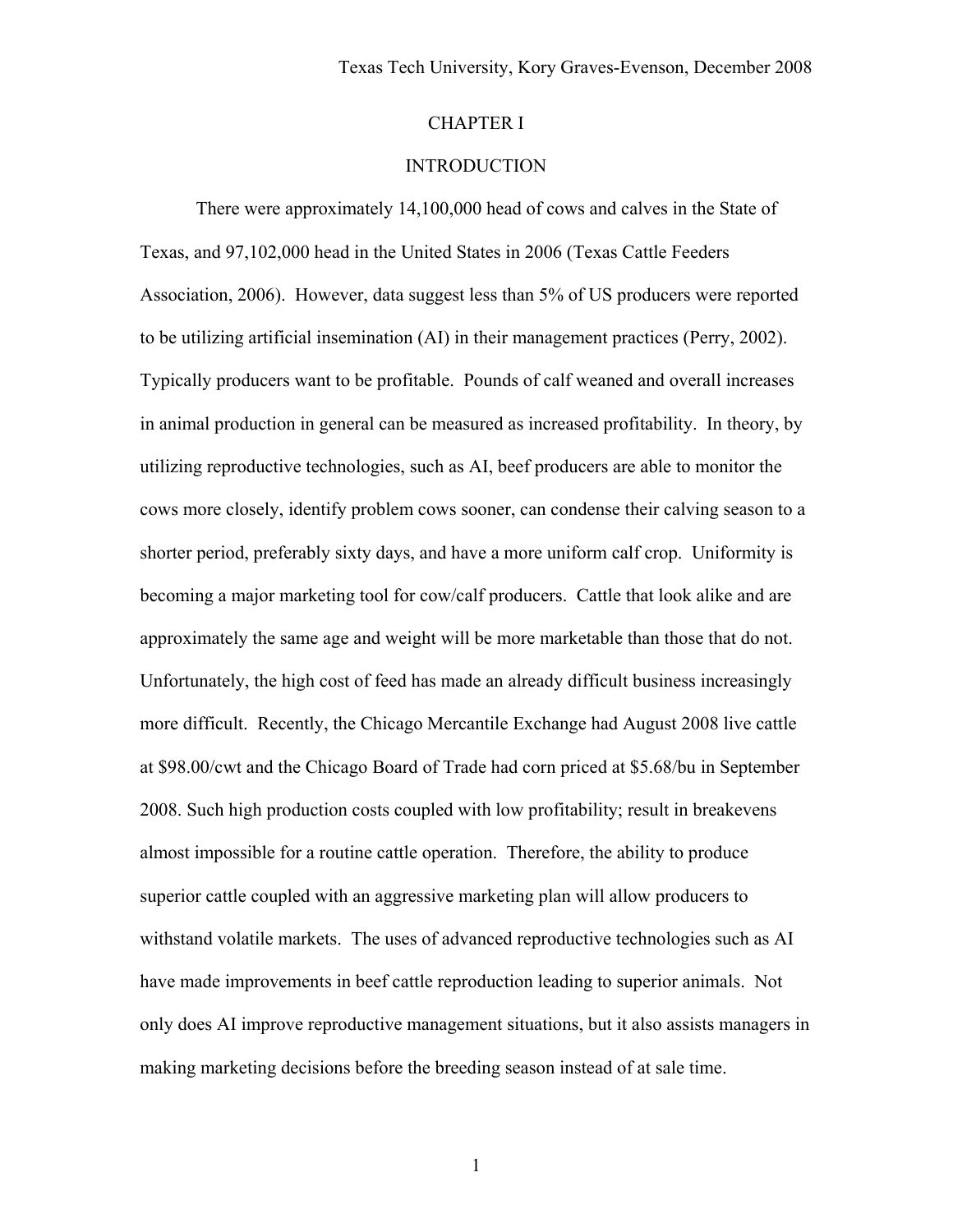# CHAPTER I

## INTRODUCTION

There were approximately 14,100,000 head of cows and calves in the State of Texas, and 97,102,000 head in the United States in 2006 (Texas Cattle Feeders Association, 2006). However, data suggest less than 5% of US producers were reported to be utilizing artificial insemination (AI) in their management practices (Perry, 2002). Typically producers want to be profitable. Pounds of calf weaned and overall increases in animal production in general can be measured as increased profitability. In theory, by utilizing reproductive technologies, such as AI, beef producers are able to monitor the cows more closely, identify problem cows sooner, can condense their calving season to a shorter period, preferably sixty days, and have a more uniform calf crop. Uniformity is becoming a major marketing tool for cow/calf producers. Cattle that look alike and are approximately the same age and weight will be more marketable than those that do not. Unfortunately, the high cost of feed has made an already difficult business increasingly more difficult. Recently, the Chicago Mercantile Exchange had August 2008 live cattle at $98.00/cwt and the Chicago Board of Trade had corn priced at $5.68/bu in September 2008. Such high production costs coupled with low profitability; result in breakevens almost impossible for a routine cattle operation. Therefore, the ability to produce superior cattle coupled with an aggressive marketing plan will allow producers to withstand volatile markets. The uses of advanced reproductive technologies such as AI have made improvements in beef cattle reproduction leading to superior animals. Not only does AI improve reproductive management situations, but it also assists managers in making marketing decisions before the breeding season instead of at sale time.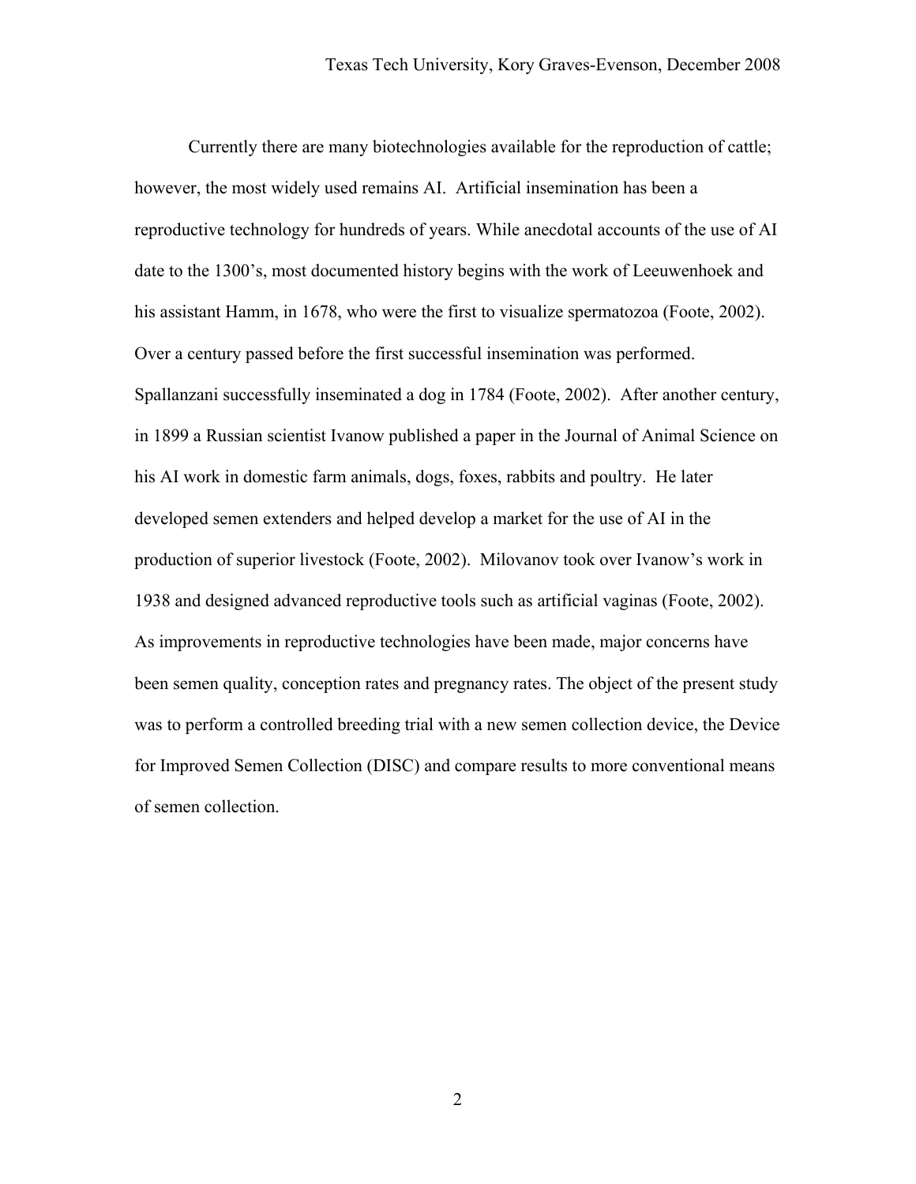Currently there are many biotechnologies available for the reproduction of cattle; however, the most widely used remains AI. Artificial insemination has been a reproductive technology for hundreds of years. While anecdotal accounts of the use of AI date to the 1300's, most documented history begins with the work of Leeuwenhoek and his assistant Hamm, in 1678, who were the first to visualize spermatozoa (Foote, 2002). Over a century passed before the first successful insemination was performed. Spallanzani successfully inseminated a dog in 1784 (Foote, 2002). After another century, in 1899 a Russian scientist Ivanow published a paper in the Journal of Animal Science on his AI work in domestic farm animals, dogs, foxes, rabbits and poultry. He later developed semen extenders and helped develop a market for the use of AI in the production of superior livestock (Foote, 2002). Milovanov took over Ivanow's work in 1938 and designed advanced reproductive tools such as artificial vaginas (Foote, 2002). As improvements in reproductive technologies have been made, major concerns have been semen quality, conception rates and pregnancy rates. The object of the present study was to perform a controlled breeding trial with a new semen collection device, the Device for Improved Semen Collection (DISC) and compare results to more conventional means of semen collection.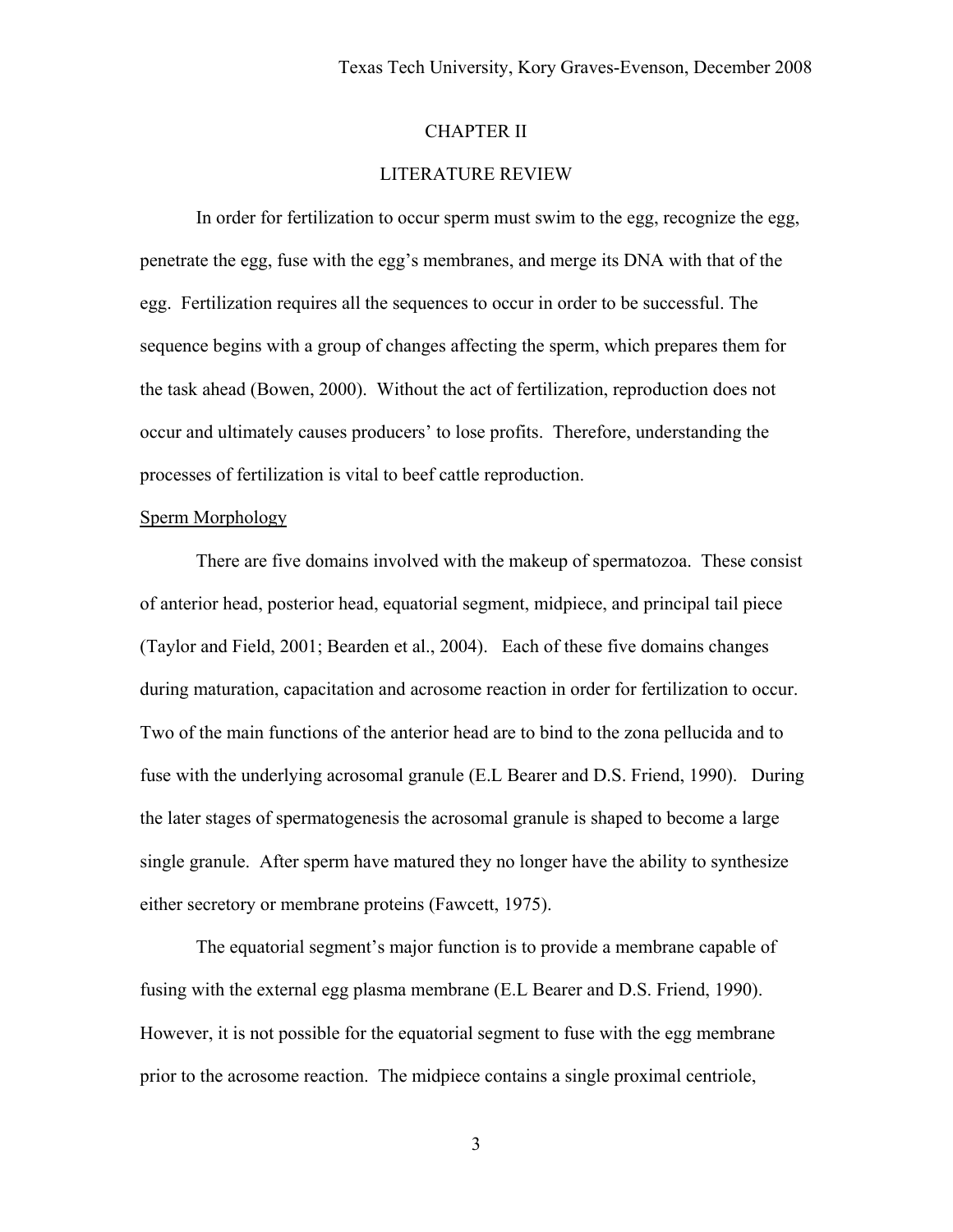# CHAPTER II

# LITERATURE REVIEW

In order for fertilization to occur sperm must swim to the egg, recognize the egg, penetrate the egg, fuse with the egg's membranes, and merge its DNA with that of the egg. Fertilization requires all the sequences to occur in order to be successful. The sequence begins with a group of changes affecting the sperm, which prepares them for the task ahead (Bowen, 2000). Without the act of fertilization, reproduction does not occur and ultimately causes producers' to lose profits. Therefore, understanding the processes of fertilization is vital to beef cattle reproduction.

## Sperm Morphology

There are five domains involved with the makeup of spermatozoa. These consist of anterior head, posterior head, equatorial segment, midpiece, and principal tail piece (Taylor and Field, 2001; Bearden et al., 2004). Each of these five domains changes during maturation, capacitation and acrosome reaction in order for fertilization to occur. Two of the main functions of the anterior head are to bind to the zona pellucida and to fuse with the underlying acrosomal granule (E.L Bearer and D.S. Friend, 1990). During the later stages of spermatogenesis the acrosomal granule is shaped to become a large single granule. After sperm have matured they no longer have the ability to synthesize either secretory or membrane proteins (Fawcett, 1975).

The equatorial segment's major function is to provide a membrane capable of fusing with the external egg plasma membrane (E.L Bearer and D.S. Friend, 1990). However, it is not possible for the equatorial segment to fuse with the egg membrane prior to the acrosome reaction. The midpiece contains a single proximal centriole,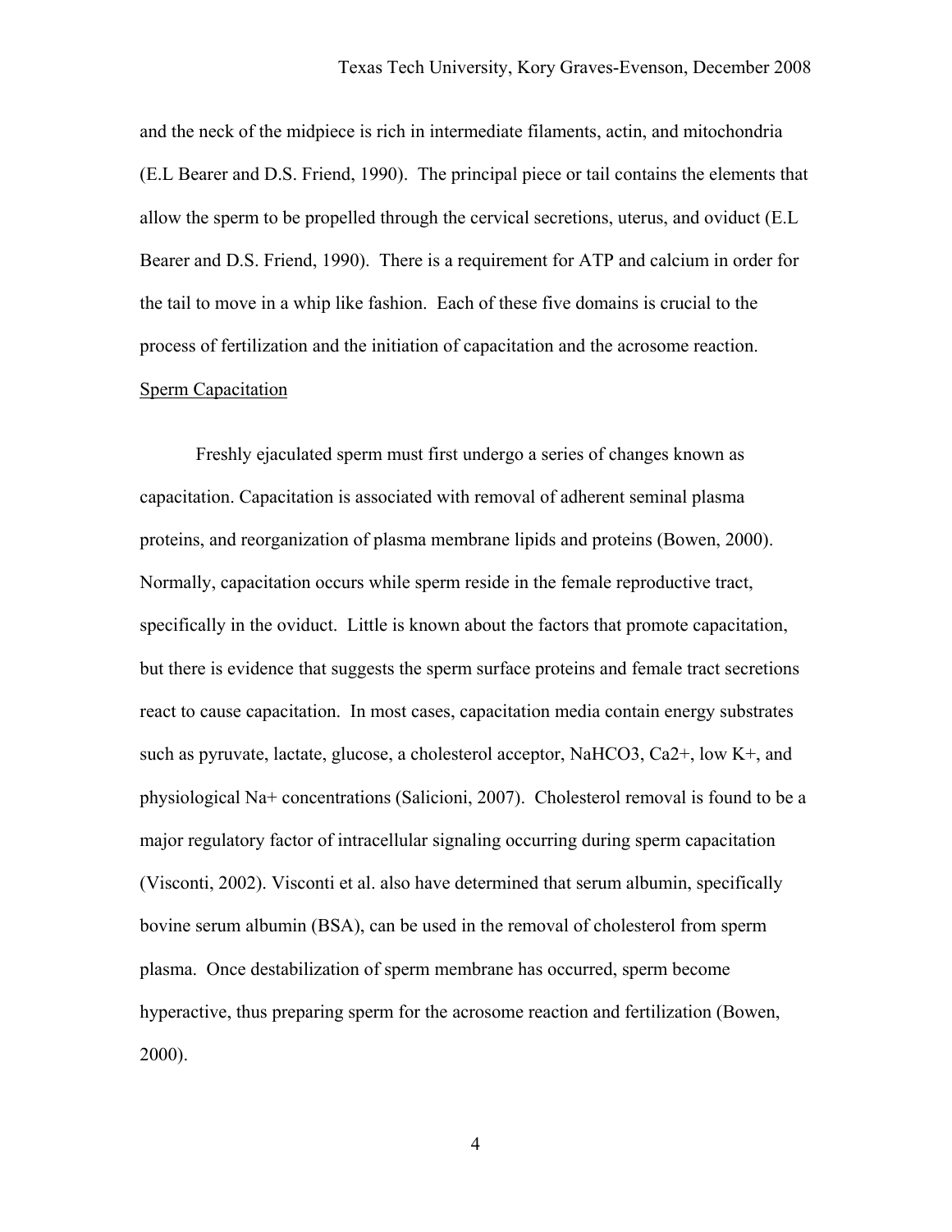and the neck of the midpiece is rich in intermediate filaments, actin, and mitochondria (E.L Bearer and D.S. Friend, 1990). The principal piece or tail contains the elements that allow the sperm to be propelled through the cervical secretions, uterus, and oviduct (E.L Bearer and D.S. Friend, 1990). There is a requirement for ATP and calcium in order for the tail to move in a whip like fashion. Each of these five domains is crucial to the process of fertilization and the initiation of capacitation and the acrosome reaction.

## Sperm Capacitation

Freshly ejaculated sperm must first undergo a series of changes known as capacitation. Capacitation is associated with removal of adherent seminal plasma proteins, and reorganization of plasma membrane lipids and proteins (Bowen, 2000). Normally, capacitation occurs while sperm reside in the female reproductive tract, specifically in the oviduct. Little is known about the factors that promote capacitation, but there is evidence that suggests the sperm surface proteins and female tract secretions react to cause capacitation. In most cases, capacitation media contain energy substrates such as pyruvate, lactate, glucose, a cholesterol acceptor, $NaHCO_3$, $Ca^{2+}$, low $K^+$, and physiological $Na^+$ concentrations (Salicioni, 2007). Cholesterol removal is found to be a major regulatory factor of intracellular signaling occurring during sperm capacitation (Visconti, 2002). Visconti et al. also have determined that serum albumin, specifically bovine serum albumin (BSA), can be used in the removal of cholesterol from sperm plasma. Once destabilization of sperm membrane has occurred, sperm become hyperactive, thus preparing sperm for the acrosome reaction and fertilization (Bowen, 2000).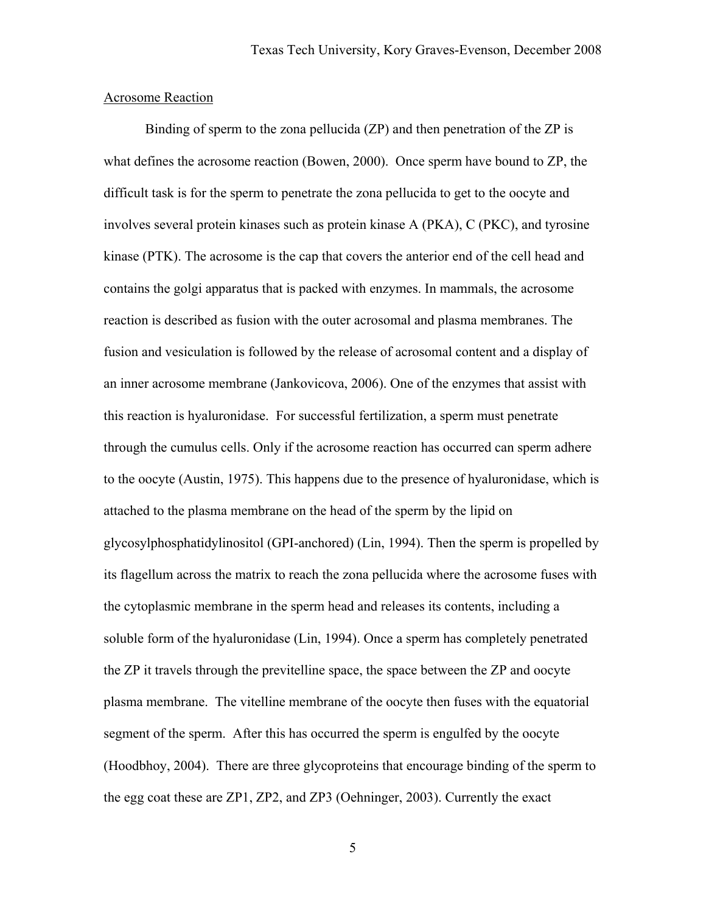Acrosome Reaction

Binding of sperm to the zona pellucida (ZP) and then penetration of the ZP is what defines the acrosome reaction (Bowen, 2000). Once sperm have bound to ZP, the difficult task is for the sperm to penetrate the zona pellucida to get to the oocyte and involves several protein kinases such as protein kinase A (PKA), C (PKC), and tyrosine kinase (PTK). The acrosome is the cap that covers the anterior end of the cell head and contains the golgi apparatus that is packed with enzymes. In mammals, the acrosome reaction is described as fusion with the outer acrosomal and plasma membranes. The fusion and vesiculation is followed by the release of acrosomal content and a display of an inner acrosome membrane (Jankovicova, 2006). One of the enzymes that assist with this reaction is hyaluronidase. For successful fertilization, a sperm must penetrate through the cumulus cells. Only if the acrosome reaction has occurred can sperm adhere to the oocyte (Austin, 1975). This happens due to the presence of hyaluronidase, which is attached to the plasma membrane on the head of the sperm by the lipid on glycosylphosphatidylinositol (GPI-anchored) (Lin, 1994). Then the sperm is propelled by its flagellum across the matrix to reach the zona pellucida where the acrosome fuses with the cytoplasmic membrane in the sperm head and releases its contents, including a soluble form of the hyaluronidase (Lin, 1994). Once a sperm has completely penetrated the ZP it travels through the previtelline space, the space between the ZP and oocyte plasma membrane. The vitelline membrane of the oocyte then fuses with the equatorial segment of the sperm. After this has occurred the sperm is engulfed by the oocyte (Hoodbhoy, 2004). There are three glycoproteins that encourage binding of the sperm to the egg coat these are ZP1, ZP2, and ZP3 (Oehninger, 2003). Currently the exact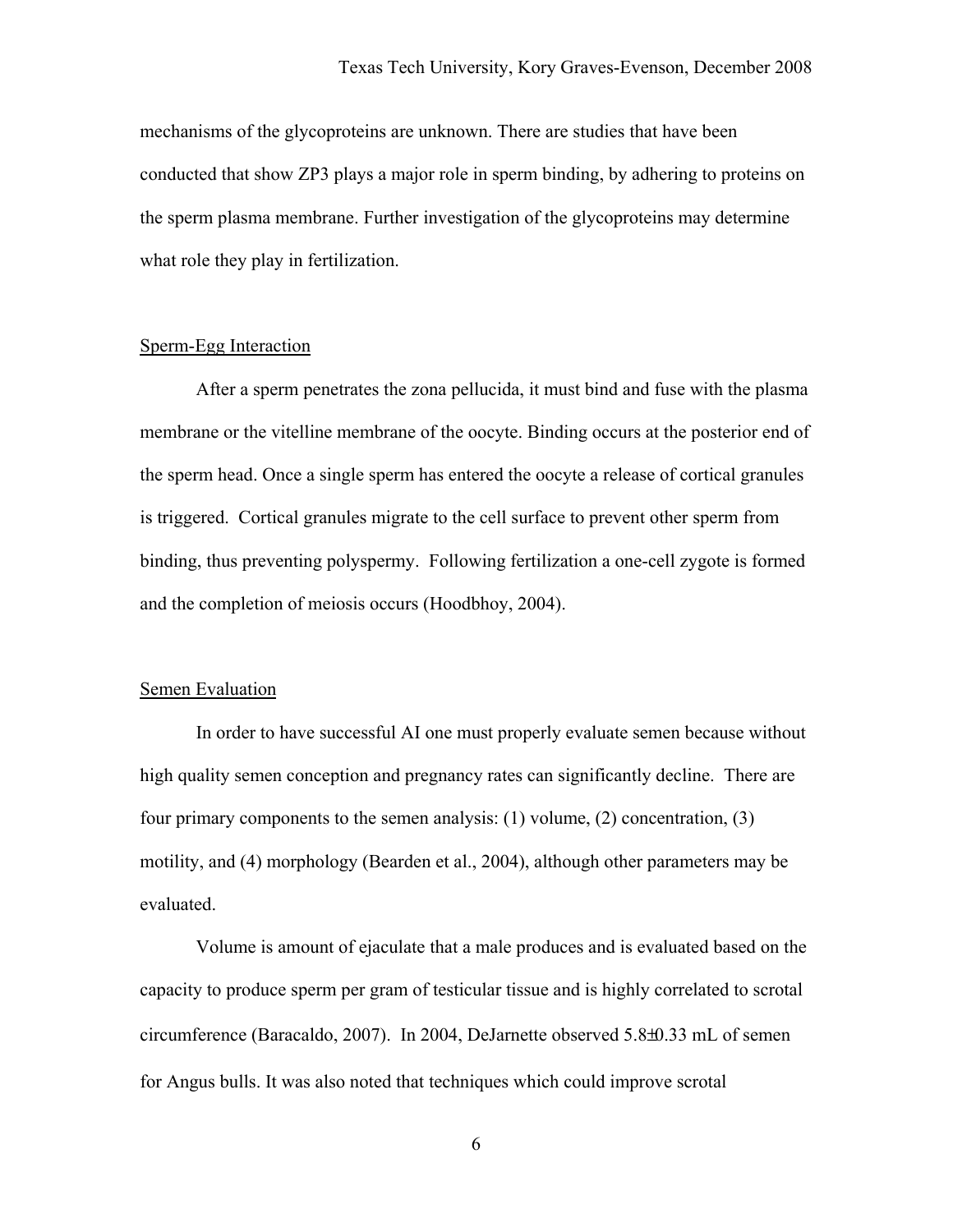mechanisms of the glycoproteins are unknown. There are studies that have been conducted that show ZP3 plays a major role in sperm binding, by adhering to proteins on the sperm plasma membrane. Further investigation of the glycoproteins may determine what role they play in fertilization.

## Sperm-Egg Interaction

After a sperm penetrates the zona pellucida, it must bind and fuse with the plasma membrane or the vitelline membrane of the oocyte. Binding occurs at the posterior end of the sperm head. Once a single sperm has entered the oocyte a release of cortical granules is triggered. Cortical granules migrate to the cell surface to prevent other sperm from binding, thus preventing polyspermy. Following fertilization a one-cell zygote is formed and the completion of meiosis occurs (Hoodbhoy, 2004).

## Semen Evaluation

In order to have successful AI one must properly evaluate semen because without high quality semen conception and pregnancy rates can significantly decline. There are four primary components to the semen analysis: (1) volume, (2) concentration, (3) motility, and (4) morphology (Bearden et al., 2004), although other parameters may be evaluated.

Volume is amount of ejaculate that a male produces and is evaluated based on the capacity to produce sperm per gram of testicular tissue and is highly correlated to scrotal circumference (Baracaldo, 2007). In 2004, DeJarnette observed $5.8 \pm 0.33$ mL of semen for Angus bulls. It was also noted that techniques which could improve scrotal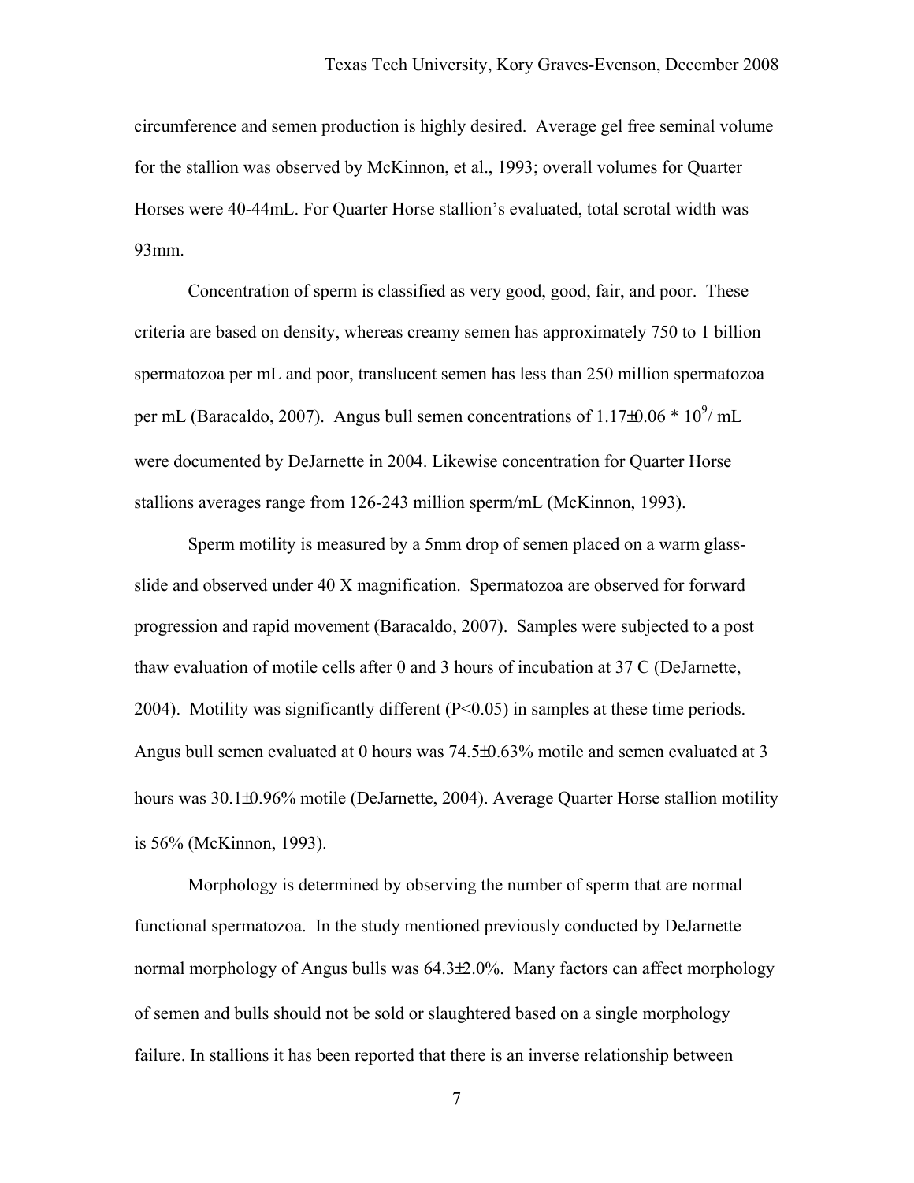circumference and semen production is highly desired. Average gel free seminal volume for the stallion was observed by McKinnon, et al., 1993; overall volumes for Quarter Horses were 40-44mL. For Quarter Horse stallion's evaluated, total scrotal width was 93mm.

Concentration of sperm is classified as very good, good, fair, and poor. These criteria are based on density, whereas creamy semen has approximately 750 to 1 billion spermatozoa per mL and poor, translucent semen has less than 250 million spermatozoa per mL (Baracaldo, 2007). Angus bull semen concentrations of $1.17 \pm 0.06 * 10^9$/ mL were documented by DeJarnette in 2004. Likewise concentration for Quarter Horse stallions averages range from 126-243 million sperm/mL (McKinnon, 1993).

Sperm motility is measured by a 5mm drop of semen placed on a warm glass-slide and observed under 40 X magnification. Spermatozoa are observed for forward progression and rapid movement (Baracaldo, 2007). Samples were subjected to a post thaw evaluation of motile cells after 0 and 3 hours of incubation at 37 C (DeJarnette, 2004). Motility was significantly different ($P<0.05$) in samples at these time periods. Angus bull semen evaluated at 0 hours was $74.5 \pm 0.63$% motile and semen evaluated at 3 hours was $30.1 \pm 0.96$% motile (DeJarnette, 2004). Average Quarter Horse stallion motility is 56% (McKinnon, 1993).

Morphology is determined by observing the number of sperm that are normal functional spermatozoa. In the study mentioned previously conducted by DeJarnette normal morphology of Angus bulls was $64.3 \pm 2.0$%. Many factors can affect morphology of semen and bulls should not be sold or slaughtered based on a single morphology failure. In stallions it has been reported that there is an inverse relationship between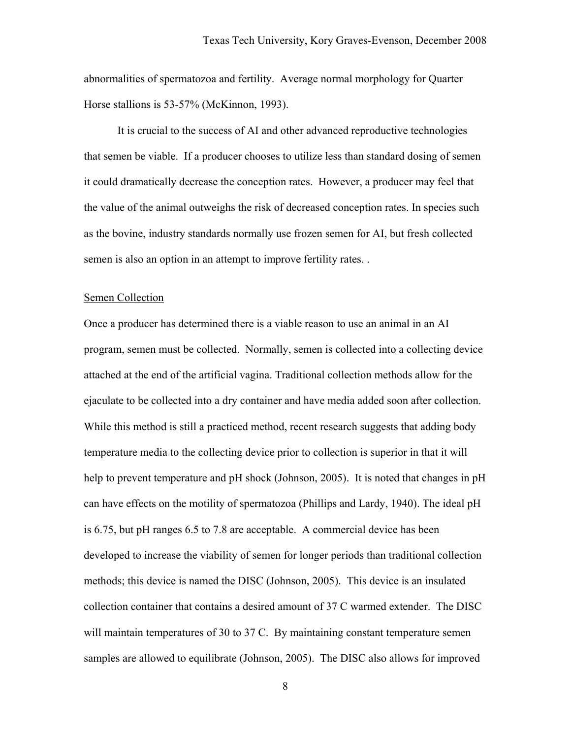abnormalities of spermatozoa and fertility. Average normal morphology for Quarter Horse stallions is 53-57% (McKinnon, 1993).

It is crucial to the success of AI and other advanced reproductive technologies that semen be viable. If a producer chooses to utilize less than standard dosing of semen it could dramatically decrease the conception rates. However, a producer may feel that the value of the animal outweighs the risk of decreased conception rates. In species such as the bovine, industry standards normally use frozen semen for AI, but fresh collected semen is also an option in an attempt to improve fertility rates. .

## Semen Collection

Once a producer has determined there is a viable reason to use an animal in an AI program, semen must be collected. Normally, semen is collected into a collecting device attached at the end of the artificial vagina. Traditional collection methods allow for the ejaculate to be collected into a dry container and have media added soon after collection. While this method is still a practiced method, recent research suggests that adding body temperature media to the collecting device prior to collection is superior in that it will help to prevent temperature and pH shock (Johnson, 2005). It is noted that changes in pH can have effects on the motility of spermatozoa (Phillips and Lardy, 1940). The ideal pH is 6.75, but pH ranges 6.5 to 7.8 are acceptable. A commercial device has been developed to increase the viability of semen for longer periods than traditional collection methods; this device is named the DISC (Johnson, 2005). This device is an insulated collection container that contains a desired amount of 37 C warmed extender. The DISC will maintain temperatures of 30 to 37 C. By maintaining constant temperature semen samples are allowed to equilibrate (Johnson, 2005). The DISC also allows for improved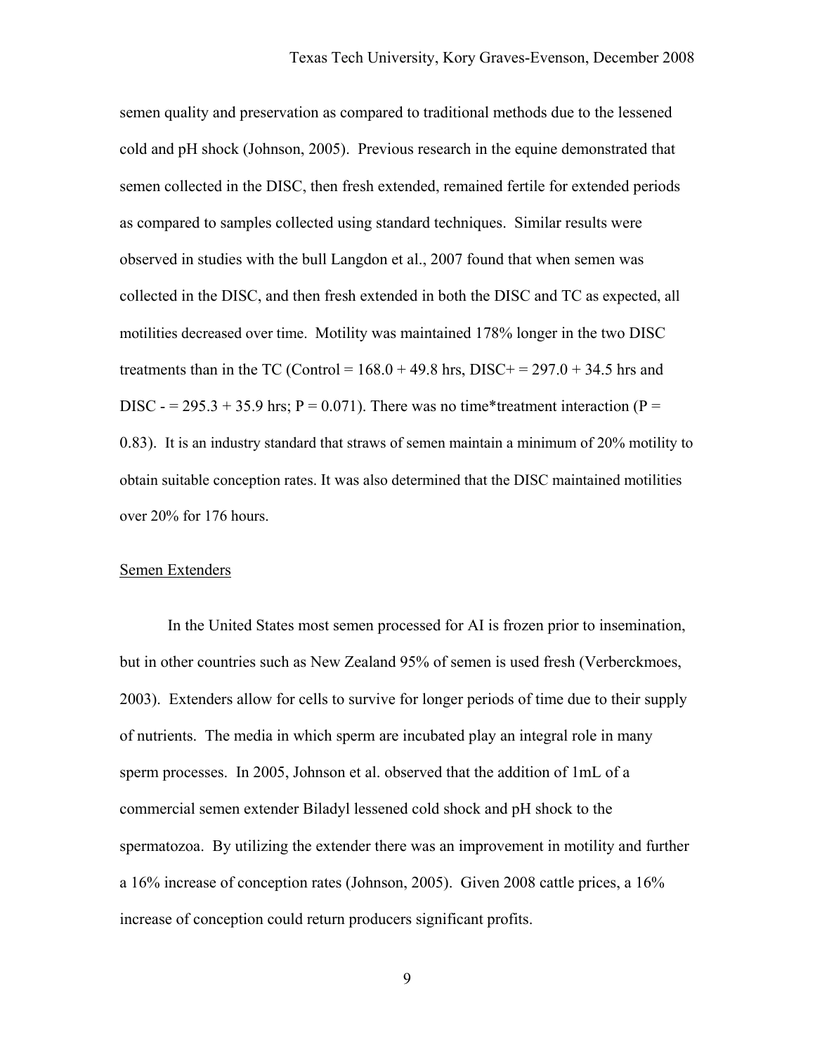semen quality and preservation as compared to traditional methods due to the lessened cold and pH shock (Johnson, 2005). Previous research in the equine demonstrated that semen collected in the DISC, then fresh extended, remained fertile for extended periods as compared to samples collected using standard techniques. Similar results were observed in studies with the bull Langdon et al., 2007 found that when semen was collected in the DISC, and then fresh extended in both the DISC and TC as expected, all motilities decreased over time. Motility was maintained 178% longer in the two DISC treatments than in the TC (Control = 168.0 + 49.8 hrs, DISC+ = 297.0 + 34.5 hrs and DISC - = 295.3 + 35.9 hrs; P = 0.071). There was no time*treatment interaction (P = 0.83). It is an industry standard that straws of semen maintain a minimum of 20% motility to obtain suitable conception rates. It was also determined that the DISC maintained motilities over 20% for 176 hours.

## Semen Extenders

In the United States most semen processed for AI is frozen prior to insemination, but in other countries such as New Zealand 95% of semen is used fresh (Verberckmoes, 2003). Extenders allow for cells to survive for longer periods of time due to their supply of nutrients. The media in which sperm are incubated play an integral role in many sperm processes. In 2005, Johnson et al. observed that the addition of 1mL of a commercial semen extender Biladyl lessened cold shock and pH shock to the spermatozoa. By utilizing the extender there was an improvement in motility and further a 16% increase of conception rates (Johnson, 2005). Given 2008 cattle prices, a 16% increase of conception could return producers significant profits.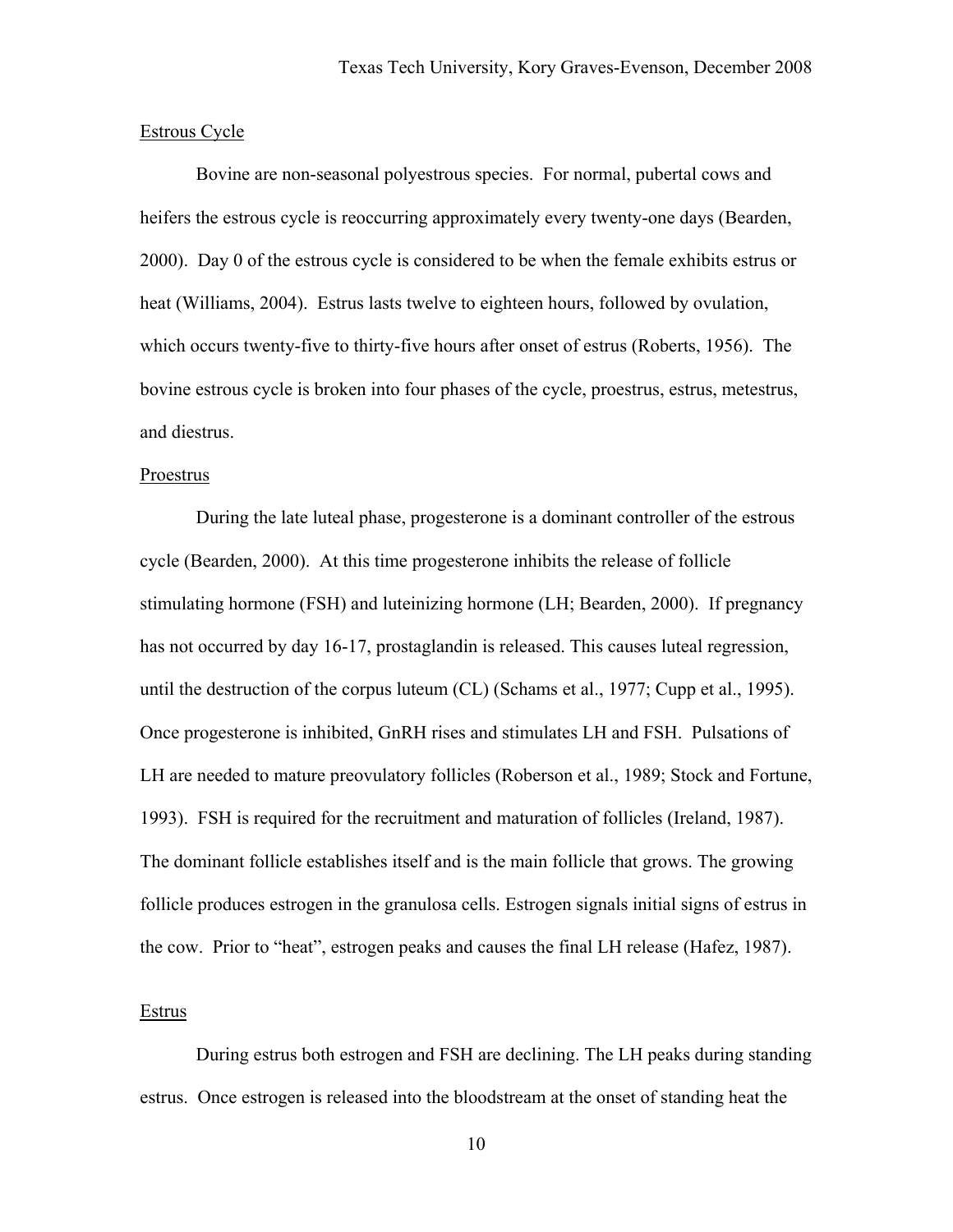Estrous Cycle

Bovine are non-seasonal polyestrous species. For normal, pubertal cows and heifers the estrous cycle is reoccurring approximately every twenty-one days (Bearden, 2000). Day 0 of the estrous cycle is considered to be when the female exhibits estrus or heat (Williams, 2004). Estrus lasts twelve to eighteen hours, followed by ovulation, which occurs twenty-five to thirty-five hours after onset of estrus (Roberts, 1956). The bovine estrous cycle is broken into four phases of the cycle, proestrus, estrus, metestrus, and diestrus.

Proestrus

During the late luteal phase, progesterone is a dominant controller of the estrous cycle (Bearden, 2000). At this time progesterone inhibits the release of follicle stimulating hormone (FSH) and luteinizing hormone (LH; Bearden, 2000). If pregnancy has not occurred by day 16-17, prostaglandin is released. This causes luteal regression, until the destruction of the corpus luteum (CL) (Schams et al., 1977; Cupp et al., 1995). Once progesterone is inhibited, GnRH rises and stimulates LH and FSH. Pulsations of LH are needed to mature preovulatory follicles (Roberson et al., 1989; Stock and Fortune, 1993). FSH is required for the recruitment and maturation of follicles (Ireland, 1987). The dominant follicle establishes itself and is the main follicle that grows. The growing follicle produces estrogen in the granulosa cells. Estrogen signals initial signs of estrus in the cow. Prior to "heat", estrogen peaks and causes the final LH release (Hafez, 1987).

Estrus

During estrus both estrogen and FSH are declining. The LH peaks during standing estrus. Once estrogen is released into the bloodstream at the onset of standing heat the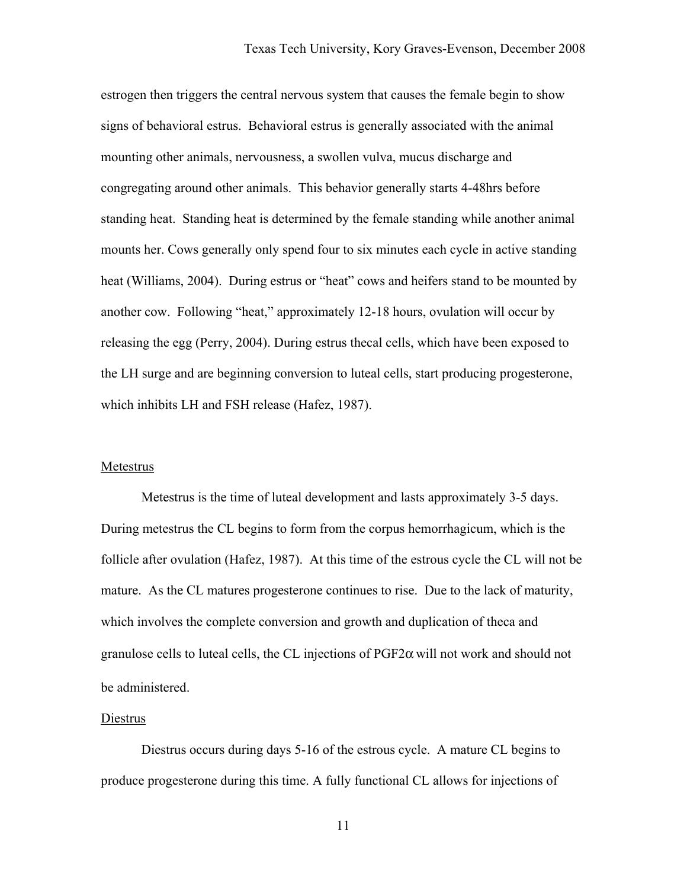estrogen then triggers the central nervous system that causes the female begin to show signs of behavioral estrus. Behavioral estrus is generally associated with the animal mounting other animals, nervousness, a swollen vulva, mucus discharge and congregating around other animals. This behavior generally starts 4-48hrs before standing heat. Standing heat is determined by the female standing while another animal mounts her. Cows generally only spend four to six minutes each cycle in active standing heat (Williams, 2004). During estrus or "heat" cows and heifers stand to be mounted by another cow. Following "heat," approximately 12-18 hours, ovulation will occur by releasing the egg (Perry, 2004). During estrus thecal cells, which have been exposed to the LH surge and are beginning conversion to luteal cells, start producing progesterone, which inhibits LH and FSH release (Hafez, 1987).

Metestrus

Metestrus is the time of luteal development and lasts approximately 3-5 days. During metestrus the CL begins to form from the corpus hemorrhagicum, which is the follicle after ovulation (Hafez, 1987). At this time of the estrous cycle the CL will not be mature. As the CL matures progesterone continues to rise. Due to the lack of maturity, which involves the complete conversion and growth and duplication of theca and granulose cells to luteal cells, the CL injections of PGF2$\alpha$ will not work and should not be administered.

Diestrus

Diestrus occurs during days 5-16 of the estrous cycle. A mature CL begins to produce progesterone during this time. A fully functional CL allows for injections of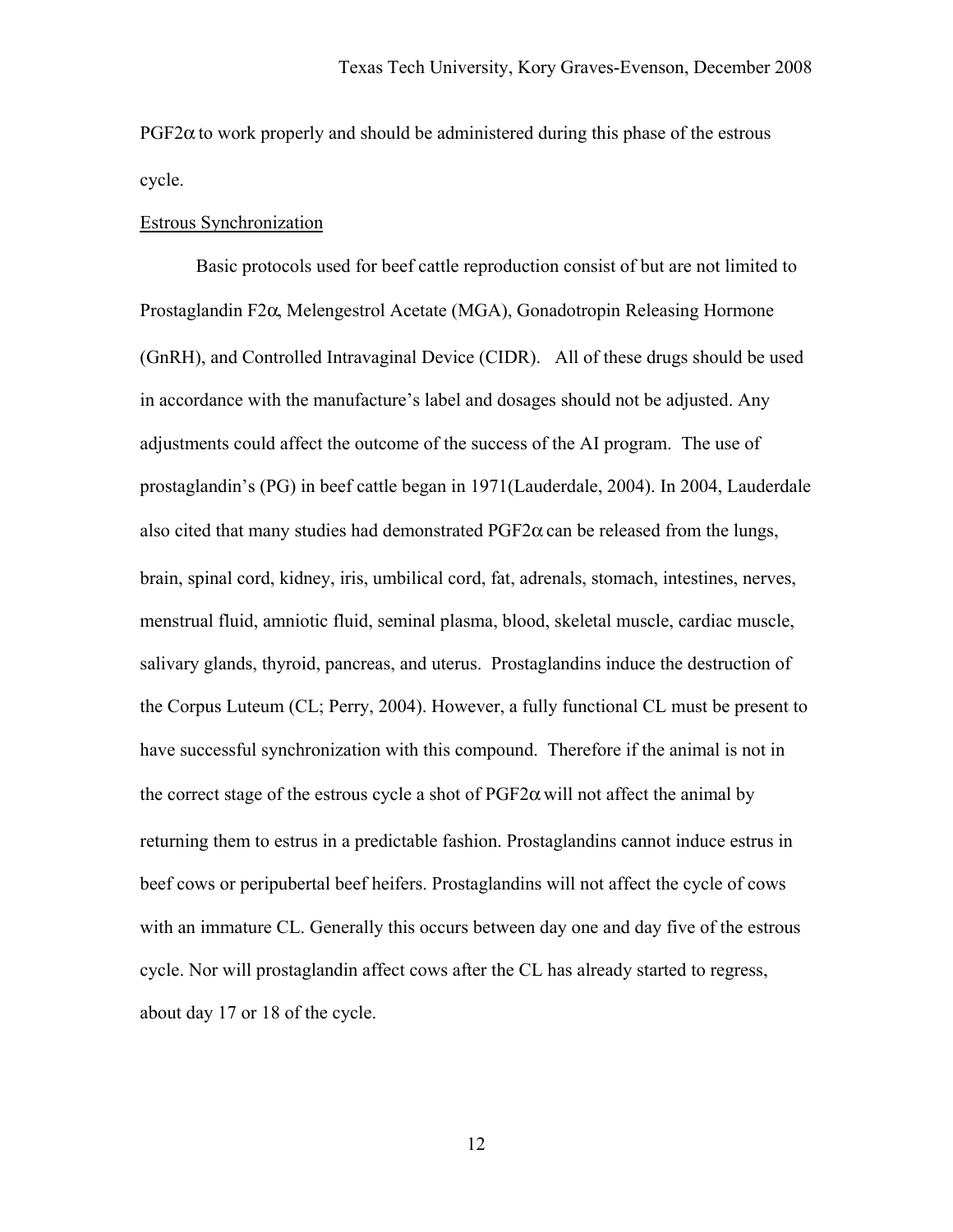PGF2α to work properly and should be administered during this phase of the estrous cycle.

Estrous Synchronization

Basic protocols used for beef cattle reproduction consist of but are not limited to Prostaglandin F2α, Melengestrol Acetate (MGA), Gonadotropin Releasing Hormone (GnRH), and Controlled Intravaginal Device (CIDR). All of these drugs should be used in accordance with the manufacture's label and dosages should not be adjusted. Any adjustments could affect the outcome of the success of the AI program. The use of prostaglandin's (PG) in beef cattle began in 1971(Lauderdale, 2004). In 2004, Lauderdale also cited that many studies had demonstrated PGF2α can be released from the lungs, brain, spinal cord, kidney, iris, umbilical cord, fat, adrenals, stomach, intestines, nerves, menstrual fluid, amniotic fluid, seminal plasma, blood, skeletal muscle, cardiac muscle, salivary glands, thyroid, pancreas, and uterus. Prostaglandins induce the destruction of the Corpus Luteum (CL; Perry, 2004). However, a fully functional CL must be present to have successful synchronization with this compound. Therefore if the animal is not in the correct stage of the estrous cycle a shot of PGF2α will not affect the animal by returning them to estrus in a predictable fashion. Prostaglandins cannot induce estrus in beef cows or peripubertal beef heifers. Prostaglandins will not affect the cycle of cows with an immature CL. Generally this occurs between day one and day five of the estrous cycle. Nor will prostaglandin affect cows after the CL has already started to regress, about day 17 or 18 of the cycle.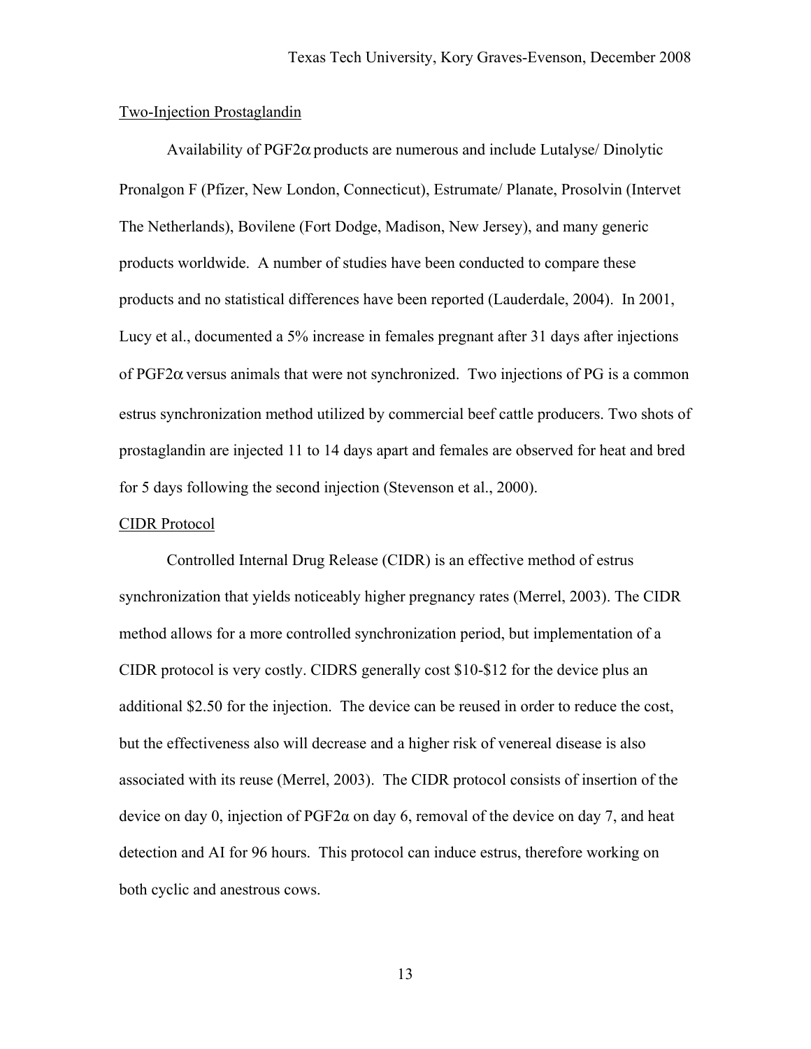Two-Injection Prostaglandin

Availability of PGF2α products are numerous and include Lutalyse/ Dinolytic Pronalgon F (Pfizer, New London, Connecticut), Estrumate/ Planate, Prosolvin (Intervet The Netherlands), Bovilene (Fort Dodge, Madison, New Jersey), and many generic products worldwide. A number of studies have been conducted to compare these products and no statistical differences have been reported (Lauderdale, 2004). In 2001, Lucy et al., documented a 5% increase in females pregnant after 31 days after injections of PGF2α versus animals that were not synchronized. Two injections of PG is a common estrus synchronization method utilized by commercial beef cattle producers. Two shots of prostaglandin are injected 11 to 14 days apart and females are observed for heat and bred for 5 days following the second injection (Stevenson et al., 2000).

CIDR Protocol

Controlled Internal Drug Release (CIDR) is an effective method of estrus synchronization that yields noticeably higher pregnancy rates (Merrel, 2003). The CIDR method allows for a more controlled synchronization period, but implementation of a CIDR protocol is very costly. CIDRS generally cost $10-$12 for the device plus an additional $2.50 for the injection. The device can be reused in order to reduce the cost, but the effectiveness also will decrease and a higher risk of venereal disease is also associated with its reuse (Merrel, 2003). The CIDR protocol consists of insertion of the device on day 0, injection of PGF2α on day 6, removal of the device on day 7, and heat detection and AI for 96 hours. This protocol can induce estrus, therefore working on both cyclic and anestrous cows.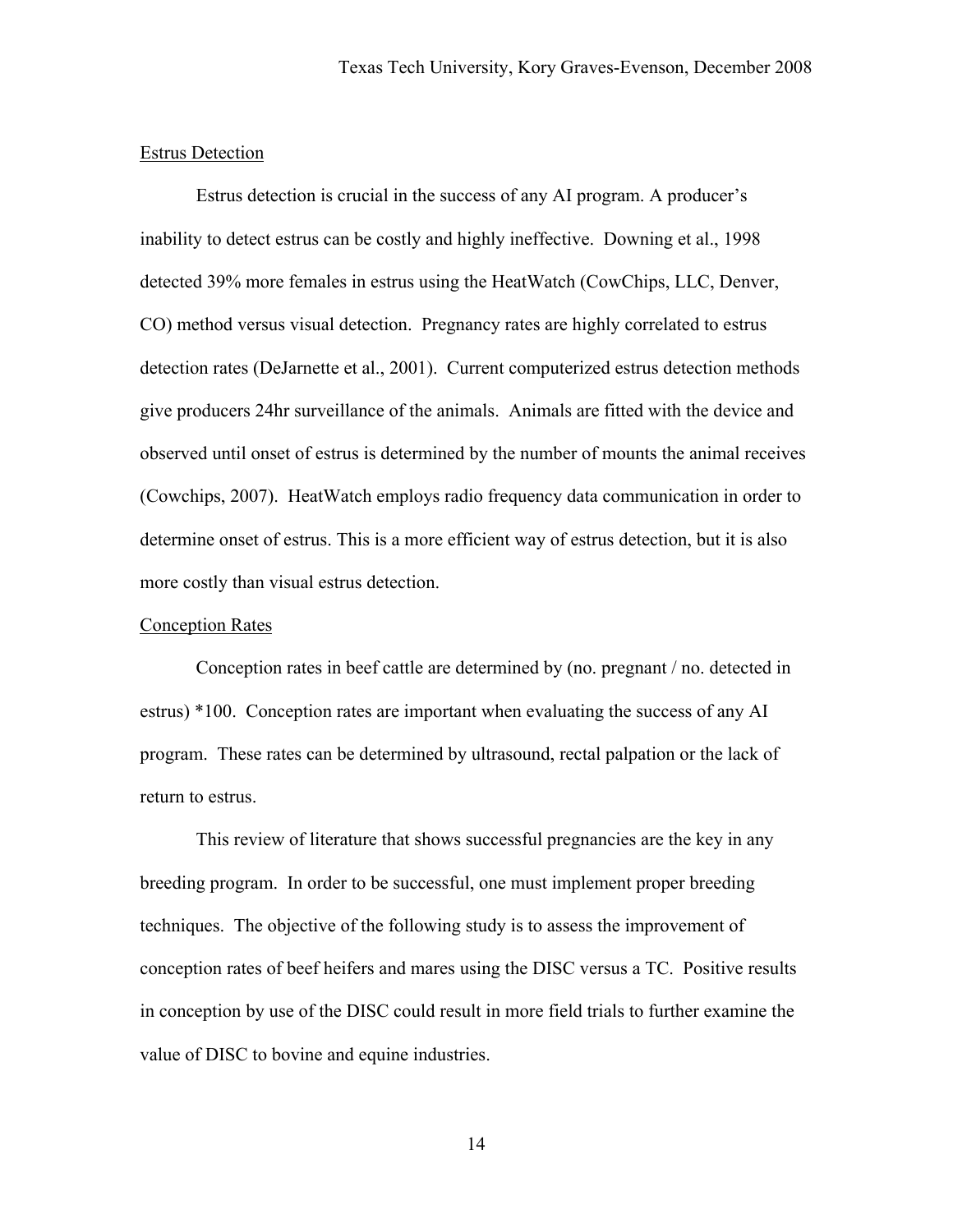## Estrus Detection

Estrus detection is crucial in the success of any AI program. A producer's inability to detect estrus can be costly and highly ineffective. Downing et al., 1998 detected 39% more females in estrus using the HeatWatch (CowChips, LLC, Denver, CO) method versus visual detection. Pregnancy rates are highly correlated to estrus detection rates (DeJarnette et al., 2001). Current computerized estrus detection methods give producers 24hr surveillance of the animals. Animals are fitted with the device and observed until onset of estrus is determined by the number of mounts the animal receives (Cowchips, 2007). HeatWatch employs radio frequency data communication in order to determine onset of estrus. This is a more efficient way of estrus detection, but it is also more costly than visual estrus detection.

## Conception Rates

Conception rates in beef cattle are determined by (no. pregnant / no. detected in estrus) *100. Conception rates are important when evaluating the success of any AI program. These rates can be determined by ultrasound, rectal palpation or the lack of return to estrus.

This review of literature that shows successful pregnancies are the key in any breeding program. In order to be successful, one must implement proper breeding techniques. The objective of the following study is to assess the improvement of conception rates of beef heifers and mares using the DISC versus a TC. Positive results in conception by use of the DISC could result in more field trials to further examine the value of DISC to bovine and equine industries.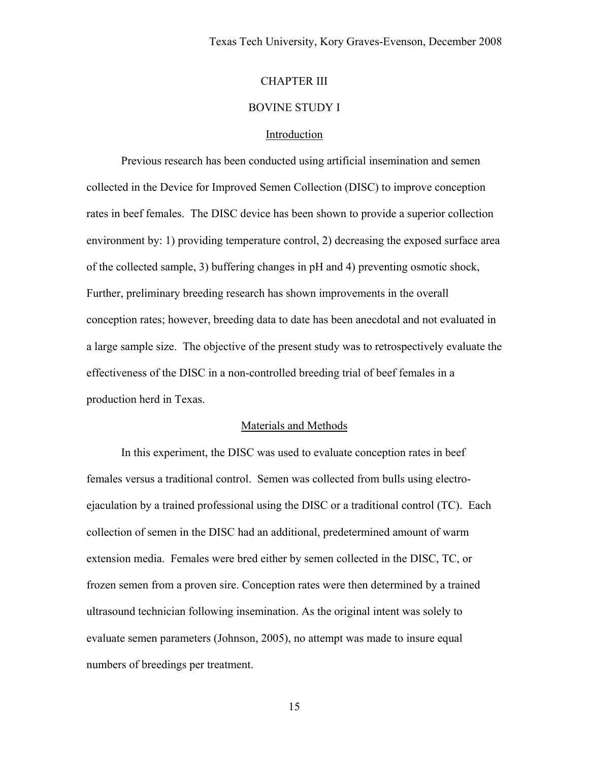# CHAPTER III

# BOVINE STUDY I

## Introduction

Previous research has been conducted using artificial insemination and semen collected in the Device for Improved Semen Collection (DISC) to improve conception rates in beef females. The DISC device has been shown to provide a superior collection environment by: 1) providing temperature control, 2) decreasing the exposed surface area of the collected sample, 3) buffering changes in pH and 4) preventing osmotic shock, Further, preliminary breeding research has shown improvements in the overall conception rates; however, breeding data to date has been anecdotal and not evaluated in a large sample size. The objective of the present study was to retrospectively evaluate the effectiveness of the DISC in a non-controlled breeding trial of beef females in a production herd in Texas.

## Materials and Methods

In this experiment, the DISC was used to evaluate conception rates in beef females versus a traditional control. Semen was collected from bulls using electro-ejaculation by a trained professional using the DISC or a traditional control (TC). Each collection of semen in the DISC had an additional, predetermined amount of warm extension media. Females were bred either by semen collected in the DISC, TC, or frozen semen from a proven sire. Conception rates were then determined by a trained ultrasound technician following insemination. As the original intent was solely to evaluate semen parameters (Johnson, 2005), no attempt was made to insure equal numbers of breedings per treatment.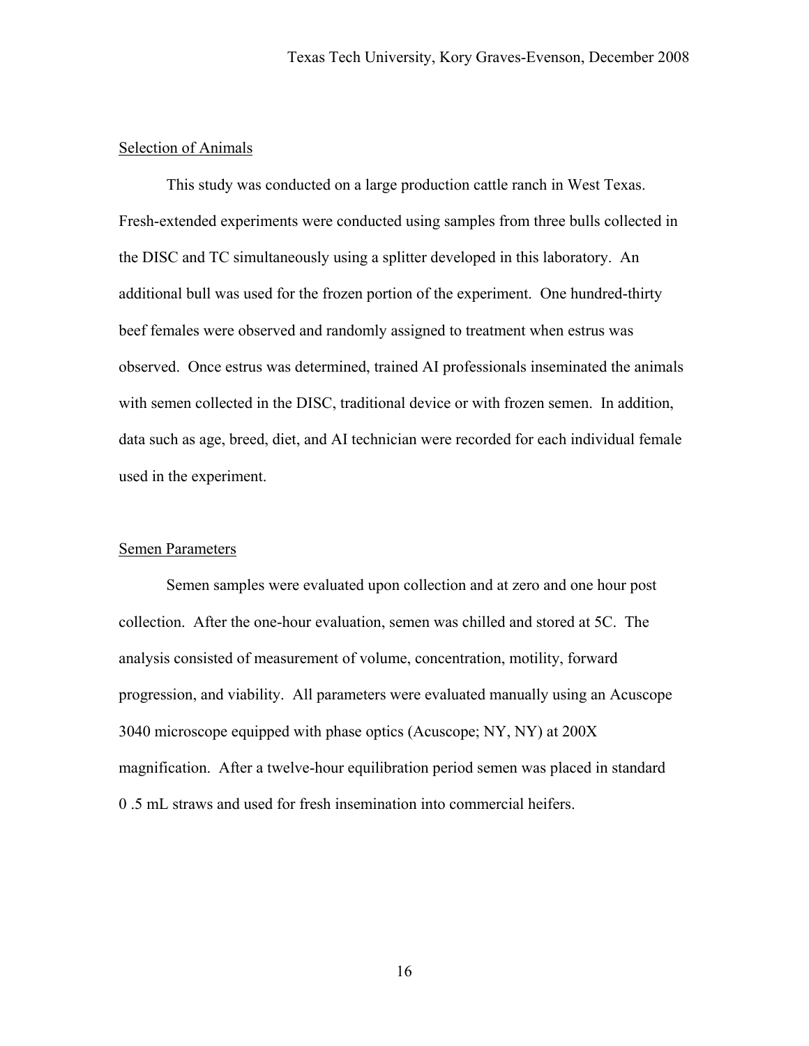### Selection of Animals

This study was conducted on a large production cattle ranch in West Texas. Fresh-extended experiments were conducted using samples from three bulls collected in the DISC and TC simultaneously using a splitter developed in this laboratory. An additional bull was used for the frozen portion of the experiment. One hundred-thirty beef females were observed and randomly assigned to treatment when estrus was observed. Once estrus was determined, trained AI professionals inseminated the animals with semen collected in the DISC, traditional device or with frozen semen. In addition, data such as age, breed, diet, and AI technician were recorded for each individual female used in the experiment.

### Semen Parameters

Semen samples were evaluated upon collection and at zero and one hour post collection. After the one-hour evaluation, semen was chilled and stored at 5C. The analysis consisted of measurement of volume, concentration, motility, forward progression, and viability. All parameters were evaluated manually using an Acuscope 3040 microscope equipped with phase optics (Acuscope; NY, NY) at 200X magnification. After a twelve-hour equilibration period semen was placed in standard 0 .5 mL straws and used for fresh insemination into commercial heifers.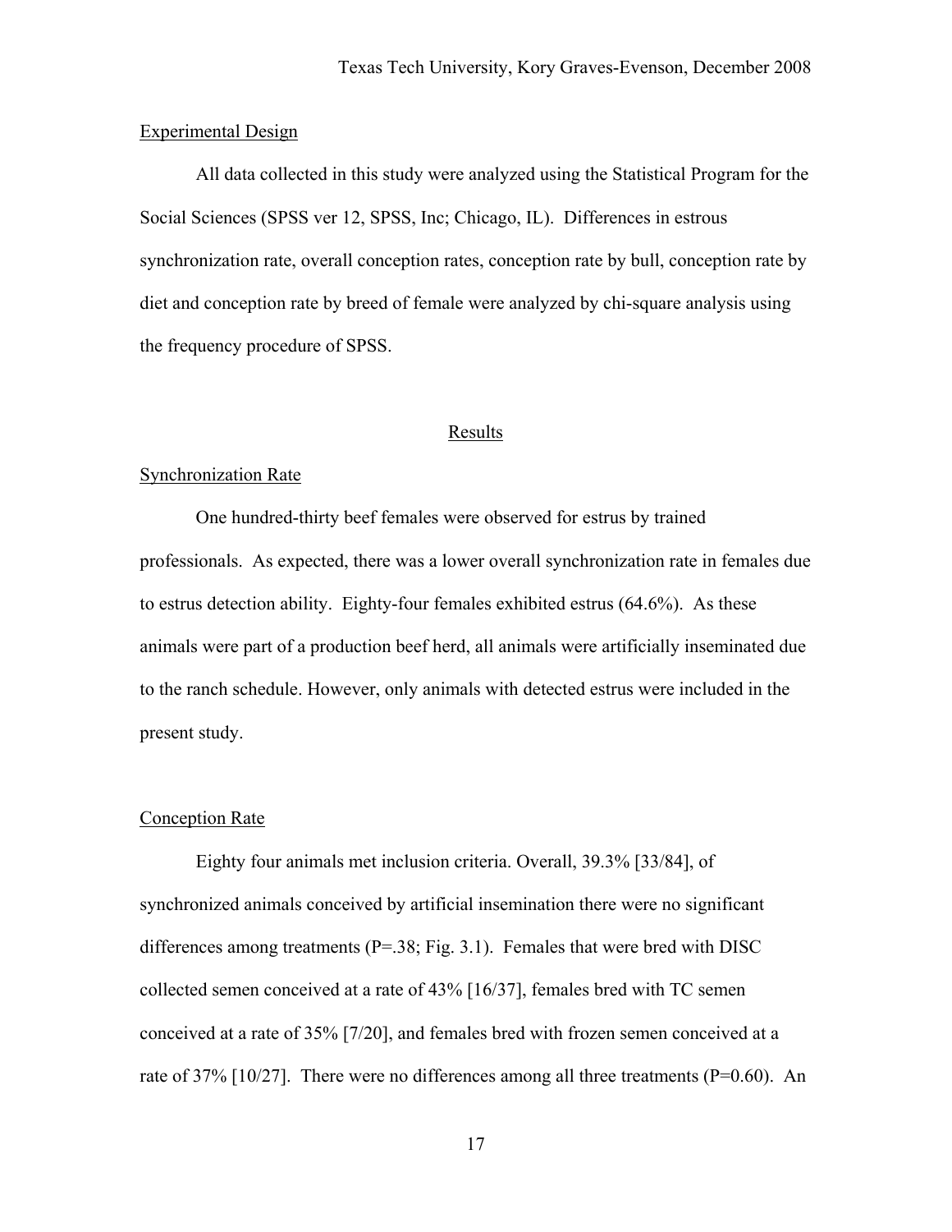## Experimental Design

All data collected in this study were analyzed using the Statistical Program for the Social Sciences (SPSS ver 12, SPSS, Inc; Chicago, IL). Differences in estrous synchronization rate, overall conception rates, conception rate by bull, conception rate by diet and conception rate by breed of female were analyzed by chi-square analysis using the frequency procedure of SPSS.

# Results

## Synchronization Rate

One hundred-thirty beef females were observed for estrus by trained professionals. As expected, there was a lower overall synchronization rate in females due to estrus detection ability. Eighty-four females exhibited estrus (64.6%). As these animals were part of a production beef herd, all animals were artificially inseminated due to the ranch schedule. However, only animals with detected estrus were included in the present study.

## Conception Rate

Eighty four animals met inclusion criteria. Overall, 39.3% [33/84], of synchronized animals conceived by artificial insemination there were no significant differences among treatments (P=.38; Fig. 3.1). Females that were bred with DISC collected semen conceived at a rate of 43% [16/37], females bred with TC semen conceived at a rate of 35% [7/20], and females bred with frozen semen conceived at a rate of 37% [10/27]. There were no differences among all three treatments (P=0.60). An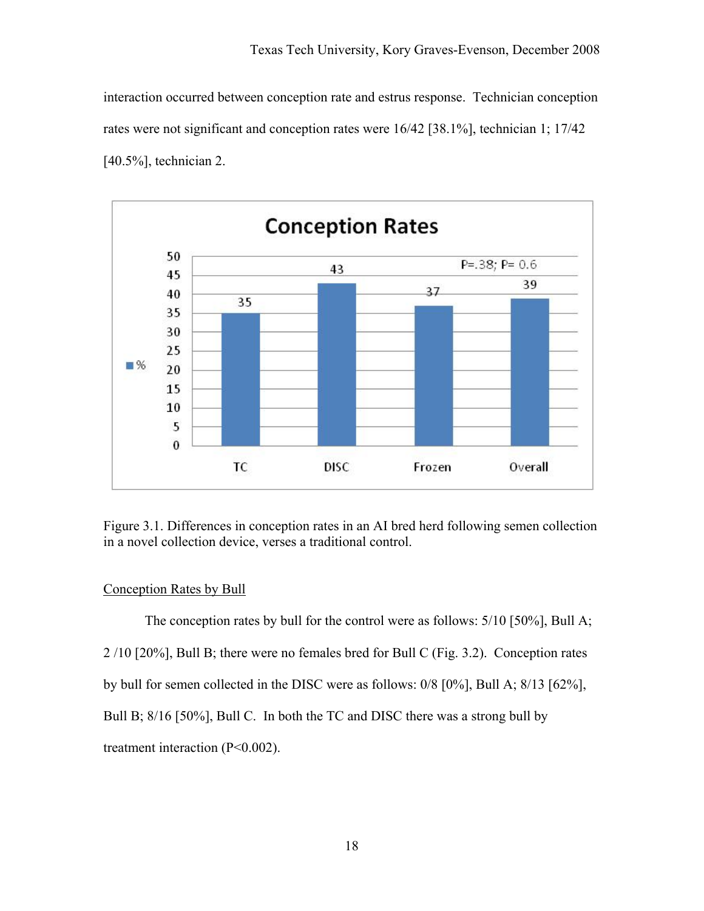interaction occurred between conception rate and estrus response. Technician conception rates were not significant and conception rates were 16/42 [38.1%], technician 1; 17/42 [40.5%], technician 2.

Figure 3.1. Differences in conception rates in an AI bred herd following semen collection in a novel collection device, verses a traditional control.

Conception Rates by Bull

The conception rates by bull for the control were as follows: 5/10 [50%], Bull A; 2 /10 [20%], Bull B; there were no females bred for Bull C (Fig. 3.2). Conception rates by bull for semen collected in the DISC were as follows: 0/8 [0%], Bull A; 8/13 [62%], Bull B; 8/16 [50%], Bull C. In both the TC and DISC there was a strong bull by treatment interaction ($P<0.002$).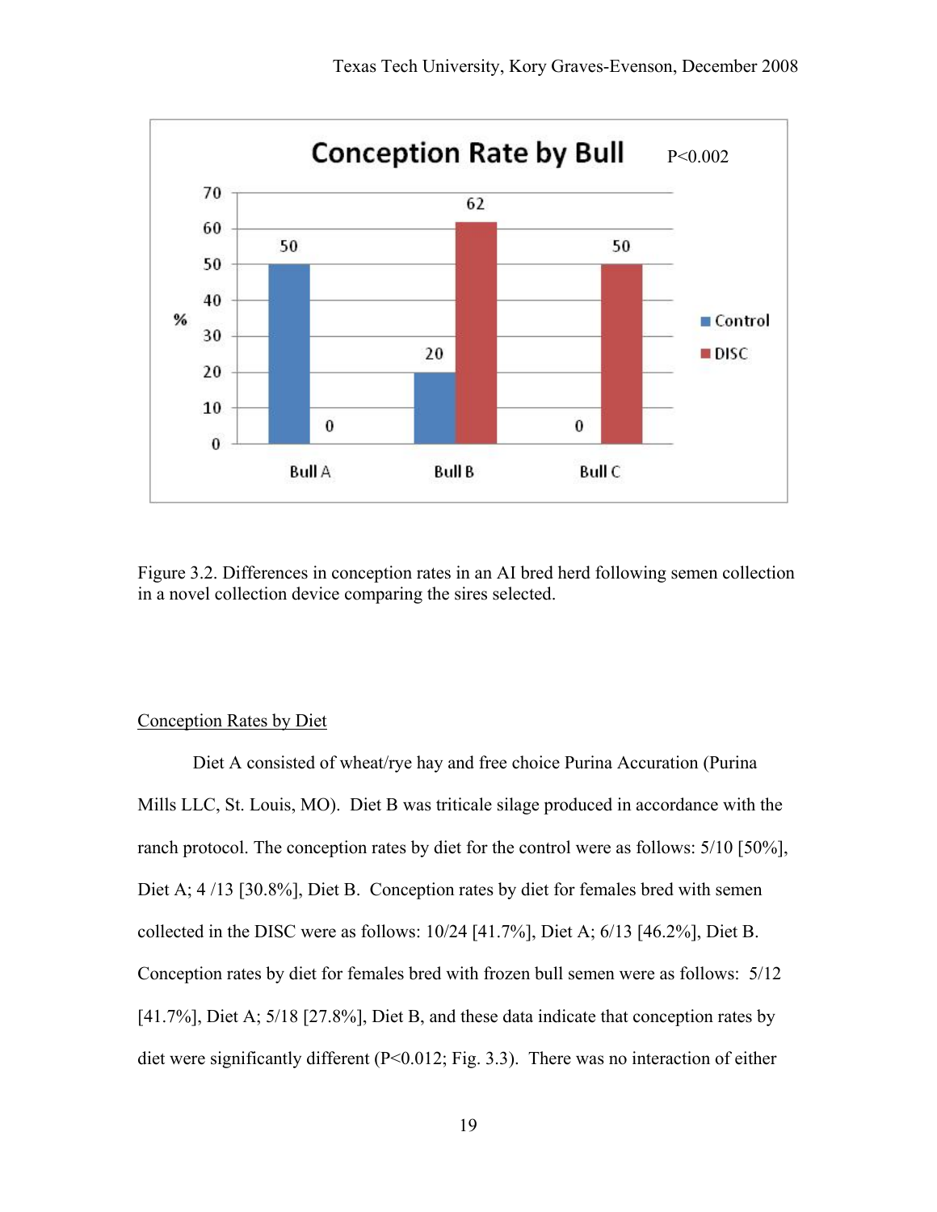Figure 3.2. Differences in conception rates in an AI bred herd following semen collection in a novel collection device comparing the sires selected.

Conception Rates by Diet

Diet A consisted of wheat/rye hay and free choice Purina Accuration (Purina Mills LLC, St. Louis, MO). Diet B was triticale silage produced in accordance with the ranch protocol. The conception rates by diet for the control were as follows: 5/10 [50%], Diet A; 4 /13 [30.8%], Diet B. Conception rates by diet for females bred with semen collected in the DISC were as follows: 10/24 [41.7%], Diet A; 6/13 [46.2%], Diet B. Conception rates by diet for females bred with frozen bull semen were as follows: 5/12 [41.7%], Diet A; 5/18 [27.8%], Diet B, and these data indicate that conception rates by diet were significantly different ($P<0.012$; Fig. 3.3). There was no interaction of either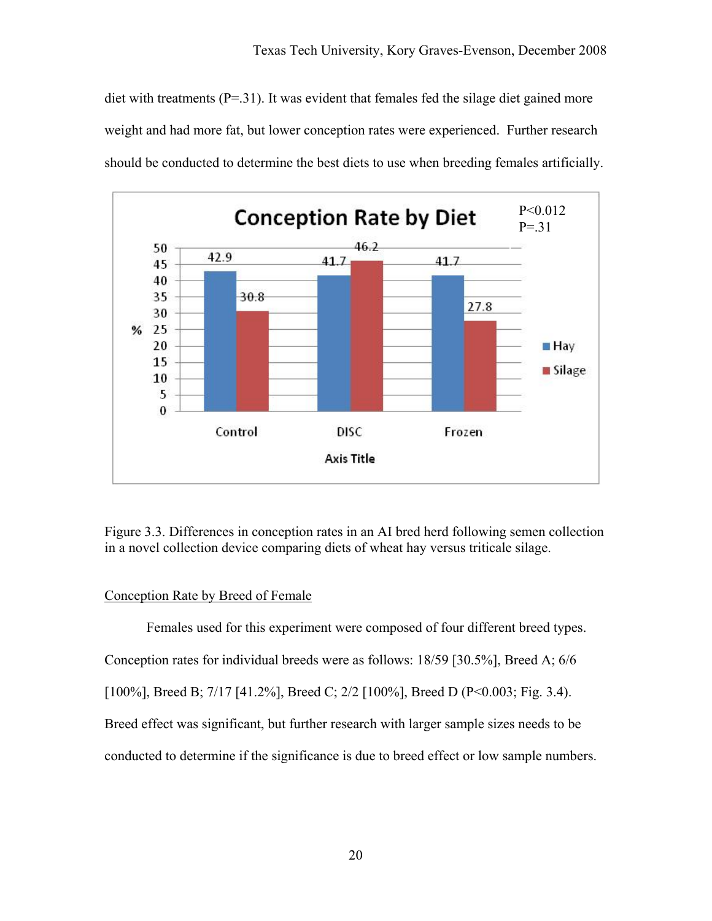diet with treatments (P=.31). It was evident that females fed the silage diet gained more weight and had more fat, but lower conception rates were experienced. Further research should be conducted to determine the best diets to use when breeding females artificially.

**Conception Rate by Diet**

P<0.012
P=.31

| Axis Title | Hay (%) | Silage (%) |
| --- | --- | --- |
| Control | 42.9 | 30.8 |
| DISC | 41.7 | 46.2 |
| Frozen | 41.7 | 27.8 |

Figure 3.3. Differences in conception rates in an AI bred herd following semen collection in a novel collection device comparing diets of wheat hay versus triticale silage.

Conception Rate by Breed of Female

Females used for this experiment were composed of four different breed types. Conception rates for individual breeds were as follows: 18/59 [30.5%], Breed A; 6/6 [100%], Breed B; 7/17 [41.2%], Breed C; 2/2 [100%], Breed D (P<0.003; Fig. 3.4). Breed effect was significant, but further research with larger sample sizes needs to be conducted to determine if the significance is due to breed effect or low sample numbers.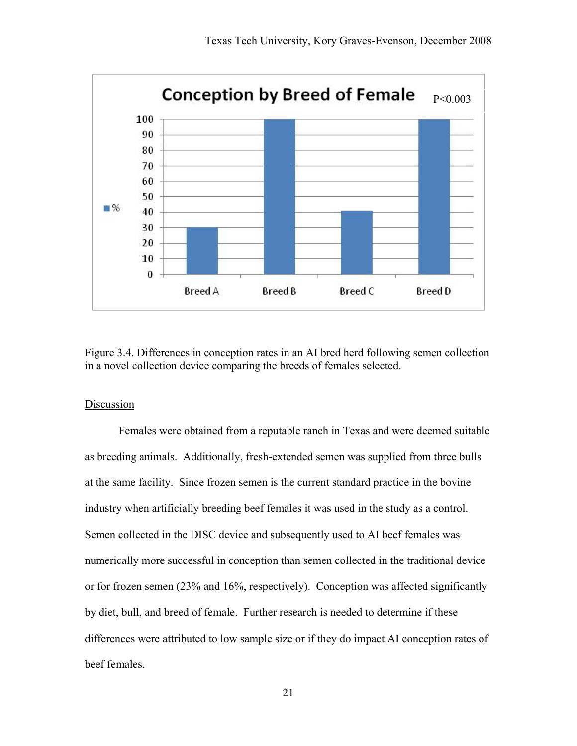Figure 3.4. Differences in conception rates in an AI bred herd following semen collection in a novel collection device comparing the breeds of females selected.

Discussion

Females were obtained from a reputable ranch in Texas and were deemed suitable as breeding animals. Additionally, fresh-extended semen was supplied from three bulls at the same facility. Since frozen semen is the current standard practice in the bovine industry when artificially breeding beef females it was used in the study as a control. Semen collected in the DISC device and subsequently used to AI beef females was numerically more successful in conception than semen collected in the traditional device or for frozen semen (23% and 16%, respectively). Conception was affected significantly by diet, bull, and breed of female. Further research is needed to determine if these differences were attributed to low sample size or if they do impact AI conception rates of beef females.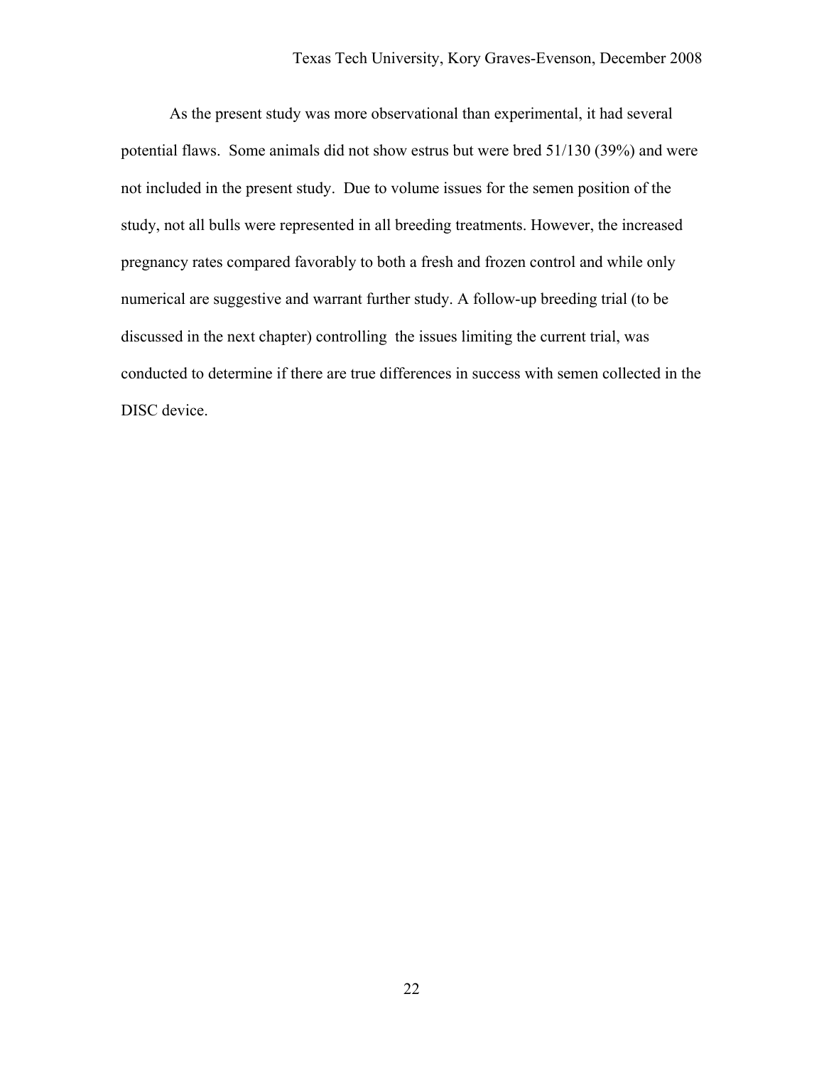As the present study was more observational than experimental, it had several potential flaws. Some animals did not show estrus but were bred 51/130 (39%) and were not included in the present study. Due to volume issues for the semen position of the study, not all bulls were represented in all breeding treatments. However, the increased pregnancy rates compared favorably to both a fresh and frozen control and while only numerical are suggestive and warrant further study. A follow-up breeding trial (to be discussed in the next chapter) controlling the issues limiting the current trial, was conducted to determine if there are true differences in success with semen collected in the DISC device.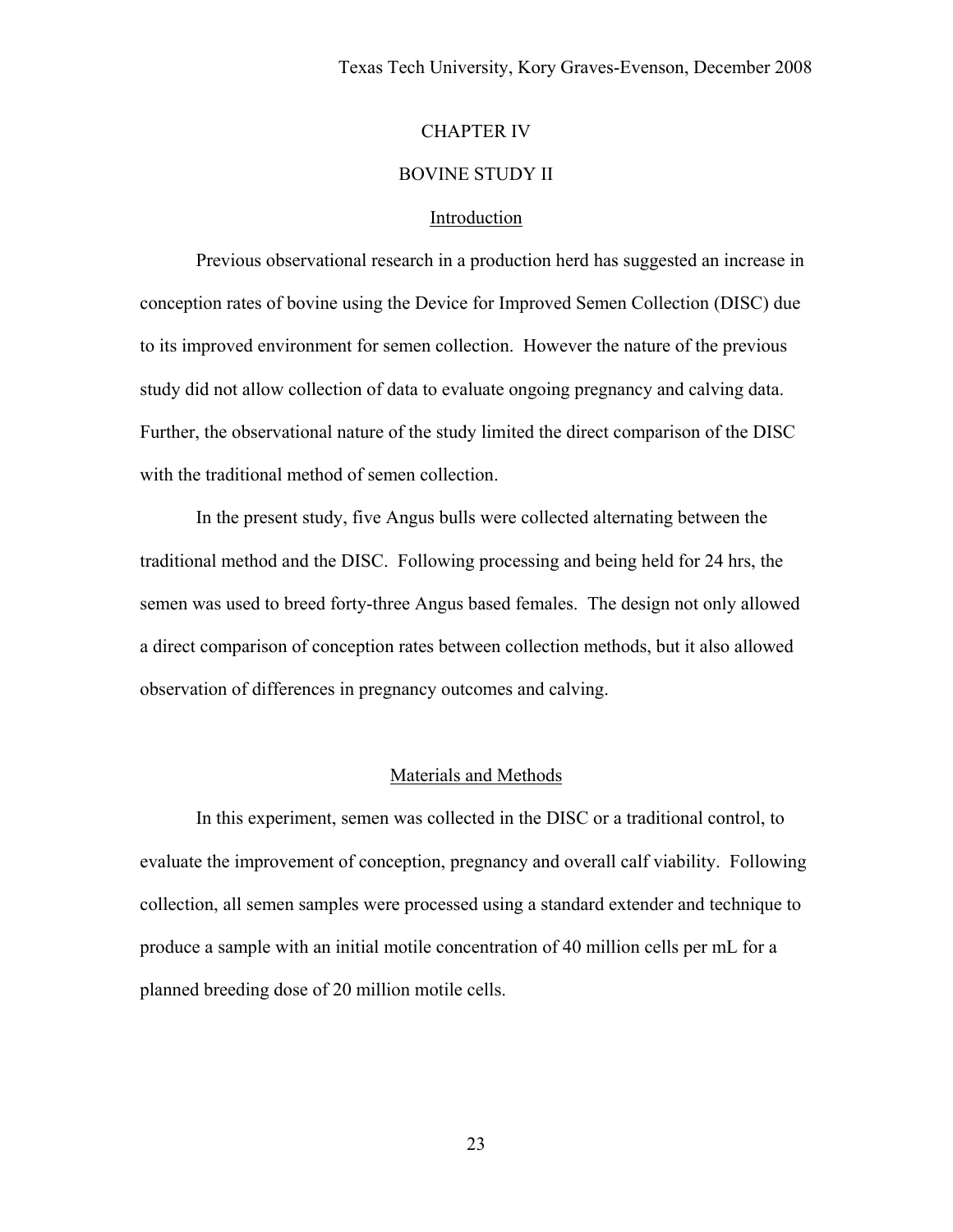# CHAPTER IV

# BOVINE STUDY II

## Introduction

Previous observational research in a production herd has suggested an increase in conception rates of bovine using the Device for Improved Semen Collection (DISC) due to its improved environment for semen collection. However the nature of the previous study did not allow collection of data to evaluate ongoing pregnancy and calving data. Further, the observational nature of the study limited the direct comparison of the DISC with the traditional method of semen collection.

In the present study, five Angus bulls were collected alternating between the traditional method and the DISC. Following processing and being held for 24 hrs, the semen was used to breed forty-three Angus based females. The design not only allowed a direct comparison of conception rates between collection methods, but it also allowed observation of differences in pregnancy outcomes and calving.

## Materials and Methods

In this experiment, semen was collected in the DISC or a traditional control, to evaluate the improvement of conception, pregnancy and overall calf viability. Following collection, all semen samples were processed using a standard extender and technique to produce a sample with an initial motile concentration of 40 million cells per mL for a planned breeding dose of 20 million motile cells.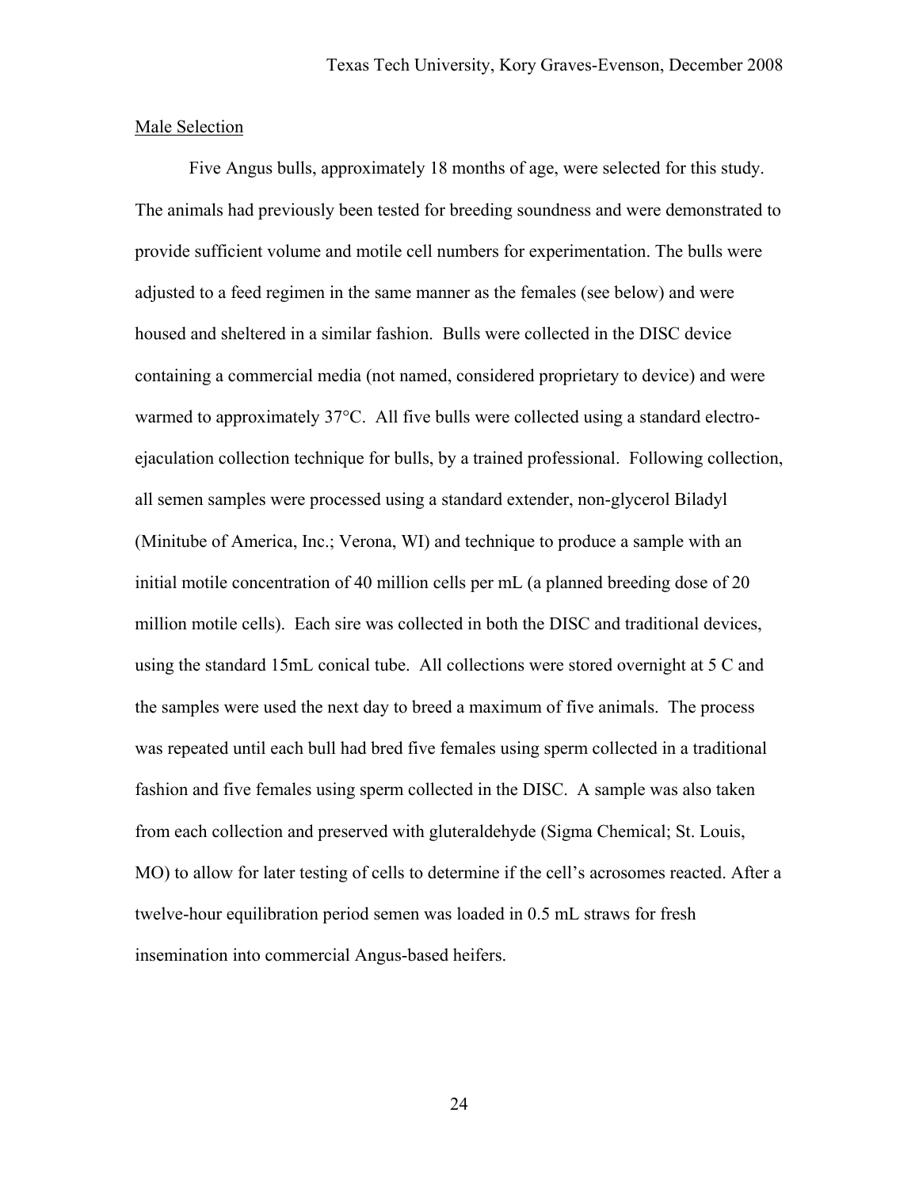Male Selection

Five Angus bulls, approximately 18 months of age, were selected for this study. The animals had previously been tested for breeding soundness and were demonstrated to provide sufficient volume and motile cell numbers for experimentation. The bulls were adjusted to a feed regimen in the same manner as the females (see below) and were housed and sheltered in a similar fashion. Bulls were collected in the DISC device containing a commercial media (not named, considered proprietary to device) and were warmed to approximately 37°C. All five bulls were collected using a standard electro-ejaculation collection technique for bulls, by a trained professional. Following collection, all semen samples were processed using a standard extender, non-glycerol Biladyl (Minitube of America, Inc.; Verona, WI) and technique to produce a sample with an initial motile concentration of 40 million cells per mL (a planned breeding dose of 20 million motile cells). Each sire was collected in both the DISC and traditional devices, using the standard 15mL conical tube. All collections were stored overnight at 5 C and the samples were used the next day to breed a maximum of five animals. The process was repeated until each bull had bred five females using sperm collected in a traditional fashion and five females using sperm collected in the DISC. A sample was also taken from each collection and preserved with gluteraldehyde (Sigma Chemical; St. Louis, MO) to allow for later testing of cells to determine if the cell's acrosomes reacted. After a twelve-hour equilibration period semen was loaded in 0.5 mL straws for fresh insemination into commercial Angus-based heifers.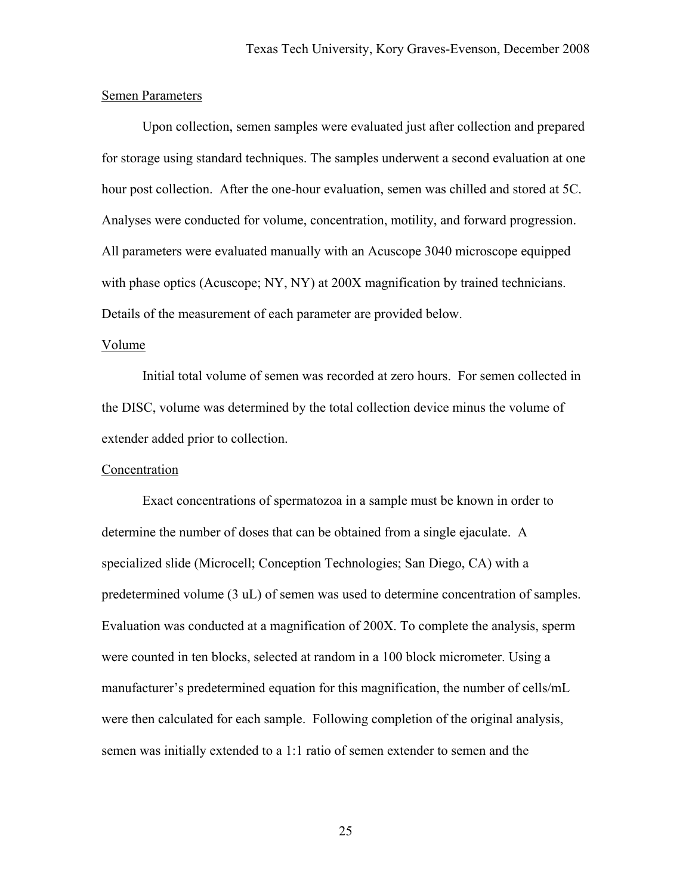Semen Parameters

Upon collection, semen samples were evaluated just after collection and prepared for storage using standard techniques. The samples underwent a second evaluation at one hour post collection. After the one-hour evaluation, semen was chilled and stored at 5C. Analyses were conducted for volume, concentration, motility, and forward progression. All parameters were evaluated manually with an Acuscope 3040 microscope equipped with phase optics (Acuscope; NY, NY) at 200X magnification by trained technicians. Details of the measurement of each parameter are provided below.

Volume

Initial total volume of semen was recorded at zero hours. For semen collected in the DISC, volume was determined by the total collection device minus the volume of extender added prior to collection.

Concentration

Exact concentrations of spermatozoa in a sample must be known in order to determine the number of doses that can be obtained from a single ejaculate. A specialized slide (Microcell; Conception Technologies; San Diego, CA) with a predetermined volume (3 uL) of semen was used to determine concentration of samples. Evaluation was conducted at a magnification of 200X. To complete the analysis, sperm were counted in ten blocks, selected at random in a 100 block micrometer. Using a manufacturer's predetermined equation for this magnification, the number of cells/mL were then calculated for each sample. Following completion of the original analysis, semen was initially extended to a 1:1 ratio of semen extender to semen and the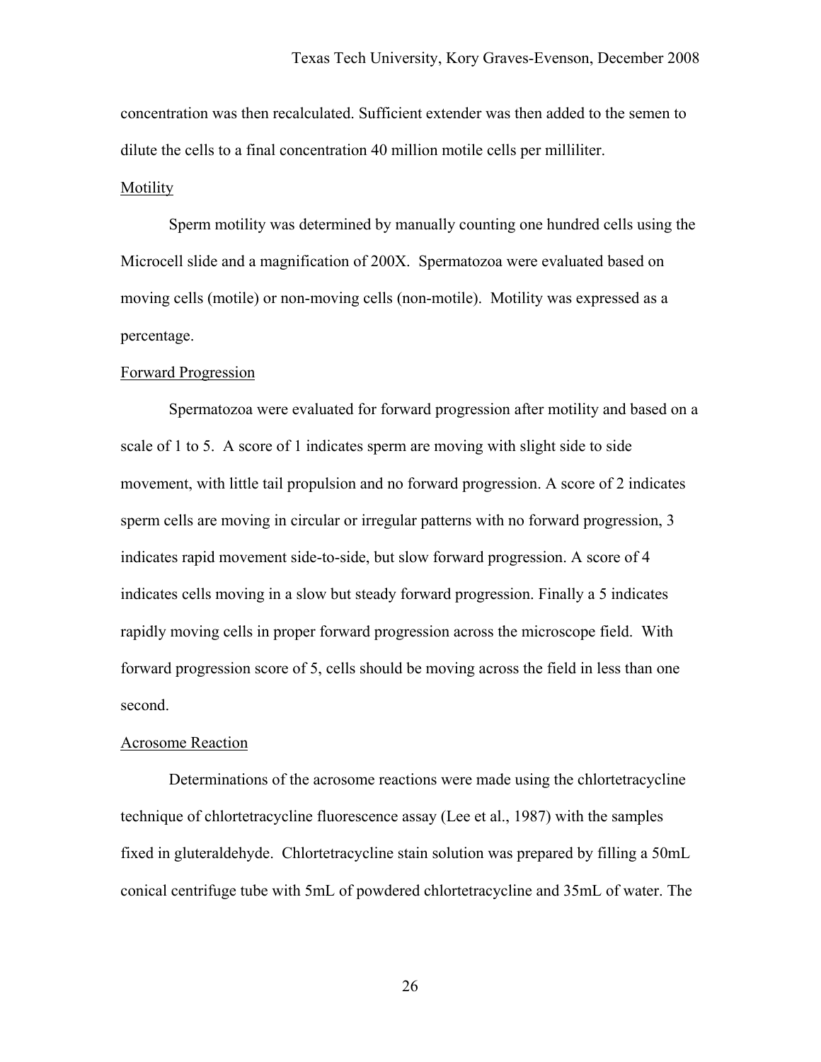concentration was then recalculated. Sufficient extender was then added to the semen to dilute the cells to a final concentration 40 million motile cells per milliliter.

### Motility

Sperm motility was determined by manually counting one hundred cells using the Microcell slide and a magnification of 200X. Spermatozoa were evaluated based on moving cells (motile) or non-moving cells (non-motile). Motility was expressed as a percentage.

### Forward Progression

Spermatozoa were evaluated for forward progression after motility and based on a scale of 1 to 5. A score of 1 indicates sperm are moving with slight side to side movement, with little tail propulsion and no forward progression. A score of 2 indicates sperm cells are moving in circular or irregular patterns with no forward progression, 3 indicates rapid movement side-to-side, but slow forward progression. A score of 4 indicates cells moving in a slow but steady forward progression. Finally a 5 indicates rapidly moving cells in proper forward progression across the microscope field. With forward progression score of 5, cells should be moving across the field in less than one second.

### Acrosome Reaction

Determinations of the acrosome reactions were made using the chlortetracycline technique of chlortetracycline fluorescence assay (Lee et al., 1987) with the samples fixed in gluteraldehyde. Chlortetracycline stain solution was prepared by filling a 50mL conical centrifuge tube with 5mL of powdered chlortetracycline and 35mL of water. The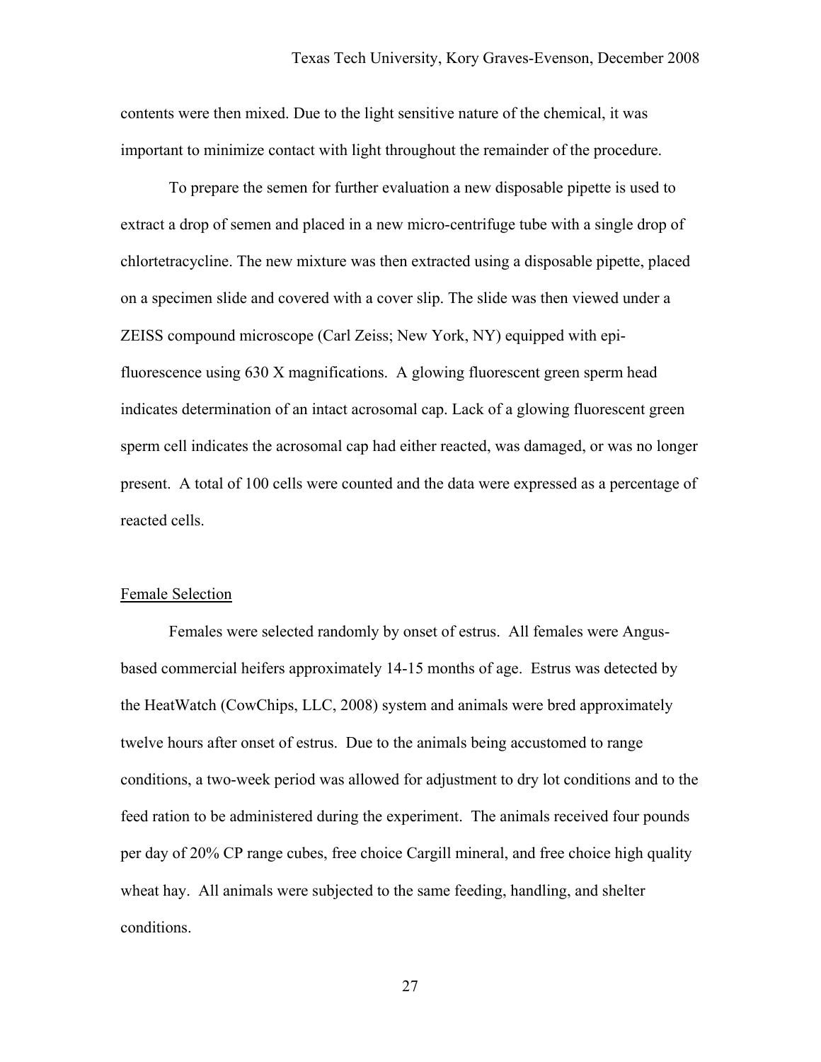contents were then mixed. Due to the light sensitive nature of the chemical, it was important to minimize contact with light throughout the remainder of the procedure.

To prepare the semen for further evaluation a new disposable pipette is used to extract a drop of semen and placed in a new micro-centrifuge tube with a single drop of chlortetracycline. The new mixture was then extracted using a disposable pipette, placed on a specimen slide and covered with a cover slip. The slide was then viewed under a ZEISS compound microscope (Carl Zeiss; New York, NY) equipped with epi-fluorescence using 630 X magnifications. A glowing fluorescent green sperm head indicates determination of an intact acrosomal cap. Lack of a glowing fluorescent green sperm cell indicates the acrosomal cap had either reacted, was damaged, or was no longer present. A total of 100 cells were counted and the data were expressed as a percentage of reacted cells.

## Female Selection

Females were selected randomly by onset of estrus. All females were Angus-based commercial heifers approximately 14-15 months of age. Estrus was detected by the HeatWatch (CowChips, LLC, 2008) system and animals were bred approximately twelve hours after onset of estrus. Due to the animals being accustomed to range conditions, a two-week period was allowed for adjustment to dry lot conditions and to the feed ration to be administered during the experiment. The animals received four pounds per day of 20% CP range cubes, free choice Cargill mineral, and free choice high quality wheat hay. All animals were subjected to the same feeding, handling, and shelter conditions.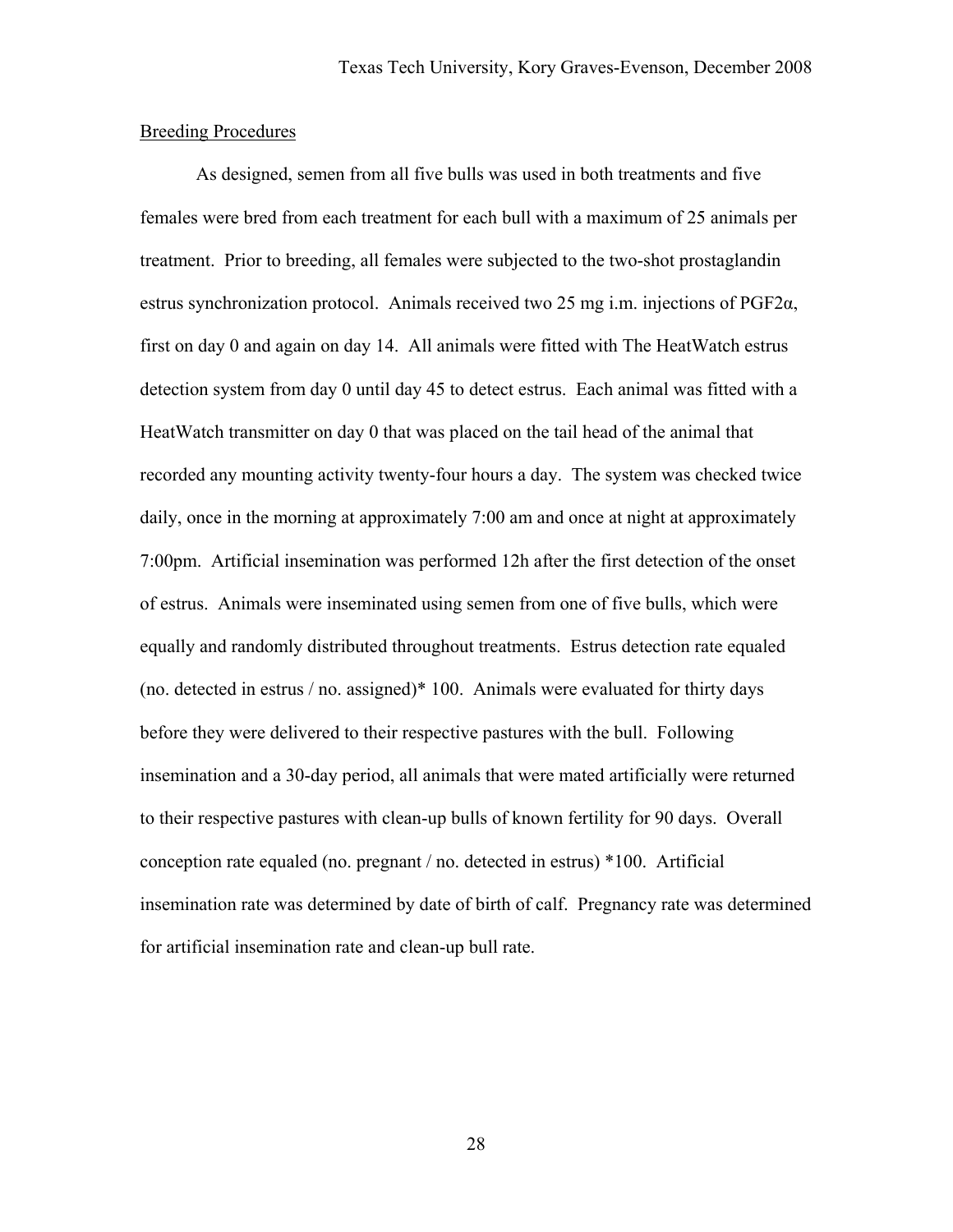## Breeding Procedures

As designed, semen from all five bulls was used in both treatments and five females were bred from each treatment for each bull with a maximum of 25 animals per treatment. Prior to breeding, all females were subjected to the two-shot prostaglandin estrus synchronization protocol. Animals received two 25 mg i.m. injections of $PGF2\alpha$, first on day 0 and again on day 14. All animals were fitted with The HeatWatch estrus detection system from day 0 until day 45 to detect estrus. Each animal was fitted with a HeatWatch transmitter on day 0 that was placed on the tail head of the animal that recorded any mounting activity twenty-four hours a day. The system was checked twice daily, once in the morning at approximately 7:00 am and once at night at approximately 7:00pm. Artificial insemination was performed 12h after the first detection of the onset of estrus. Animals were inseminated using semen from one of five bulls, which were equally and randomly distributed throughout treatments. Estrus detection rate equaled (no. detected in estrus / no. assigned)* 100. Animals were evaluated for thirty days before they were delivered to their respective pastures with the bull. Following insemination and a 30-day period, all animals that were mated artificially were returned to their respective pastures with clean-up bulls of known fertility for 90 days. Overall conception rate equaled (no. pregnant / no. detected in estrus) *100. Artificial insemination rate was determined by date of birth of calf. Pregnancy rate was determined for artificial insemination rate and clean-up bull rate.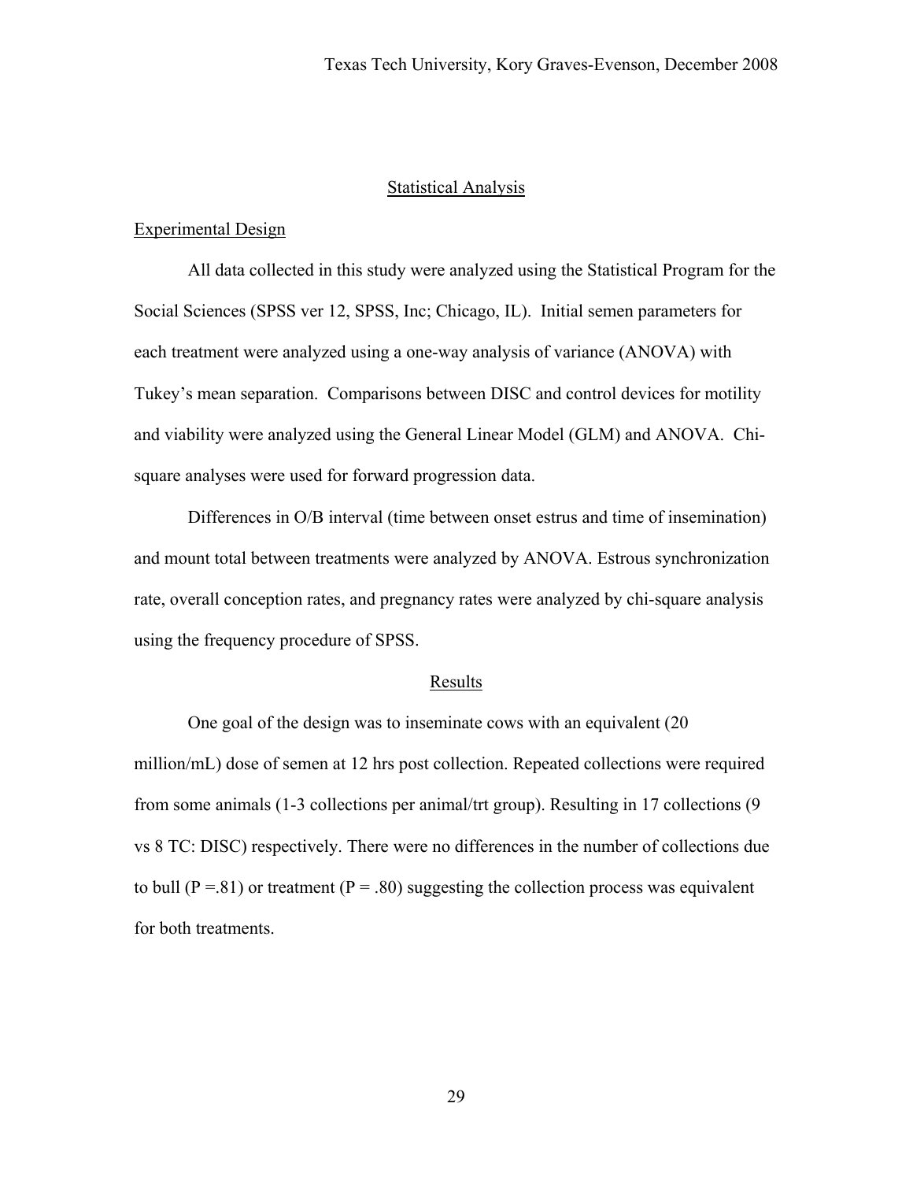## Statistical Analysis

### Experimental Design

All data collected in this study were analyzed using the Statistical Program for the Social Sciences (SPSS ver 12, SPSS, Inc; Chicago, IL). Initial semen parameters for each treatment were analyzed using a one-way analysis of variance (ANOVA) with Tukey's mean separation. Comparisons between DISC and control devices for motility and viability were analyzed using the General Linear Model (GLM) and ANOVA. Chi-square analyses were used for forward progression data.

Differences in O/B interval (time between onset estrus and time of insemination) and mount total between treatments were analyzed by ANOVA. Estrous synchronization rate, overall conception rates, and pregnancy rates were analyzed by chi-square analysis using the frequency procedure of SPSS.

## Results

One goal of the design was to inseminate cows with an equivalent (20 million/mL) dose of semen at 12 hrs post collection. Repeated collections were required from some animals (1-3 collections per animal/trt group). Resulting in 17 collections (9 vs 8 TC: DISC) respectively. There were no differences in the number of collections due to bull ($P = .81$) or treatment ($P = .80$) suggesting the collection process was equivalent for both treatments.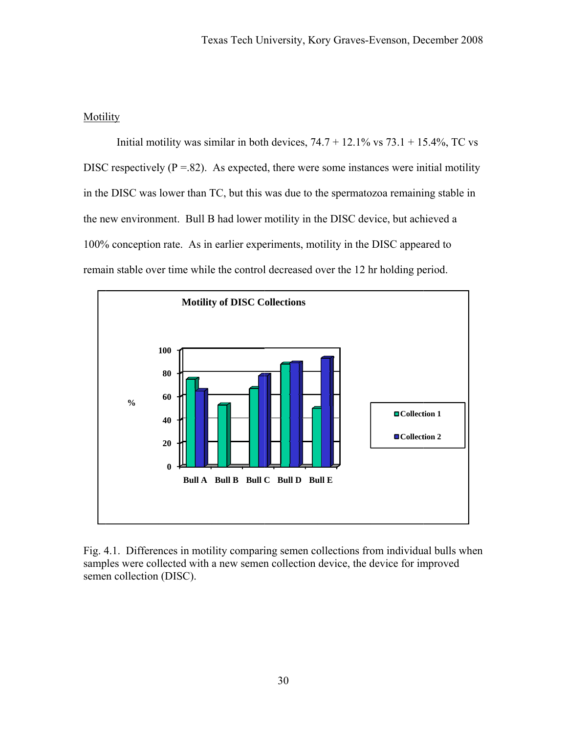Motility

Initial motility was similar in both devices, 74.7 + 12.1% vs 73.1 + 15.4%, TC vs DISC respectively (P =.82). As expected, there were some instances were initial motility in the DISC was lower than TC, but this was due to the spermatozoa remaining stable in the new environment. Bull B had lower motility in the DISC device, but achieved a 100% conception rate. As in earlier experiments, motility in the DISC appeared to remain stable over time while the control decreased over the 12 hr holding period.

Fig. 4.1. Differences in motility comparing semen collections from individual bulls when samples were collected with a new semen collection device, the device for improved semen collection (DISC).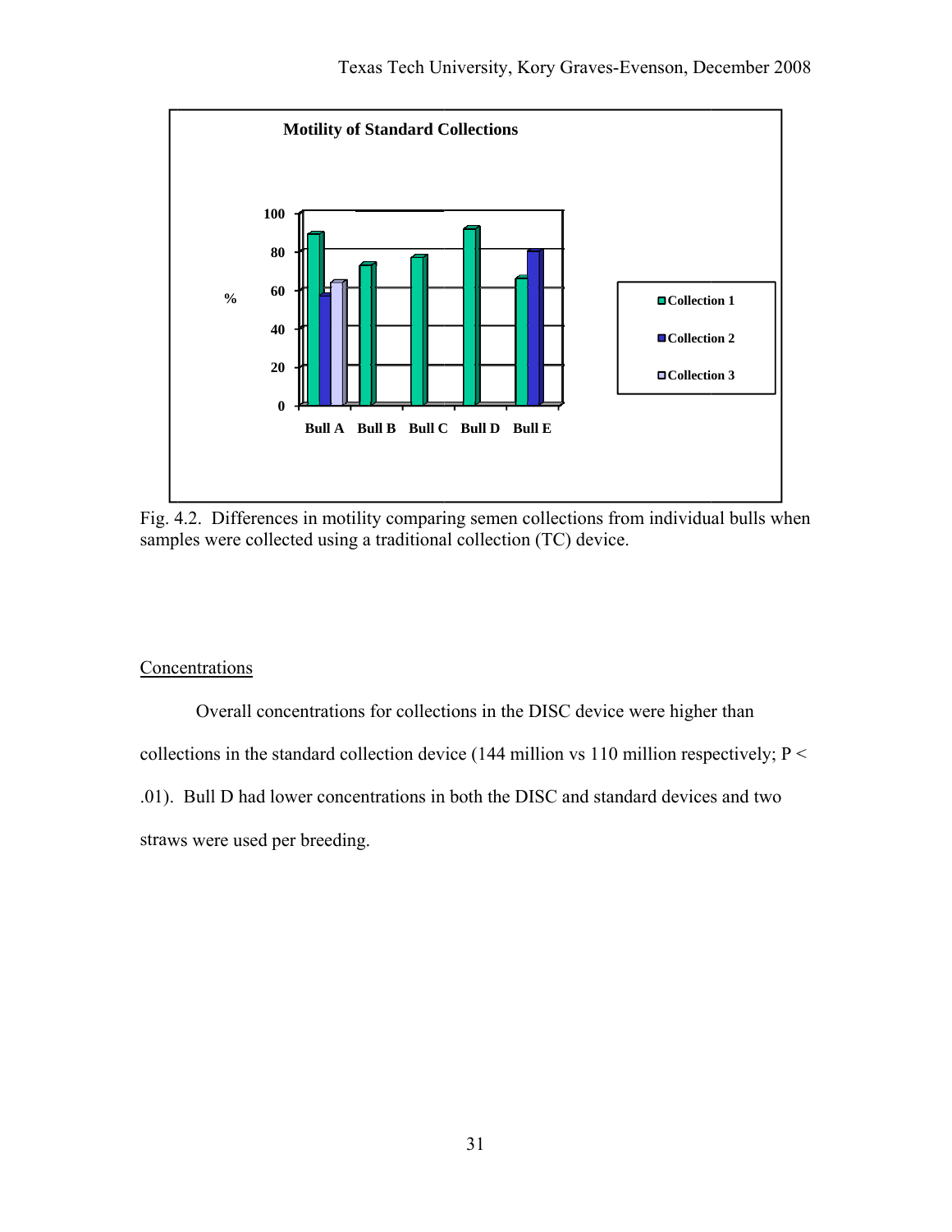Fig. 4.2. Differences in motility comparing semen collections from individual bulls when samples were collected using a traditional collection (TC) device.

Concentrations

Overall concentrations for collections in the DISC device were higher than collections in the standard collection device (144 million vs 110 million respectively; $P < .01$). Bull D had lower concentrations in both the DISC and standard devices and two straws were used per breeding.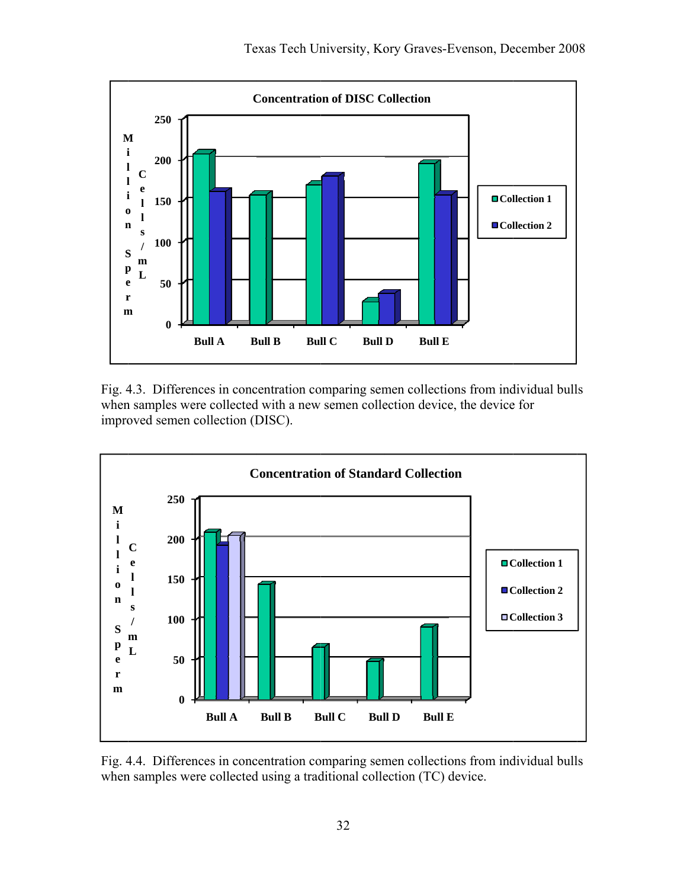Fig. 4.3. Differences in concentration comparing semen collections from individual bulls when samples were collected with a new semen collection device, the device for improved semen collection (DISC).

Fig. 4.4. Differences in concentration comparing semen collections from individual bulls when samples were collected using a traditional collection (TC) device.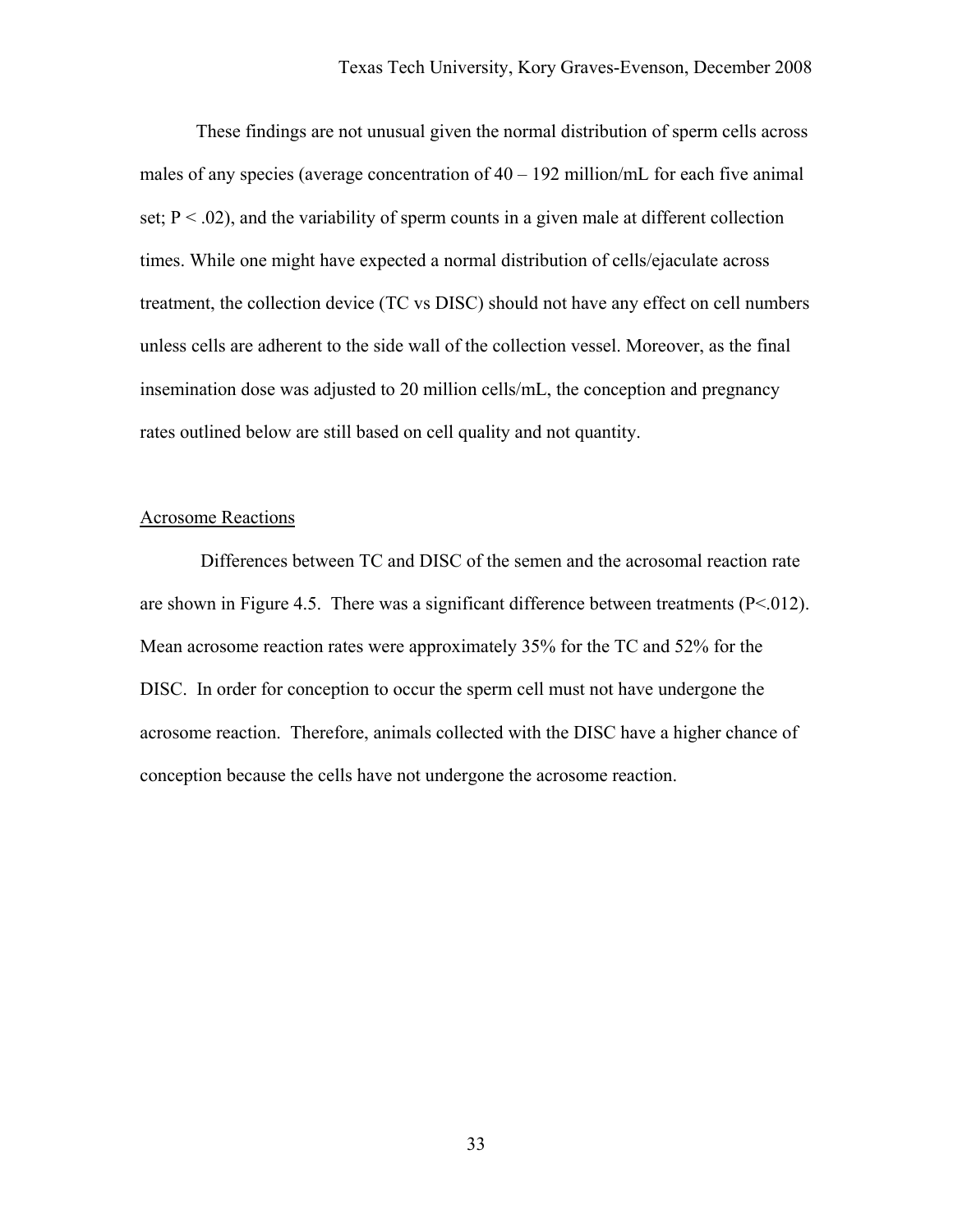These findings are not unusual given the normal distribution of sperm cells across males of any species (average concentration of 40 – 192 million/mL for each five animal set; $P < .02$), and the variability of sperm counts in a given male at different collection times. While one might have expected a normal distribution of cells/ejaculate across treatment, the collection device (TC vs DISC) should not have any effect on cell numbers unless cells are adherent to the side wall of the collection vessel. Moreover, as the final insemination dose was adjusted to 20 million cells/mL, the conception and pregnancy rates outlined below are still based on cell quality and not quantity.

Acrosome Reactions

Differences between TC and DISC of the semen and the acrosomal reaction rate are shown in Figure 4.5. There was a significant difference between treatments ($P<.012$). Mean acrosome reaction rates were approximately 35% for the TC and 52% for the DISC. In order for conception to occur the sperm cell must not have undergone the acrosome reaction. Therefore, animals collected with the DISC have a higher chance of conception because the cells have not undergone the acrosome reaction.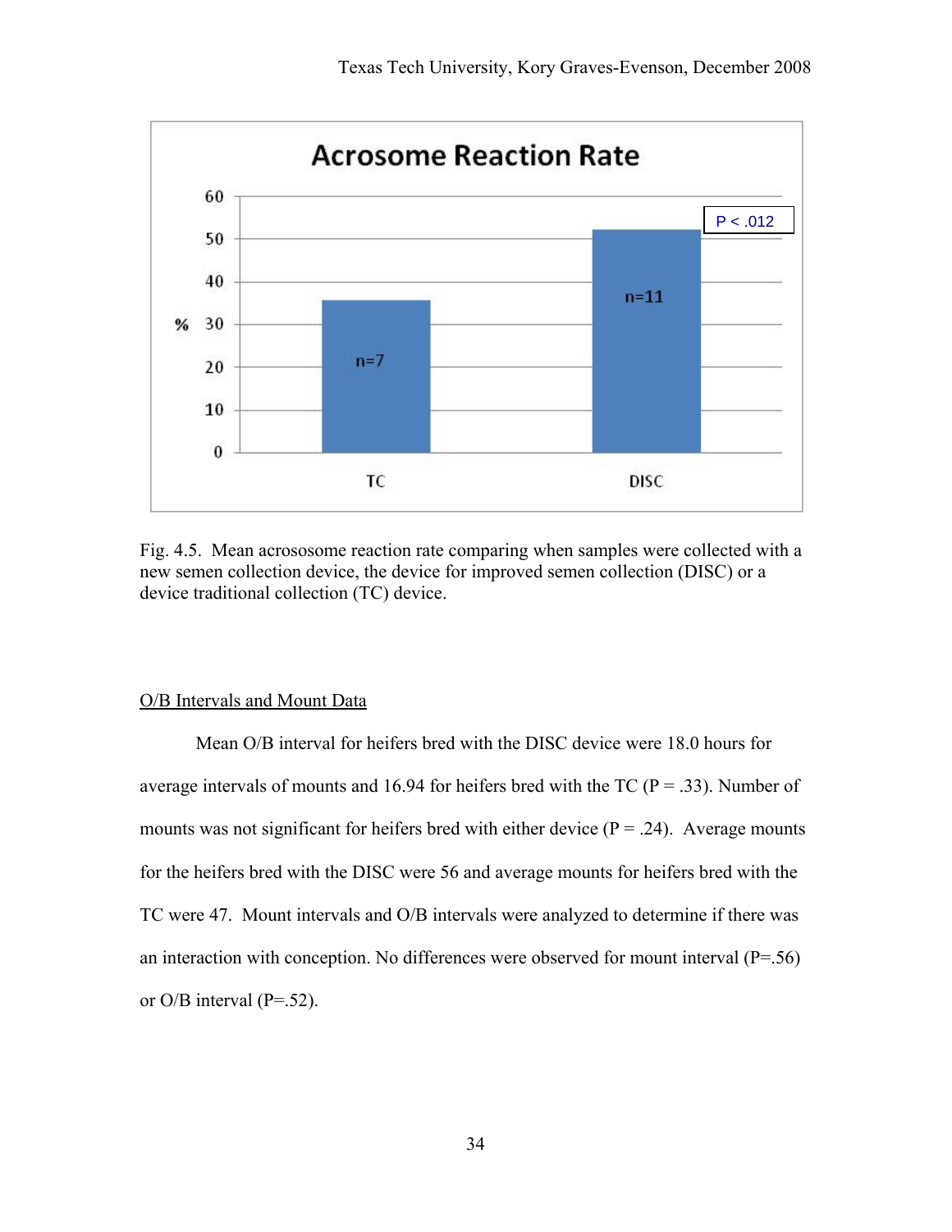Fig. 4.5. Mean acrososome reaction rate comparing when samples were collected with a new semen collection device, the device for improved semen collection (DISC) or a device traditional collection (TC) device.

O/B Intervals and Mount Data

Mean O/B interval for heifers bred with the DISC device were 18.0 hours for average intervals of mounts and 16.94 for heifers bred with the TC (P = .33). Number of mounts was not significant for heifers bred with either device (P = .24). Average mounts for the heifers bred with the DISC were 56 and average mounts for heifers bred with the TC were 47. Mount intervals and O/B intervals were analyzed to determine if there was an interaction with conception. No differences were observed for mount interval (P=.56) or O/B interval (P=.52).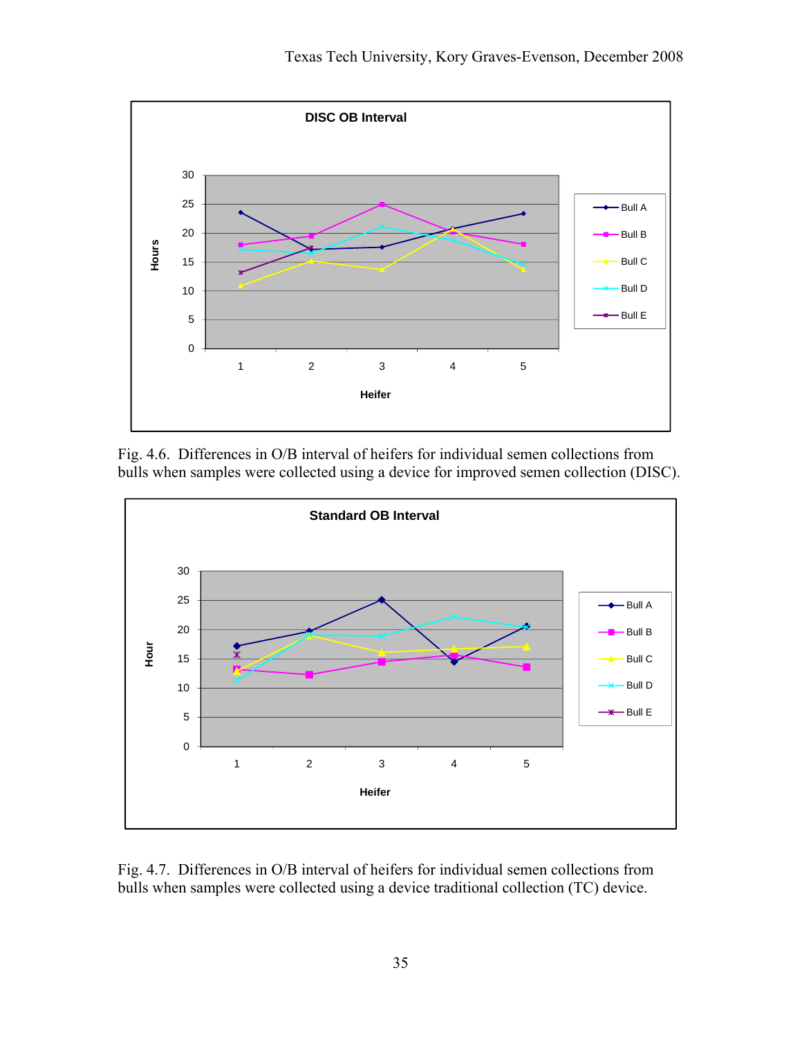Fig. 4.6. Differences in O/B interval of heifers for individual semen collections from bulls when samples were collected using a device for improved semen collection (DISC).

Fig. 4.7. Differences in O/B interval of heifers for individual semen collections from bulls when samples were collected using a device traditional collection (TC) device.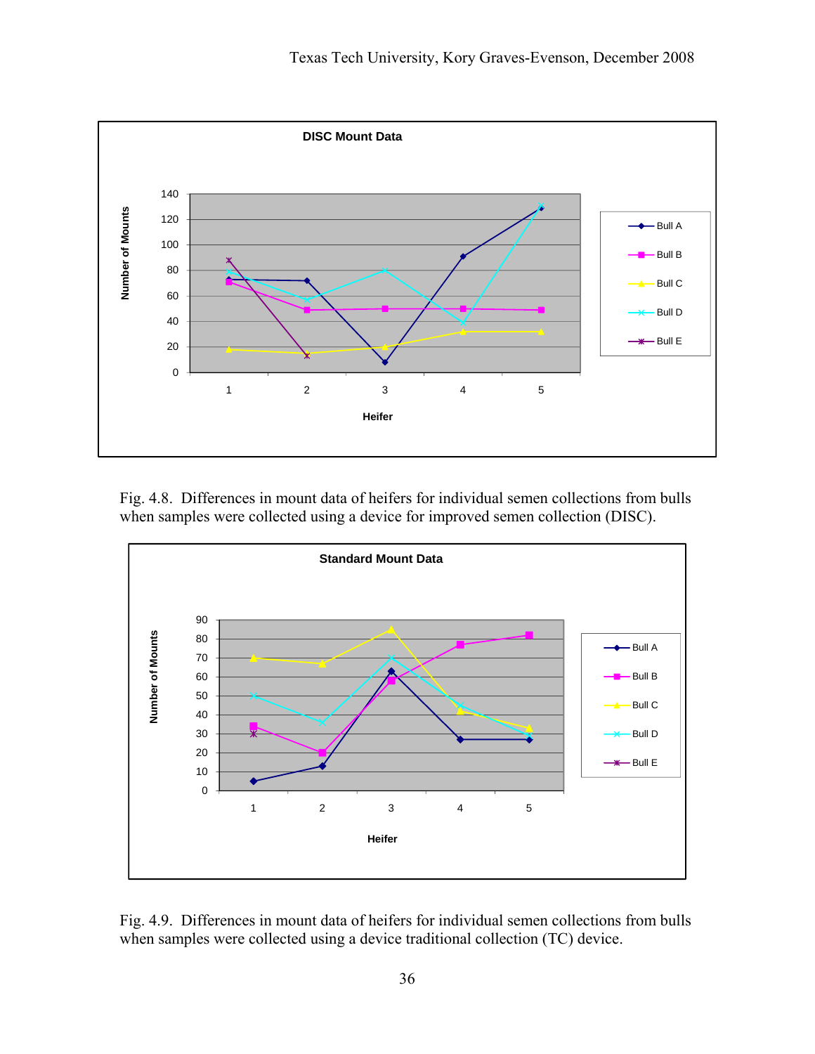Fig. 4.8. Differences in mount data of heifers for individual semen collections from bulls when samples were collected using a device for improved semen collection (DISC).

Fig. 4.9. Differences in mount data of heifers for individual semen collections from bulls when samples were collected using a device traditional collection (TC) device.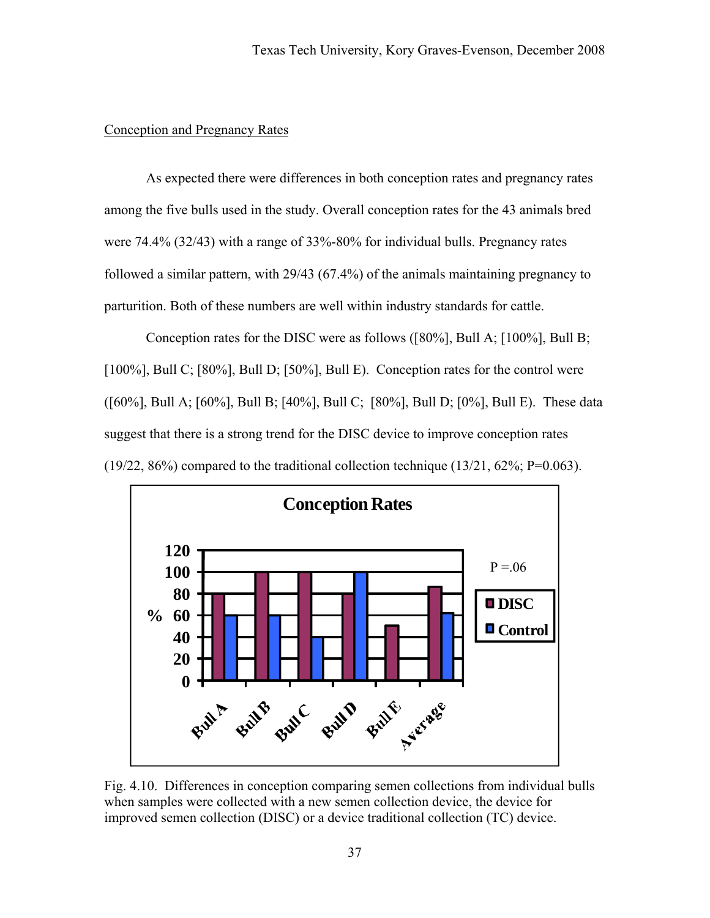Conception and Pregnancy Rates

As expected there were differences in both conception rates and pregnancy rates among the five bulls used in the study. Overall conception rates for the 43 animals bred were 74.4% (32/43) with a range of 33%-80% for individual bulls. Pregnancy rates followed a similar pattern, with 29/43 (67.4%) of the animals maintaining pregnancy to parturition. Both of these numbers are well within industry standards for cattle.

Conception rates for the DISC were as follows ([80%], Bull A; [100%], Bull B; [100%], Bull C; [80%], Bull D; [50%], Bull E). Conception rates for the control were ([60%], Bull A; [60%], Bull B; [40%], Bull C; [80%], Bull D; [0%], Bull E). These data suggest that there is a strong trend for the DISC device to improve conception rates (19/22, 86%) compared to the traditional collection technique (13/21, 62%; P=0.063).

Fig. 4.10. Differences in conception comparing semen collections from individual bulls when samples were collected with a new semen collection device, the device for improved semen collection (DISC) or a device traditional collection (TC) device.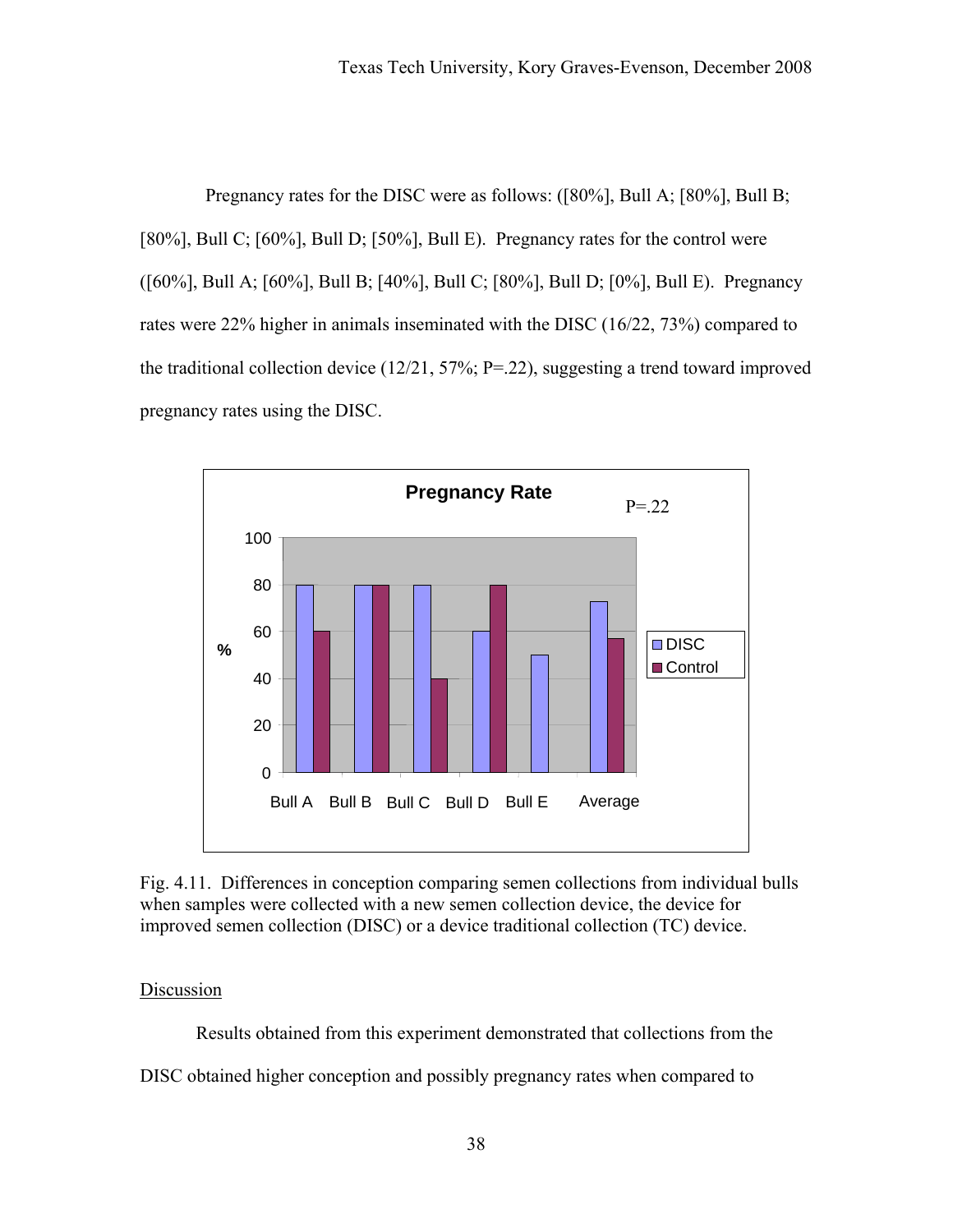Pregnancy rates for the DISC were as follows: ([80%], Bull A; [80%], Bull B; [80%], Bull C; [60%], Bull D; [50%], Bull E). Pregnancy rates for the control were ([60%], Bull A; [60%], Bull B; [40%], Bull C; [80%], Bull D; [0%], Bull E). Pregnancy rates were 22% higher in animals inseminated with the DISC (16/22, 73%) compared to the traditional collection device (12/21, 57%; P=.22), suggesting a trend toward improved pregnancy rates using the DISC.

Fig. 4.11. Differences in conception comparing semen collections from individual bulls when samples were collected with a new semen collection device, the device for improved semen collection (DISC) or a device traditional collection (TC) device.

## Discussion

Results obtained from this experiment demonstrated that collections from the DISC obtained higher conception and possibly pregnancy rates when compared to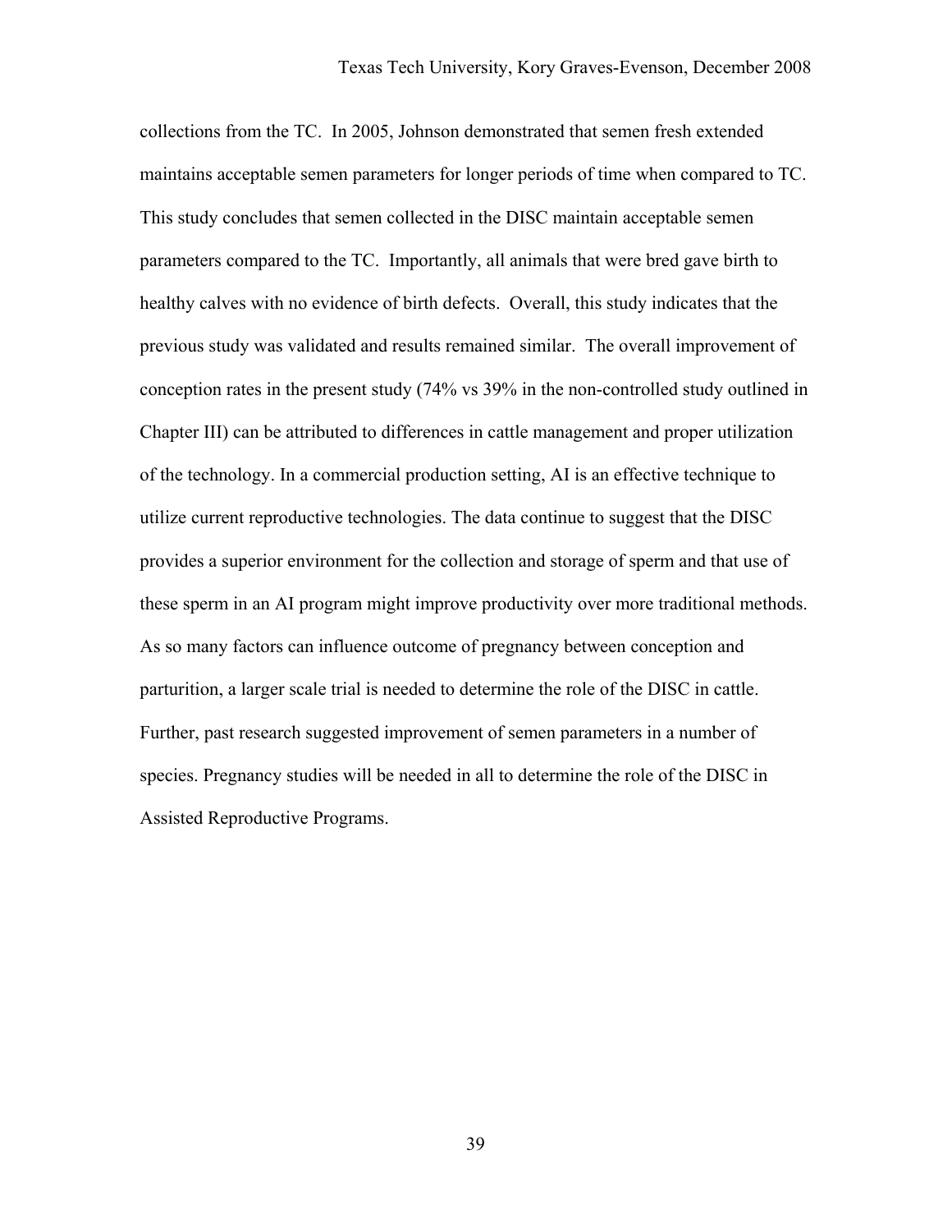collections from the TC. In 2005, Johnson demonstrated that semen fresh extended maintains acceptable semen parameters for longer periods of time when compared to TC. This study concludes that semen collected in the DISC maintain acceptable semen parameters compared to the TC. Importantly, all animals that were bred gave birth to healthy calves with no evidence of birth defects. Overall, this study indicates that the previous study was validated and results remained similar. The overall improvement of conception rates in the present study (74% vs 39% in the non-controlled study outlined in Chapter III) can be attributed to differences in cattle management and proper utilization of the technology. In a commercial production setting, AI is an effective technique to utilize current reproductive technologies. The data continue to suggest that the DISC provides a superior environment for the collection and storage of sperm and that use of these sperm in an AI program might improve productivity over more traditional methods. As so many factors can influence outcome of pregnancy between conception and parturition, a larger scale trial is needed to determine the role of the DISC in cattle. Further, past research suggested improvement of semen parameters in a number of species. Pregnancy studies will be needed in all to determine the role of the DISC in Assisted Reproductive Programs.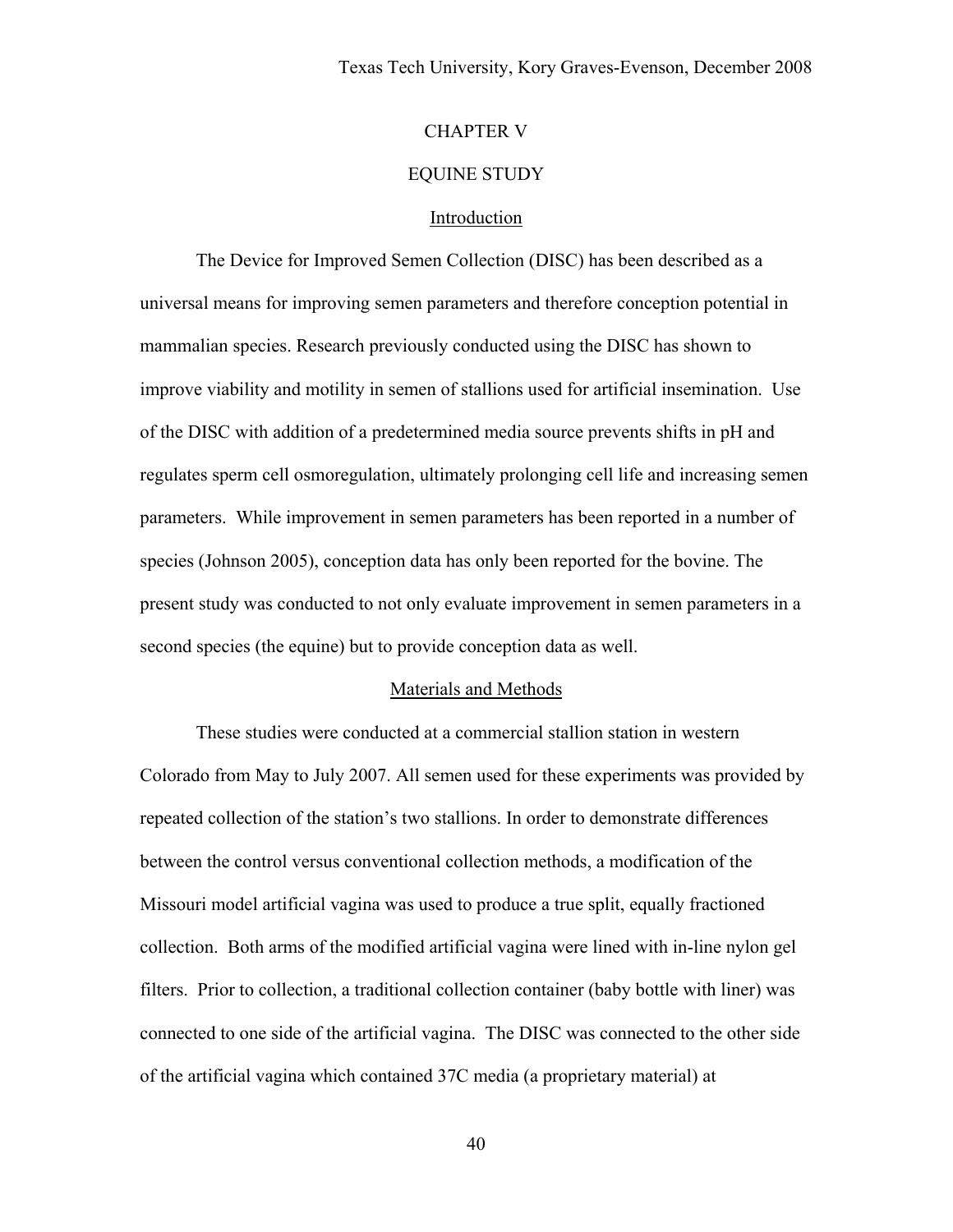# CHAPTER V

# EQUINE STUDY

## Introduction

The Device for Improved Semen Collection (DISC) has been described as a universal means for improving semen parameters and therefore conception potential in mammalian species. Research previously conducted using the DISC has shown to improve viability and motility in semen of stallions used for artificial insemination. Use of the DISC with addition of a predetermined media source prevents shifts in pH and regulates sperm cell osmoregulation, ultimately prolonging cell life and increasing semen parameters. While improvement in semen parameters has been reported in a number of species (Johnson 2005), conception data has only been reported for the bovine. The present study was conducted to not only evaluate improvement in semen parameters in a second species (the equine) but to provide conception data as well.

## Materials and Methods

These studies were conducted at a commercial stallion station in western Colorado from May to July 2007. All semen used for these experiments was provided by repeated collection of the station's two stallions. In order to demonstrate differences between the control versus conventional collection methods, a modification of the Missouri model artificial vagina was used to produce a true split, equally fractioned collection. Both arms of the modified artificial vagina were lined with in-line nylon gel filters. Prior to collection, a traditional collection container (baby bottle with liner) was connected to one side of the artificial vagina. The DISC was connected to the other side of the artificial vagina which contained 37C media (a proprietary material) at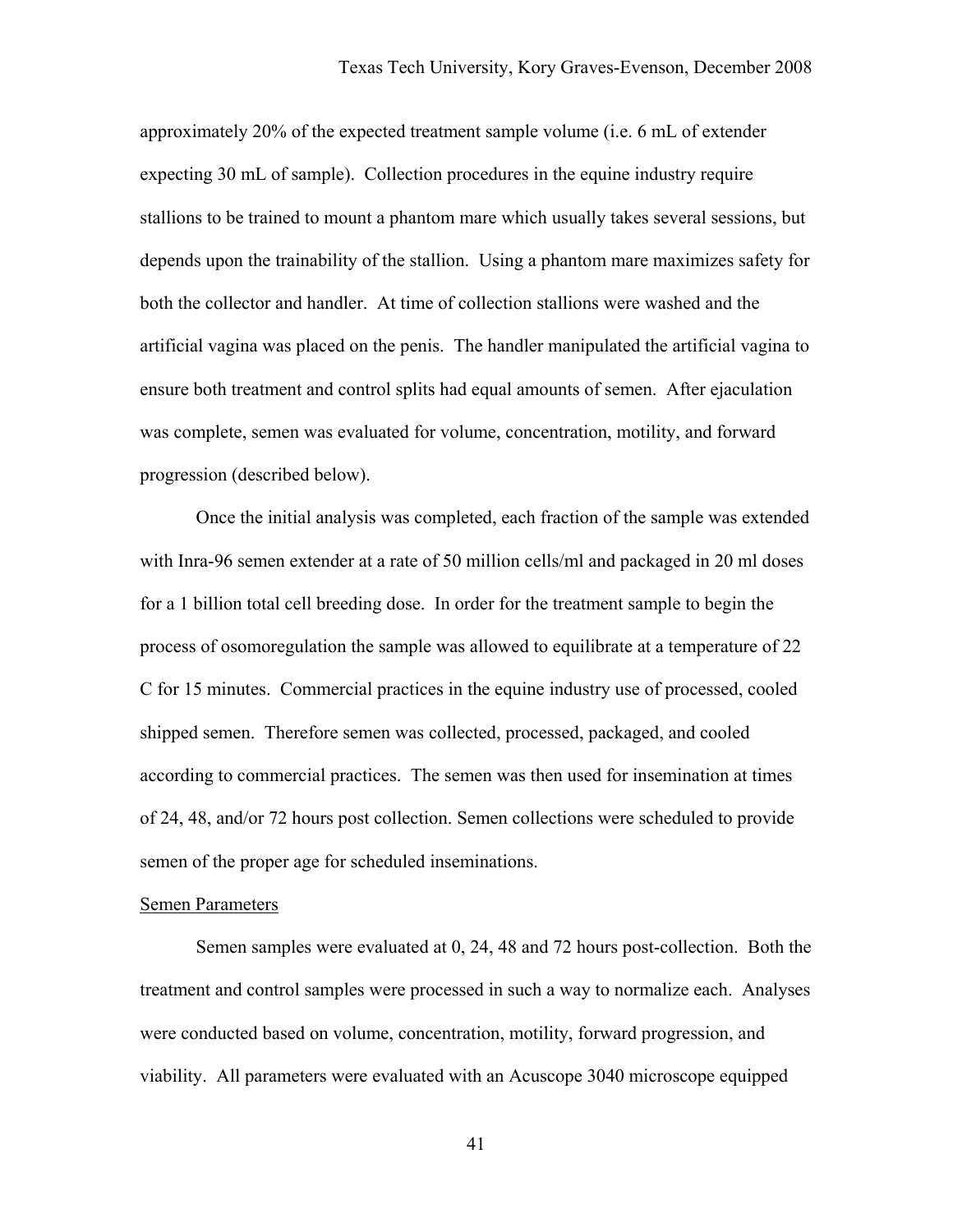approximately 20% of the expected treatment sample volume (i.e. 6 mL of extender expecting 30 mL of sample). Collection procedures in the equine industry require stallions to be trained to mount a phantom mare which usually takes several sessions, but depends upon the trainability of the stallion. Using a phantom mare maximizes safety for both the collector and handler. At time of collection stallions were washed and the artificial vagina was placed on the penis. The handler manipulated the artificial vagina to ensure both treatment and control splits had equal amounts of semen. After ejaculation was complete, semen was evaluated for volume, concentration, motility, and forward progression (described below).

Once the initial analysis was completed, each fraction of the sample was extended with Inra-96 semen extender at a rate of 50 million cells/ml and packaged in 20 ml doses for a 1 billion total cell breeding dose. In order for the treatment sample to begin the process of osomoregulation the sample was allowed to equilibrate at a temperature of 22 C for 15 minutes. Commercial practices in the equine industry use of processed, cooled shipped semen. Therefore semen was collected, processed, packaged, and cooled according to commercial practices. The semen was then used for insemination at times of 24, 48, and/or 72 hours post collection. Semen collections were scheduled to provide semen of the proper age for scheduled inseminations.

Semen Parameters

Semen samples were evaluated at 0, 24, 48 and 72 hours post-collection. Both the treatment and control samples were processed in such a way to normalize each. Analyses were conducted based on volume, concentration, motility, forward progression, and viability. All parameters were evaluated with an Acuscope 3040 microscope equipped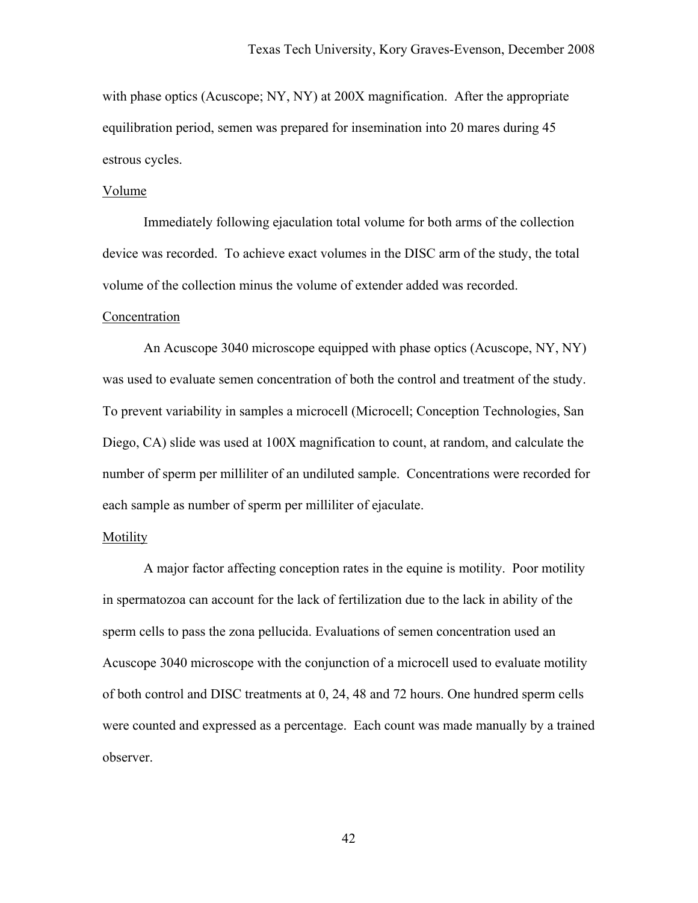with phase optics (Acuscope; NY, NY) at 200X magnification. After the appropriate equilibration period, semen was prepared for insemination into 20 mares during 45 estrous cycles.

<u>Volume</u>

Immediately following ejaculation total volume for both arms of the collection device was recorded. To achieve exact volumes in the DISC arm of the study, the total volume of the collection minus the volume of extender added was recorded.

<u>Concentration</u>

An Acuscope 3040 microscope equipped with phase optics (Acuscope, NY, NY) was used to evaluate semen concentration of both the control and treatment of the study. To prevent variability in samples a microcell (Microcell; Conception Technologies, San Diego, CA) slide was used at 100X magnification to count, at random, and calculate the number of sperm per milliliter of an undiluted sample. Concentrations were recorded for each sample as number of sperm per milliliter of ejaculate.

<u>Motility</u>

A major factor affecting conception rates in the equine is motility. Poor motility in spermatozoa can account for the lack of fertilization due to the lack in ability of the sperm cells to pass the zona pellucida. Evaluations of semen concentration used an Acuscope 3040 microscope with the conjunction of a microcell used to evaluate motility of both control and DISC treatments at 0, 24, 48 and 72 hours. One hundred sperm cells were counted and expressed as a percentage. Each count was made manually by a trained observer.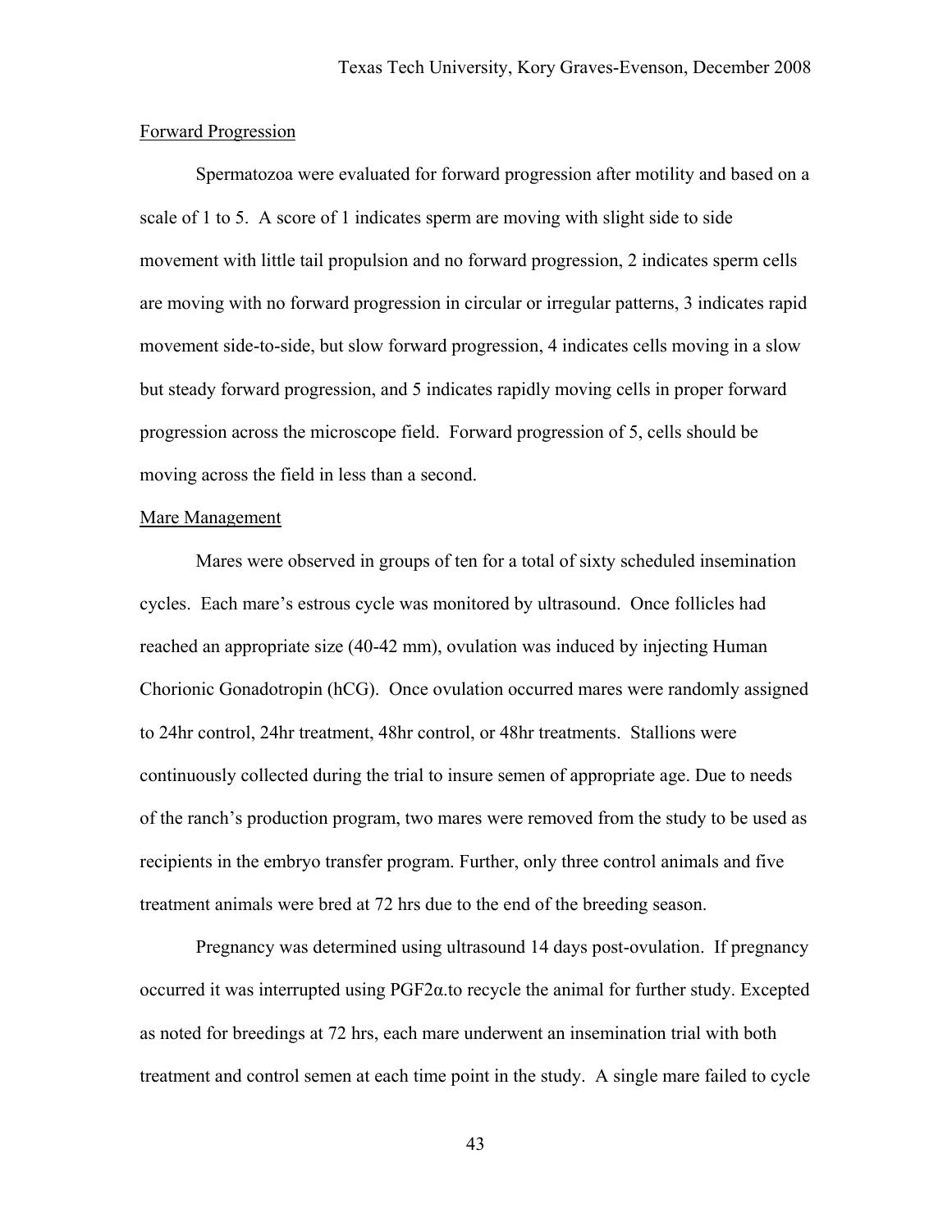### Forward Progression

Spermatozoa were evaluated for forward progression after motility and based on a scale of 1 to 5. A score of 1 indicates sperm are moving with slight side to side movement with little tail propulsion and no forward progression, 2 indicates sperm cells are moving with no forward progression in circular or irregular patterns, 3 indicates rapid movement side-to-side, but slow forward progression, 4 indicates cells moving in a slow but steady forward progression, and 5 indicates rapidly moving cells in proper forward progression across the microscope field. Forward progression of 5, cells should be moving across the field in less than a second.

### Mare Management

Mares were observed in groups of ten for a total of sixty scheduled insemination cycles. Each mare's estrous cycle was monitored by ultrasound. Once follicles had reached an appropriate size (40-42 mm), ovulation was induced by injecting Human Chorionic Gonadotropin (hCG). Once ovulation occurred mares were randomly assigned to 24hr control, 24hr treatment, 48hr control, or 48hr treatments. Stallions were continuously collected during the trial to insure semen of appropriate age. Due to needs of the ranch's production program, two mares were removed from the study to be used as recipients in the embryo transfer program. Further, only three control animals and five treatment animals were bred at 72 hrs due to the end of the breeding season.

Pregnancy was determined using ultrasound 14 days post-ovulation. If pregnancy occurred it was interrupted using PGF2α.to recycle the animal for further study. Excepted as noted for breedings at 72 hrs, each mare underwent an insemination trial with both treatment and control semen at each time point in the study. A single mare failed to cycle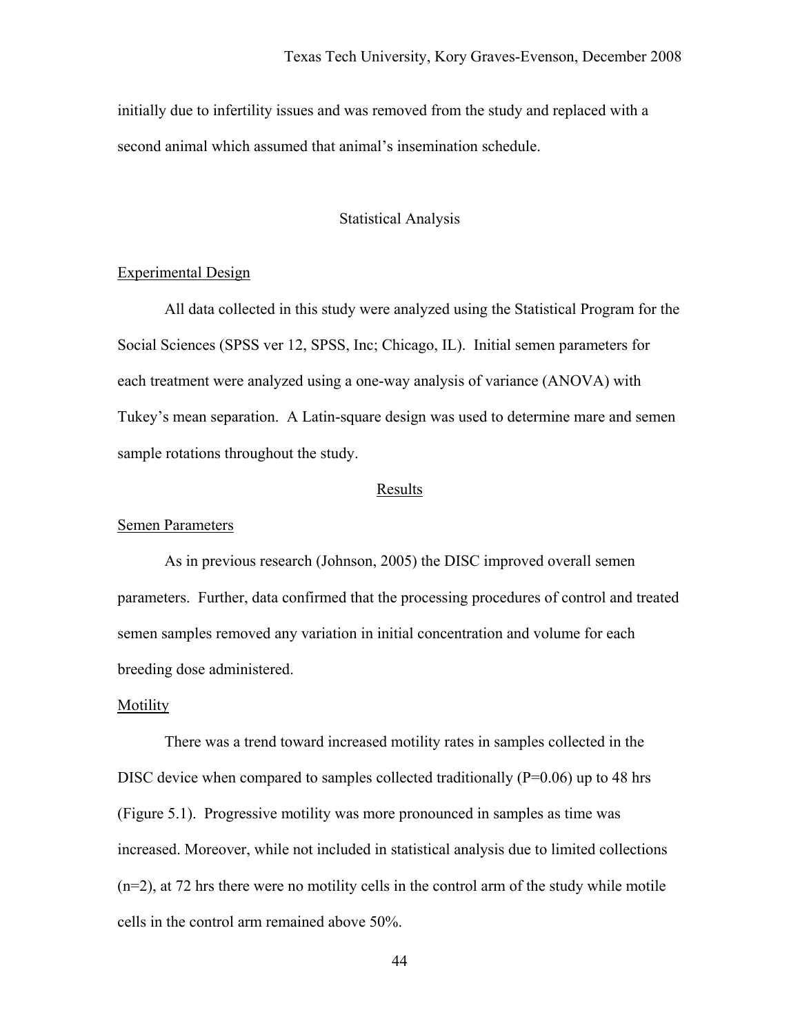initially due to infertility issues and was removed from the study and replaced with a second animal which assumed that animal's insemination schedule.

## Statistical Analysis

### Experimental Design

All data collected in this study were analyzed using the Statistical Program for the Social Sciences (SPSS ver 12, SPSS, Inc; Chicago, IL). Initial semen parameters for each treatment were analyzed using a one-way analysis of variance (ANOVA) with Tukey's mean separation. A Latin-square design was used to determine mare and semen sample rotations throughout the study.

## Results

### Semen Parameters

As in previous research (Johnson, 2005) the DISC improved overall semen parameters. Further, data confirmed that the processing procedures of control and treated semen samples removed any variation in initial concentration and volume for each breeding dose administered.

### Motility

There was a trend toward increased motility rates in samples collected in the DISC device when compared to samples collected traditionally ($P=0.06$) up to 48 hrs (Figure 5.1). Progressive motility was more pronounced in samples as time was increased. Moreover, while not included in statistical analysis due to limited collections ($n=2$), at 72 hrs there were no motility cells in the control arm of the study while motile cells in the control arm remained above 50%.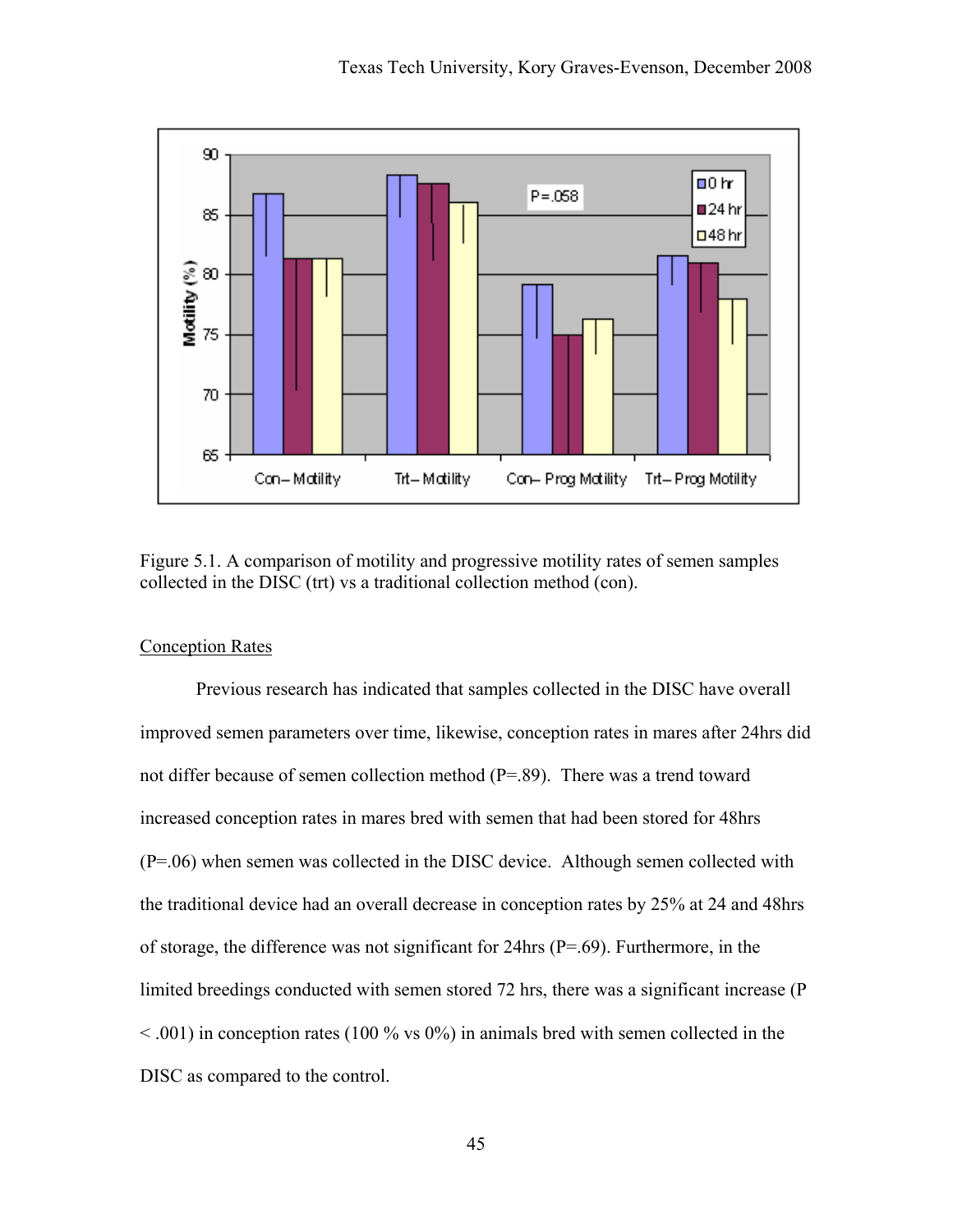Figure 5.1. A comparison of motility and progressive motility rates of semen samples collected in the DISC (trt) vs a traditional collection method (con).

Conception Rates

Previous research has indicated that samples collected in the DISC have overall improved semen parameters over time, likewise, conception rates in mares after 24hrs did not differ because of semen collection method (P=.89). There was a trend toward increased conception rates in mares bred with semen that had been stored for 48hrs (P=.06) when semen was collected in the DISC device. Although semen collected with the traditional device had an overall decrease in conception rates by 25% at 24 and 48hrs of storage, the difference was not significant for 24hrs (P=.69). Furthermore, in the limited breedings conducted with semen stored 72 hrs, there was a significant increase (P < .001) in conception rates (100 % vs 0%) in animals bred with semen collected in the DISC as compared to the control.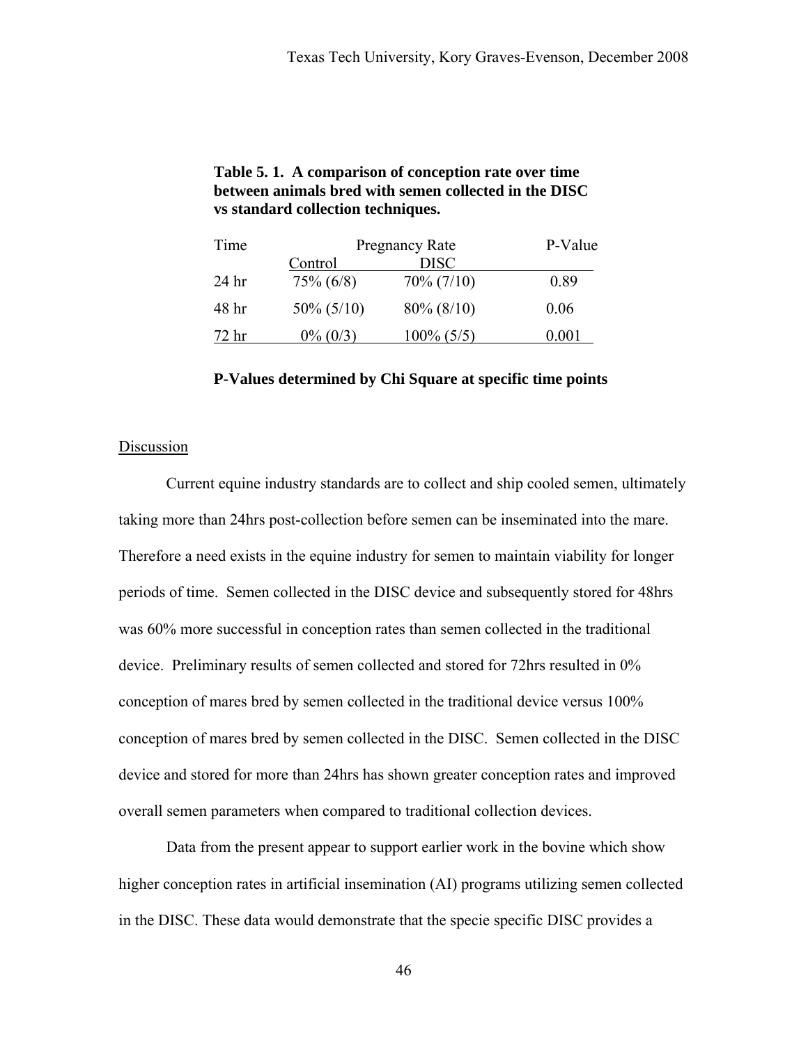**Table 5. 1. A comparison of conception rate over time between animals bred with semen collected in the DISC vs standard collection techniques.**

| Time | Pregnancy Rate | | P-Value |
|---|---|---|---|
| | Control | DISC | |
| 24 hr | 75% (6/8) | 70% (7/10) | 0.89 |
| 48 hr | 50% (5/10) | 80% (8/10) | 0.06 |
| 72 hr | 0% (0/3) | 100% (5/5) | 0.001 |

**P-Values determined by Chi Square at specific time points**

Discussion

Current equine industry standards are to collect and ship cooled semen, ultimately taking more than 24hrs post-collection before semen can be inseminated into the mare. Therefore a need exists in the equine industry for semen to maintain viability for longer periods of time. Semen collected in the DISC device and subsequently stored for 48hrs was 60% more successful in conception rates than semen collected in the traditional device. Preliminary results of semen collected and stored for 72hrs resulted in 0% conception of mares bred by semen collected in the traditional device versus 100% conception of mares bred by semen collected in the DISC. Semen collected in the DISC device and stored for more than 24hrs has shown greater conception rates and improved overall semen parameters when compared to traditional collection devices.

Data from the present appear to support earlier work in the bovine which show higher conception rates in artificial insemination (AI) programs utilizing semen collected in the DISC. These data would demonstrate that the specie specific DISC provides a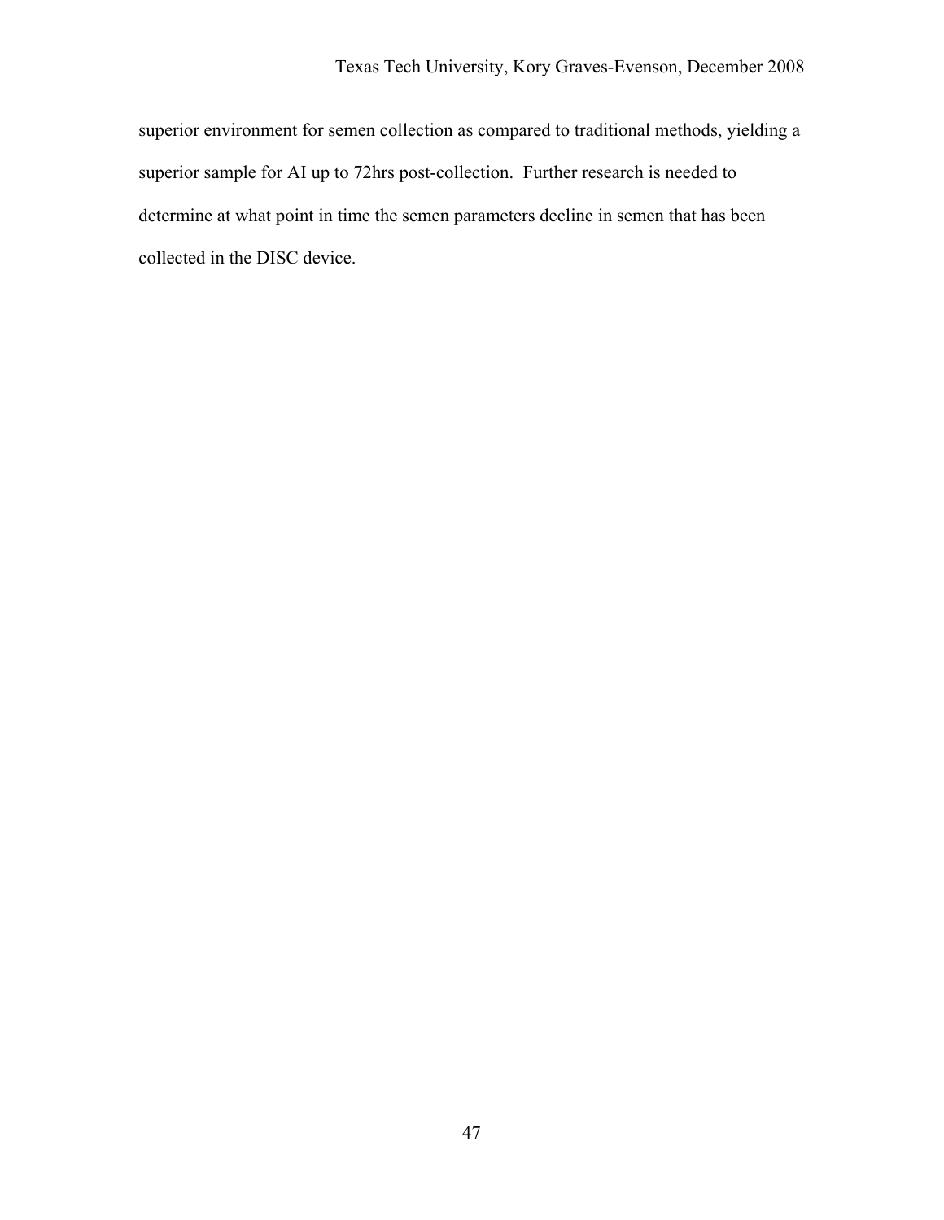superior environment for semen collection as compared to traditional methods, yielding a superior sample for AI up to 72hrs post-collection. Further research is needed to determine at what point in time the semen parameters decline in semen that has been collected in the DISC device.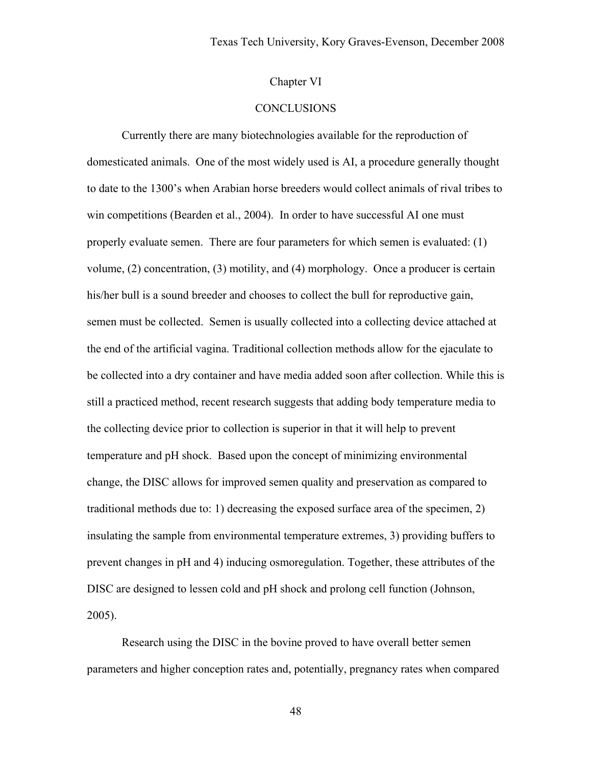# Chapter VI

## CONCLUSIONS

Currently there are many biotechnologies available for the reproduction of domesticated animals. One of the most widely used is AI, a procedure generally thought to date to the 1300's when Arabian horse breeders would collect animals of rival tribes to win competitions (Bearden et al., 2004). In order to have successful AI one must properly evaluate semen. There are four parameters for which semen is evaluated: (1) volume, (2) concentration, (3) motility, and (4) morphology. Once a producer is certain his/her bull is a sound breeder and chooses to collect the bull for reproductive gain, semen must be collected. Semen is usually collected into a collecting device attached at the end of the artificial vagina. Traditional collection methods allow for the ejaculate to be collected into a dry container and have media added soon after collection. While this is still a practiced method, recent research suggests that adding body temperature media to the collecting device prior to collection is superior in that it will help to prevent temperature and pH shock. Based upon the concept of minimizing environmental change, the DISC allows for improved semen quality and preservation as compared to traditional methods due to: 1) decreasing the exposed surface area of the specimen, 2) insulating the sample from environmental temperature extremes, 3) providing buffers to prevent changes in pH and 4) inducing osmoregulation. Together, these attributes of the DISC are designed to lessen cold and pH shock and prolong cell function (Johnson, 2005).

Research using the DISC in the bovine proved to have overall better semen parameters and higher conception rates and, potentially, pregnancy rates when compared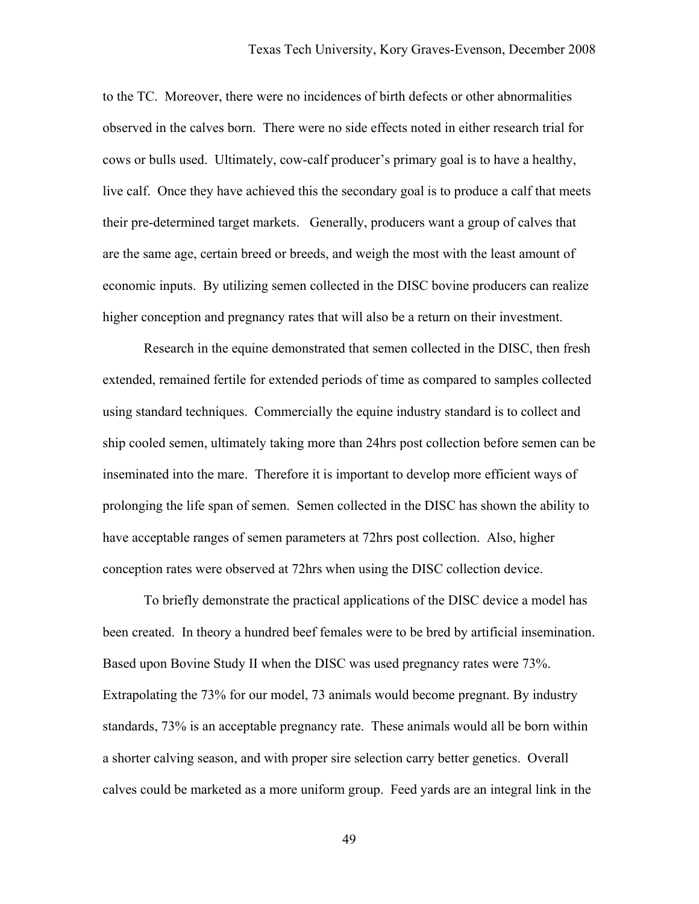to the TC. Moreover, there were no incidences of birth defects or other abnormalities observed in the calves born. There were no side effects noted in either research trial for cows or bulls used. Ultimately, cow-calf producer's primary goal is to have a healthy, live calf. Once they have achieved this the secondary goal is to produce a calf that meets their pre-determined target markets. Generally, producers want a group of calves that are the same age, certain breed or breeds, and weigh the most with the least amount of economic inputs. By utilizing semen collected in the DISC bovine producers can realize higher conception and pregnancy rates that will also be a return on their investment.

Research in the equine demonstrated that semen collected in the DISC, then fresh extended, remained fertile for extended periods of time as compared to samples collected using standard techniques. Commercially the equine industry standard is to collect and ship cooled semen, ultimately taking more than 24hrs post collection before semen can be inseminated into the mare. Therefore it is important to develop more efficient ways of prolonging the life span of semen. Semen collected in the DISC has shown the ability to have acceptable ranges of semen parameters at 72hrs post collection. Also, higher conception rates were observed at 72hrs when using the DISC collection device.

To briefly demonstrate the practical applications of the DISC device a model has been created. In theory a hundred beef females were to be bred by artificial insemination. Based upon Bovine Study II when the DISC was used pregnancy rates were 73%. Extrapolating the 73% for our model, 73 animals would become pregnant. By industry standards, 73% is an acceptable pregnancy rate. These animals would all be born within a shorter calving season, and with proper sire selection carry better genetics. Overall calves could be marketed as a more uniform group. Feed yards are an integral link in the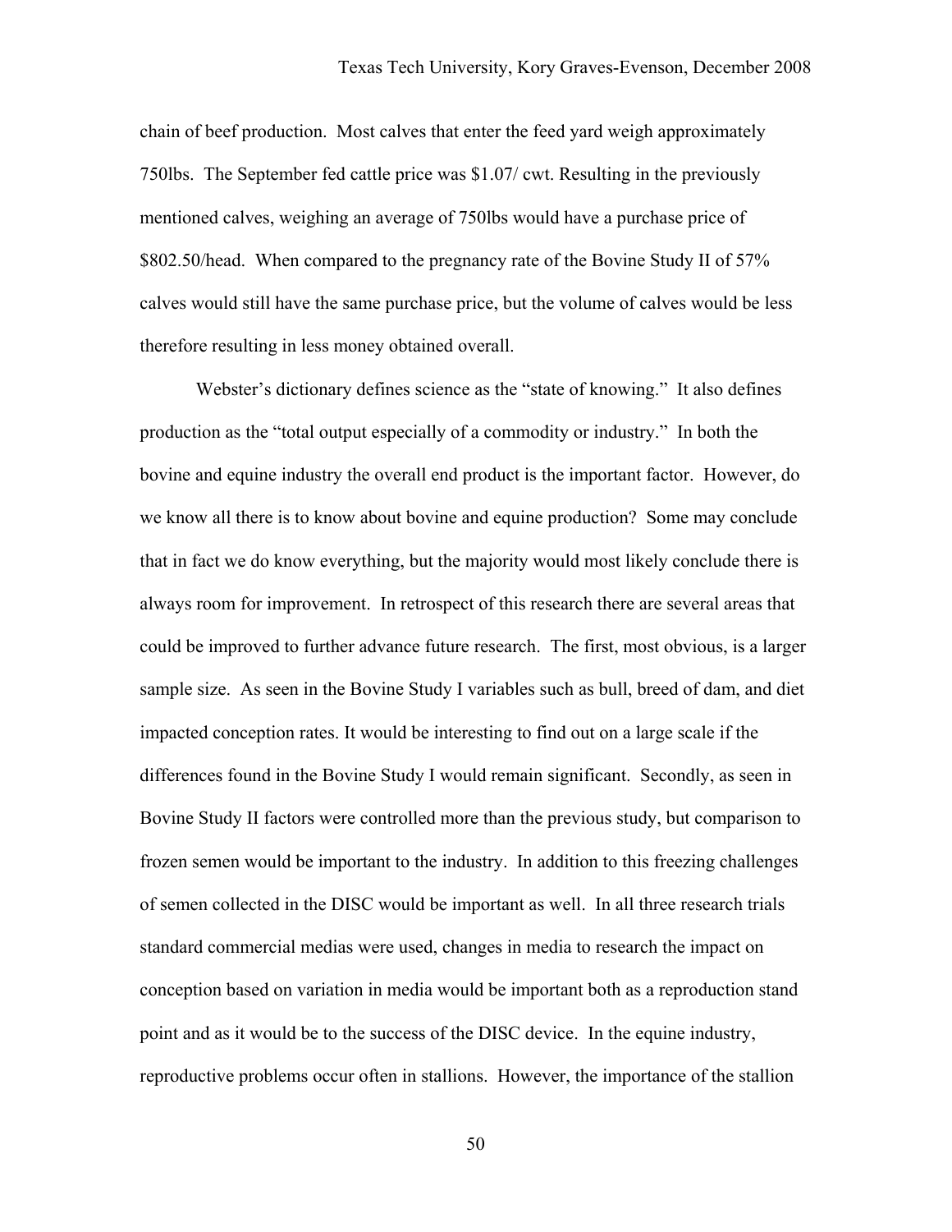chain of beef production. Most calves that enter the feed yard weigh approximately 750lbs. The September fed cattle price was $1.07/ cwt. Resulting in the previously mentioned calves, weighing an average of 750lbs would have a purchase price of $802.50/head. When compared to the pregnancy rate of the Bovine Study II of 57% calves would still have the same purchase price, but the volume of calves would be less therefore resulting in less money obtained overall.

Webster's dictionary defines science as the "state of knowing." It also defines production as the "total output especially of a commodity or industry." In both the bovine and equine industry the overall end product is the important factor. However, do we know all there is to know about bovine and equine production? Some may conclude that in fact we do know everything, but the majority would most likely conclude there is always room for improvement. In retrospect of this research there are several areas that could be improved to further advance future research. The first, most obvious, is a larger sample size. As seen in the Bovine Study I variables such as bull, breed of dam, and diet impacted conception rates. It would be interesting to find out on a large scale if the differences found in the Bovine Study I would remain significant. Secondly, as seen in Bovine Study II factors were controlled more than the previous study, but comparison to frozen semen would be important to the industry. In addition to this freezing challenges of semen collected in the DISC would be important as well. In all three research trials standard commercial medias were used, changes in media to research the impact on conception based on variation in media would be important both as a reproduction stand point and as it would be to the success of the DISC device. In the equine industry, reproductive problems occur often in stallions. However, the importance of the stallion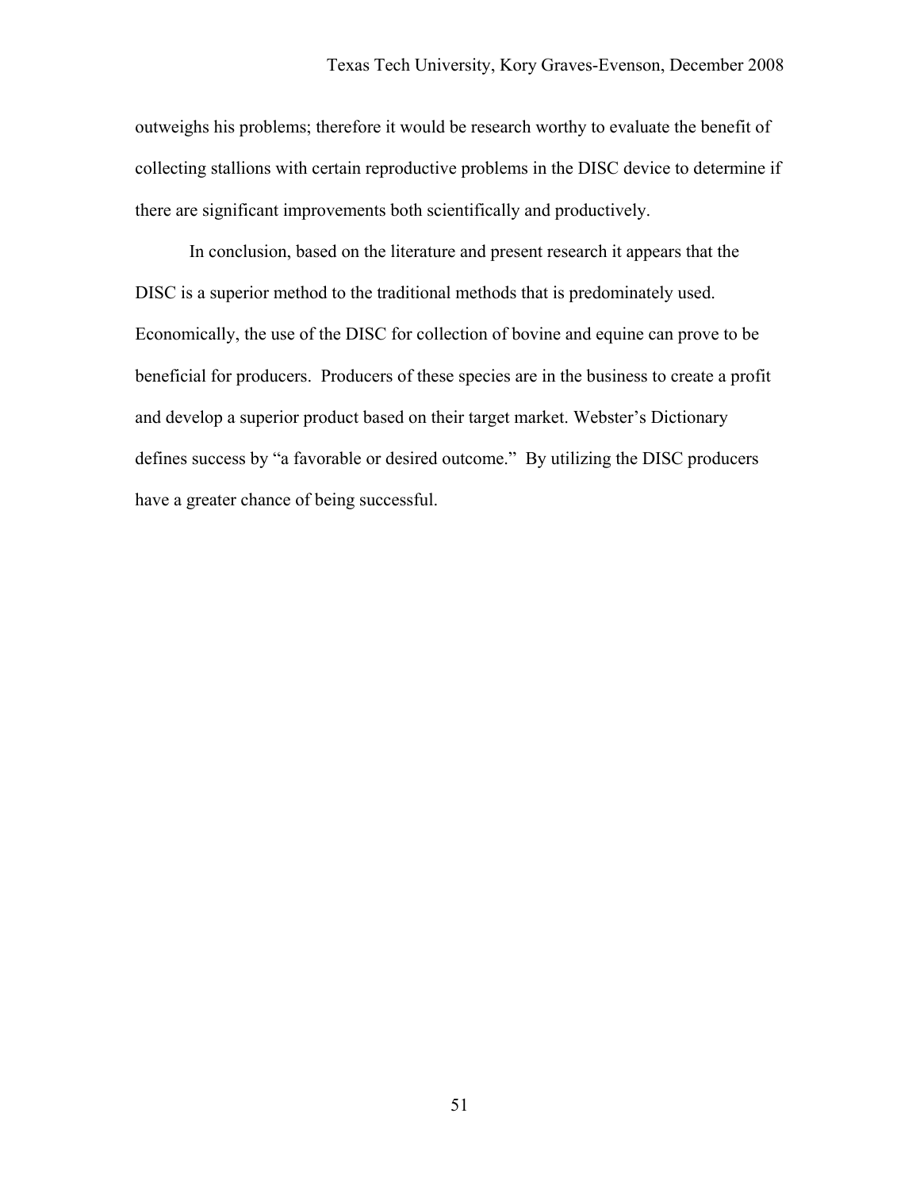outweighs his problems; therefore it would be research worthy to evaluate the benefit of collecting stallions with certain reproductive problems in the DISC device to determine if there are significant improvements both scientifically and productively.

In conclusion, based on the literature and present research it appears that the DISC is a superior method to the traditional methods that is predominately used. Economically, the use of the DISC for collection of bovine and equine can prove to be beneficial for producers. Producers of these species are in the business to create a profit and develop a superior product based on their target market. Webster's Dictionary defines success by "a favorable or desired outcome." By utilizing the DISC producers have a greater chance of being successful.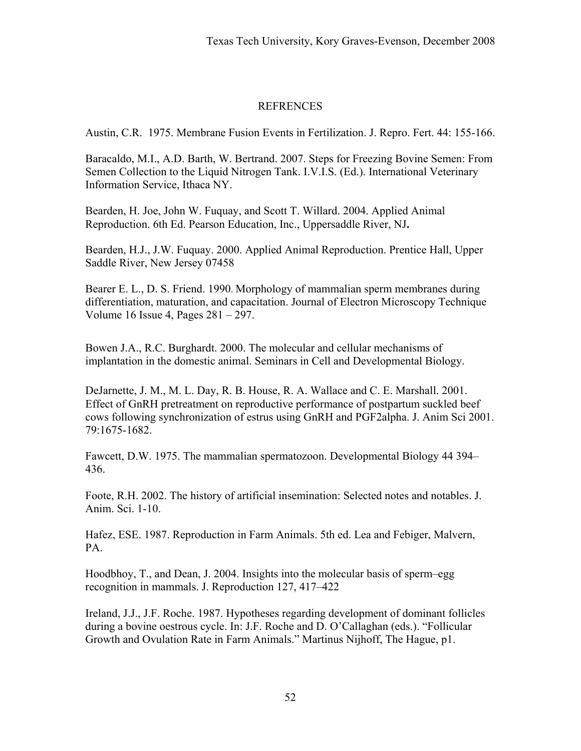## REFRENCES

Austin, C.R. 1975. Membrane Fusion Events in Fertilization. J. Repro. Fert. 44: 155-166.

Baracaldo, M.I., A.D. Barth, W. Bertrand. 2007. Steps for Freezing Bovine Semen: From Semen Collection to the Liquid Nitrogen Tank. I.V.I.S. (Ed.). International Veterinary Information Service, Ithaca NY.

Bearden, H. Joe, John W. Fuquay, and Scott T. Willard. 2004. Applied Animal Reproduction. 6th Ed. Pearson Education, Inc., Uppersaddle River, NJ.

Bearden, H.J., J.W. Fuquay. 2000. Applied Animal Reproduction. Prentice Hall, Upper Saddle River, New Jersey 07458

Bearer E. L., D. S. Friend. 1990. Morphology of mammalian sperm membranes during differentiation, maturation, and capacitation. Journal of Electron Microscopy Technique Volume 16 Issue 4, Pages 281 – 297.

Bowen J.A., R.C. Burghardt. 2000. The molecular and cellular mechanisms of implantation in the domestic animal. Seminars in Cell and Developmental Biology.

DeJarnette, J. M., M. L. Day, R. B. House, R. A. Wallace and C. E. Marshall. 2001. Effect of GnRH pretreatment on reproductive performance of postpartum suckled beef cows following synchronization of estrus using GnRH and PGF2alpha. J. Anim Sci 2001. 79:1675-1682.

Fawcett, D.W. 1975. The mammalian spermatozoon. Developmental Biology 44 394–436.

Foote, R.H. 2002. The history of artificial insemination: Selected notes and notables. J. Anim. Sci. 1-10.

Hafez, ESE. 1987. Reproduction in Farm Animals. 5th ed. Lea and Febiger, Malvern, PA.

Hoodbhoy, T., and Dean, J. 2004. Insights into the molecular basis of sperm–egg recognition in mammals. J. Reproduction 127, 417–422

Ireland, J.J., J.F. Roche. 1987. Hypotheses regarding development of dominant follicles during a bovine oestrous cycle. In: J.F. Roche and D. O'Callaghan (eds.). "Follicular Growth and Ovulation Rate in Farm Animals." Martinus Nijhoff, The Hague, p1.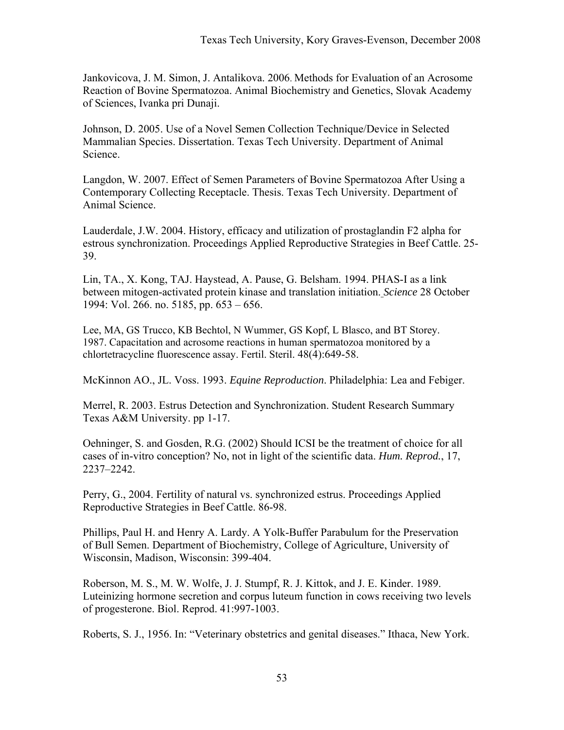Jankovicova, J. M. Simon, J. Antalikova. 2006. Methods for Evaluation of an Acrosome Reaction of Bovine Spermatozoa. Animal Biochemistry and Genetics, Slovak Academy of Sciences, Ivanka pri Dunaji.

Johnson, D. 2005. Use of a Novel Semen Collection Technique/Device in Selected Mammalian Species. Dissertation. Texas Tech University. Department of Animal Science.

Langdon, W. 2007. Effect of Semen Parameters of Bovine Spermatozoa After Using a Contemporary Collecting Receptacle. Thesis. Texas Tech University. Department of Animal Science.

Lauderdale, J.W. 2004. History, efficacy and utilization of prostaglandin F2 alpha for estrous synchronization. Proceedings Applied Reproductive Strategies in Beef Cattle. 25-39.

Lin, TA., X. Kong, TAJ. Haystead, A. Pause, G. Belsham. 1994. PHAS-I as a link between mitogen-activated protein kinase and translation initiation. *Science* 28 October 1994: Vol. 266. no. 5185, pp. 653 – 656.

Lee, MA, GS Trucco, KB Bechtol, N Wummer, GS Kopf, L Blasco, and BT Storey. 1987. Capacitation and acrosome reactions in human spermatozoa monitored by a chlortetracycline fluorescence assay. Fertil. Steril. 48(4):649-58.

McKinnon AO., JL. Voss. 1993. *Equine Reproduction*. Philadelphia: Lea and Febiger.

Merrel, R. 2003. Estrus Detection and Synchronization. Student Research Summary Texas A&M University. pp 1-17.

Oehninger, S. and Gosden, R.G. (2002) Should ICSI be the treatment of choice for all cases of in-vitro conception? No, not in light of the scientific data. *Hum. Reprod.*, 17, 2237–2242.

Perry, G., 2004. Fertility of natural vs. synchronized estrus. Proceedings Applied Reproductive Strategies in Beef Cattle. 86-98.

Phillips, Paul H. and Henry A. Lardy. A Yolk-Buffer Parabulum for the Preservation of Bull Semen. Department of Biochemistry, College of Agriculture, University of Wisconsin, Madison, Wisconsin: 399-404.

Roberson, M. S., M. W. Wolfe, J. J. Stumpf, R. J. Kittok, and J. E. Kinder. 1989. Luteinizing hormone secretion and corpus luteum function in cows receiving two levels of progesterone. Biol. Reprod. 41:997-1003.

Roberts, S. J., 1956. In: "Veterinary obstetrics and genital diseases." Ithaca, New York.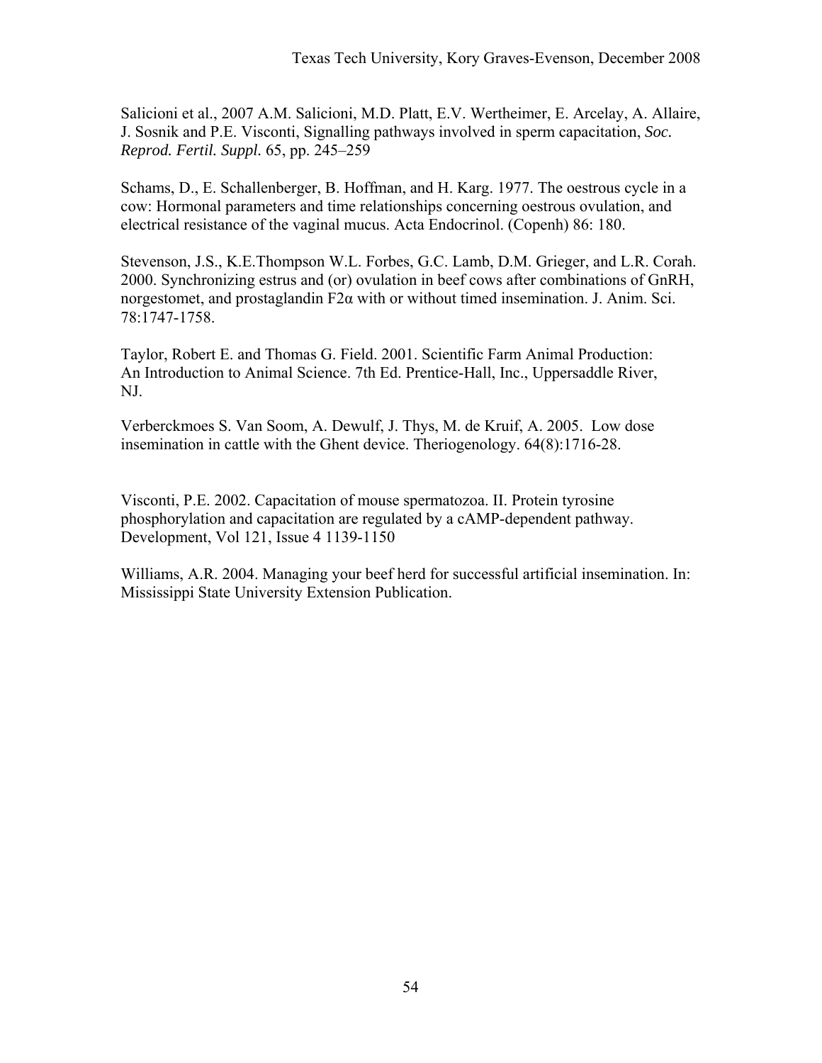Salicioni et al., 2007 A.M. Salicioni, M.D. Platt, E.V. Wertheimer, E. Arcelay, A. Allaire, J. Sosnik and P.E. Visconti, Signalling pathways involved in sperm capacitation, *Soc. Reprod. Fertil. Suppl.* 65, pp. 245–259

Schams, D., E. Schallenberger, B. Hoffman, and H. Karg. 1977. The oestrous cycle in a cow: Hormonal parameters and time relationships concerning oestrous ovulation, and electrical resistance of the vaginal mucus. Acta Endocrinol. (Copenh) 86: 180.

Stevenson, J.S., K.E.Thompson W.L. Forbes, G.C. Lamb, D.M. Grieger, and L.R. Corah. 2000. Synchronizing estrus and (or) ovulation in beef cows after combinations of GnRH, norgestomet, and prostaglandin F2α with or without timed insemination. J. Anim. Sci. 78:1747-1758.

Taylor, Robert E. and Thomas G. Field. 2001. Scientific Farm Animal Production: An Introduction to Animal Science. 7th Ed. Prentice-Hall, Inc., Uppersaddle River, NJ.

Verberckmoes S. Van Soom, A. Dewulf, J. Thys, M. de Kruif, A. 2005. Low dose insemination in cattle with the Ghent device. Theriogenology. 64(8):1716-28.

Visconti, P.E. 2002. Capacitation of mouse spermatozoa. II. Protein tyrosine phosphorylation and capacitation are regulated by a cAMP-dependent pathway. Development, Vol 121, Issue 4 1139-1150

Williams, A.R. 2004. Managing your beef herd for successful artificial insemination. In: Mississippi State University Extension Publication.